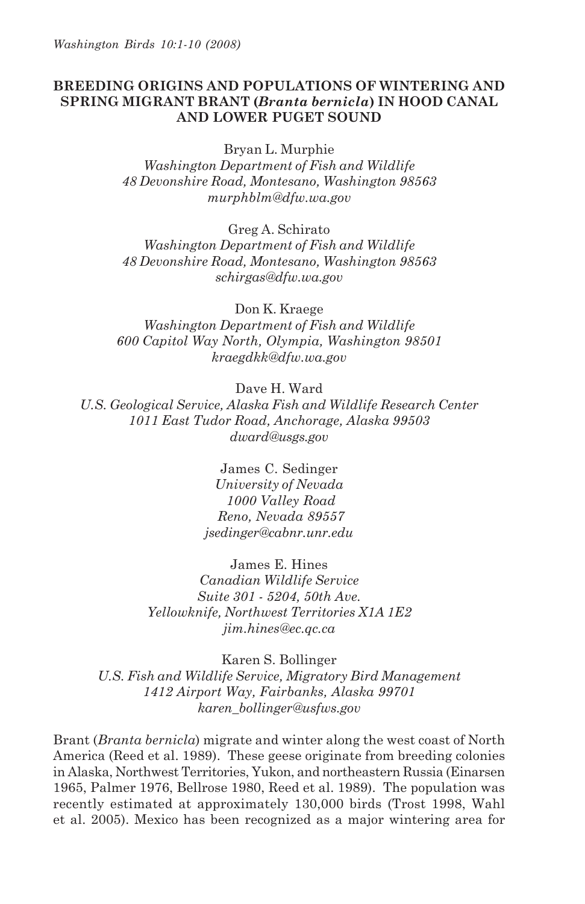# BREEDING ORIGINS AND POPULATIONS OF WINTERING AND SPRING MIGRANT BRANT (*Branta bernicla*) IN HOOD CANAL AND LOWER PUGET SOUND

Bryan L. Murphie
*Washington Department of Fish and Wildlife*
*48 Devonshire Road, Montesano, Washington 98563*
*murphblm@dfw.wa.gov*

Greg A. Schirato
*Washington Department of Fish and Wildlife*
*48 Devonshire Road, Montesano, Washington 98563*
*schirgas@dfw.wa.gov*

Don K. Kraege
*Washington Department of Fish and Wildlife*
*600 Capitol Way North, Olympia, Washington 98501*
*kraegdkk@dfw.wa.gov*

Dave H. Ward
*U.S. Geological Service, Alaska Fish and Wildlife Research Center*
*1011 East Tudor Road, Anchorage, Alaska 99503*
*dward@usgs.gov*

James C. Sedinger
*University of Nevada*
*1000 Valley Road*
*Reno, Nevada 89557*
*jsedinger@cabnr.unr.edu*

James E. Hines
*Canadian Wildlife Service*
*Suite 301 - 5204, 50th Ave.*
*Yellowknife, Northwest Territories X1A 1E2*
*jim.hines@ec.qc.ca*

Karen S. Bollinger
*U.S. Fish and Wildlife Service, Migratory Bird Management*
*1412 Airport Way, Fairbanks, Alaska 99701*
*karen_bollinger@usfws.gov*

Brant (*Branta bernicla*) migrate and winter along the west coast of North America (Reed et al. 1989). These geese originate from breeding colonies in Alaska, Northwest Territories, Yukon, and northeastern Russia (Einarsen 1965, Palmer 1976, Bellrose 1980, Reed et al. 1989). The population was recently estimated at approximately 130,000 birds (Trost 1998, Wahl et al. 2005). Mexico has been recognized as a major wintering area for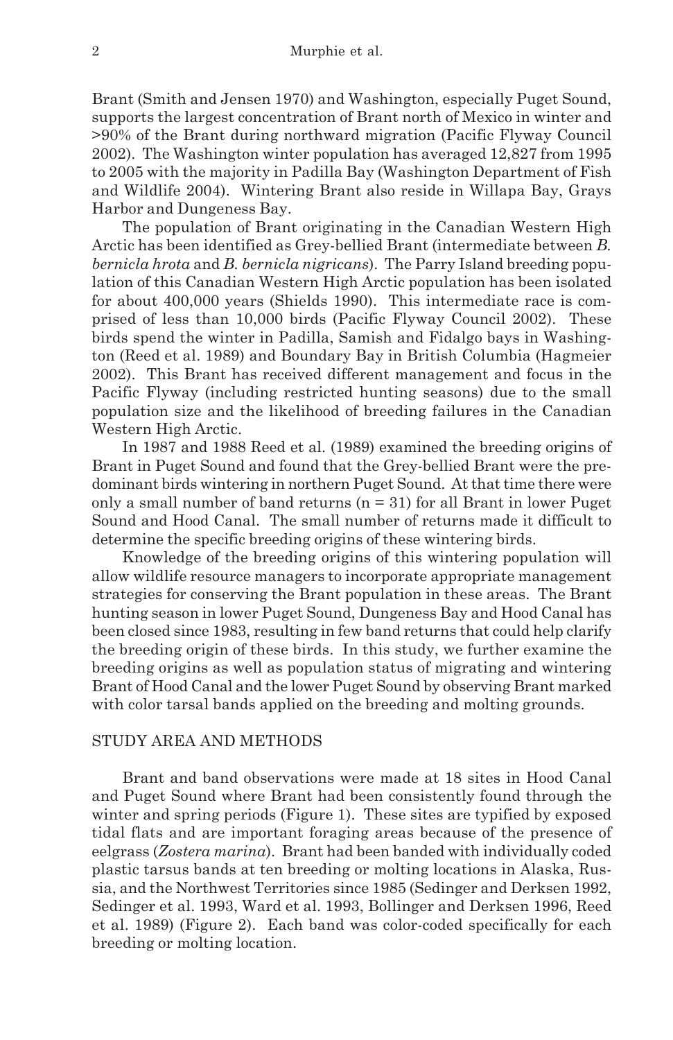Brant (Smith and Jensen 1970) and Washington, especially Puget Sound, supports the largest concentration of Brant north of Mexico in winter and >90% of the Brant during northward migration (Pacific Flyway Council 2002). The Washington winter population has averaged 12,827 from 1995 to 2005 with the majority in Padilla Bay (Washington Department of Fish and Wildlife 2004). Wintering Brant also reside in Willapa Bay, Grays Harbor and Dungeness Bay.

The population of Brant originating in the Canadian Western High Arctic has been identified as Grey-bellied Brant (intermediate between *B. bernicla hrota* and *B. bernicla nigricans*). The Parry Island breeding population of this Canadian Western High Arctic population has been isolated for about 400,000 years (Shields 1990). This intermediate race is comprised of less than 10,000 birds (Pacific Flyway Council 2002). These birds spend the winter in Padilla, Samish and Fidalgo bays in Washington (Reed et al. 1989) and Boundary Bay in British Columbia (Hagmeier 2002). This Brant has received different management and focus in the Pacific Flyway (including restricted hunting seasons) due to the small population size and the likelihood of breeding failures in the Canadian Western High Arctic.

In 1987 and 1988 Reed et al. (1989) examined the breeding origins of Brant in Puget Sound and found that the Grey-bellied Brant were the predominant birds wintering in northern Puget Sound. At that time there were only a small number of band returns (n = 31) for all Brant in lower Puget Sound and Hood Canal. The small number of returns made it difficult to determine the specific breeding origins of these wintering birds.

Knowledge of the breeding origins of this wintering population will allow wildlife resource managers to incorporate appropriate management strategies for conserving the Brant population in these areas. The Brant hunting season in lower Puget Sound, Dungeness Bay and Hood Canal has been closed since 1983, resulting in few band returns that could help clarify the breeding origin of these birds. In this study, we further examine the breeding origins as well as population status of migrating and wintering Brant of Hood Canal and the lower Puget Sound by observing Brant marked with color tarsal bands applied on the breeding and molting grounds.

## STUDY AREA AND METHODS

Brant and band observations were made at 18 sites in Hood Canal and Puget Sound where Brant had been consistently found through the winter and spring periods (Figure 1). These sites are typified by exposed tidal flats and are important foraging areas because of the presence of eelgrass (*Zostera marina*). Brant had been banded with individually coded plastic tarsus bands at ten breeding or molting locations in Alaska, Russia, and the Northwest Territories since 1985 (Sedinger and Derksen 1992, Sedinger et al. 1993, Ward et al. 1993, Bollinger and Derksen 1996, Reed et al. 1989) (Figure 2). Each band was color-coded specifically for each breeding or molting location.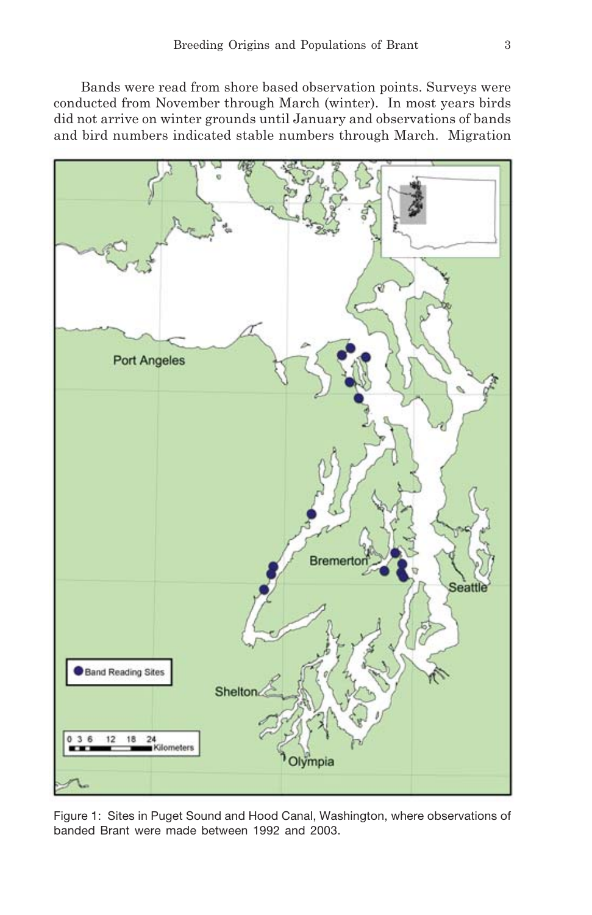Bands were read from shore based observation points. Surveys were conducted from November through March (winter). In most years birds did not arrive on winter grounds until January and observations of bands and bird numbers indicated stable numbers through March. Migration

Figure 1: Sites in Puget Sound and Hood Canal, Washington, where observations of banded Brant were made between 1992 and 2003.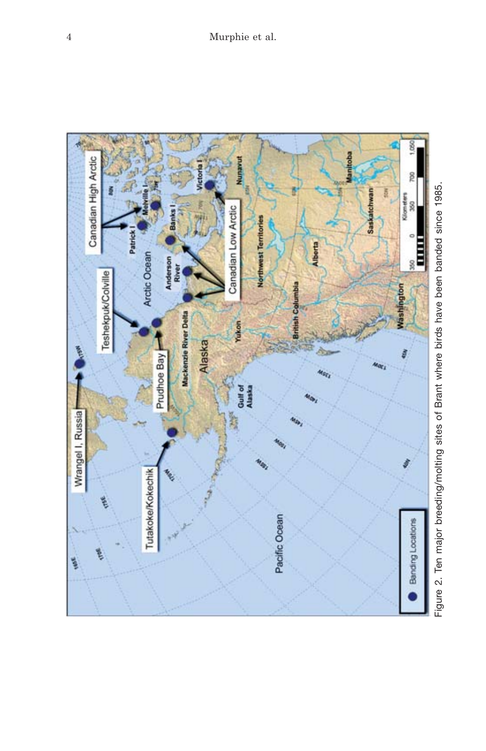Figure 2. Ten major breeding/molting sites of Brant where birds have been banded since 1985.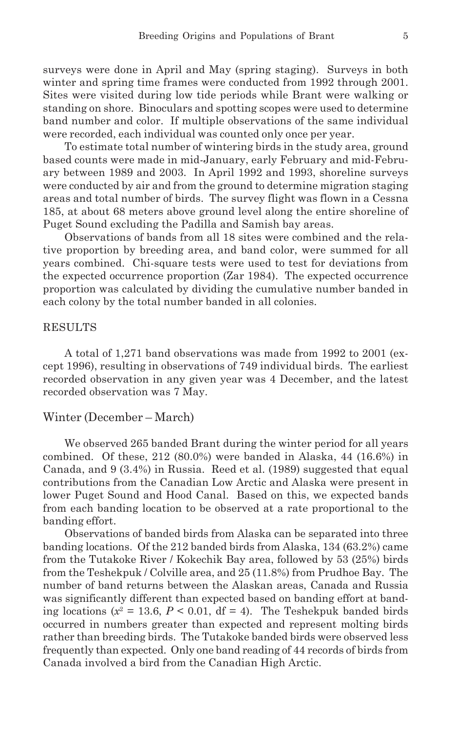surveys were done in April and May (spring staging). Surveys in both winter and spring time frames were conducted from 1992 through 2001. Sites were visited during low tide periods while Brant were walking or standing on shore. Binoculars and spotting scopes were used to determine band number and color. If multiple observations of the same individual were recorded, each individual was counted only once per year.

To estimate total number of wintering birds in the study area, ground based counts were made in mid-January, early February and mid-February between 1989 and 2003. In April 1992 and 1993, shoreline surveys were conducted by air and from the ground to determine migration staging areas and total number of birds. The survey flight was flown in a Cessna 185, at about 68 meters above ground level along the entire shoreline of Puget Sound excluding the Padilla and Samish bay areas.

Observations of bands from all 18 sites were combined and the relative proportion by breeding area, and band color, were summed for all years combined. Chi-square tests were used to test for deviations from the expected occurrence proportion (Zar 1984). The expected occurrence proportion was calculated by dividing the cumulative number banded in each colony by the total number banded in all colonies.

## RESULTS

A total of 1,271 band observations was made from 1992 to 2001 (except 1996), resulting in observations of 749 individual birds. The earliest recorded observation in any given year was 4 December, and the latest recorded observation was 7 May.

### Winter (December – March)

We observed 265 banded Brant during the winter period for all years combined. Of these, 212 (80.0%) were banded in Alaska, 44 (16.6%) in Canada, and 9 (3.4%) in Russia. Reed et al. (1989) suggested that equal contributions from the Canadian Low Arctic and Alaska were present in lower Puget Sound and Hood Canal. Based on this, we expected bands from each banding location to be observed at a rate proportional to the banding effort.

Observations of banded birds from Alaska can be separated into three banding locations. Of the 212 banded birds from Alaska, 134 (63.2%) came from the Tutakoke River / Kokechik Bay area, followed by 53 (25%) birds from the Teshekpuk / Colville area, and 25 (11.8%) from Prudhoe Bay. The number of band returns between the Alaskan areas, Canada and Russia was significantly different than expected based on banding effort at banding locations ($x^2$ = 13.6, $P$ < 0.01, df = 4). The Teshekpuk banded birds occurred in numbers greater than expected and represent molting birds rather than breeding birds. The Tutakoke banded birds were observed less frequently than expected. Only one band reading of 44 records of birds from Canada involved a bird from the Canadian High Arctic.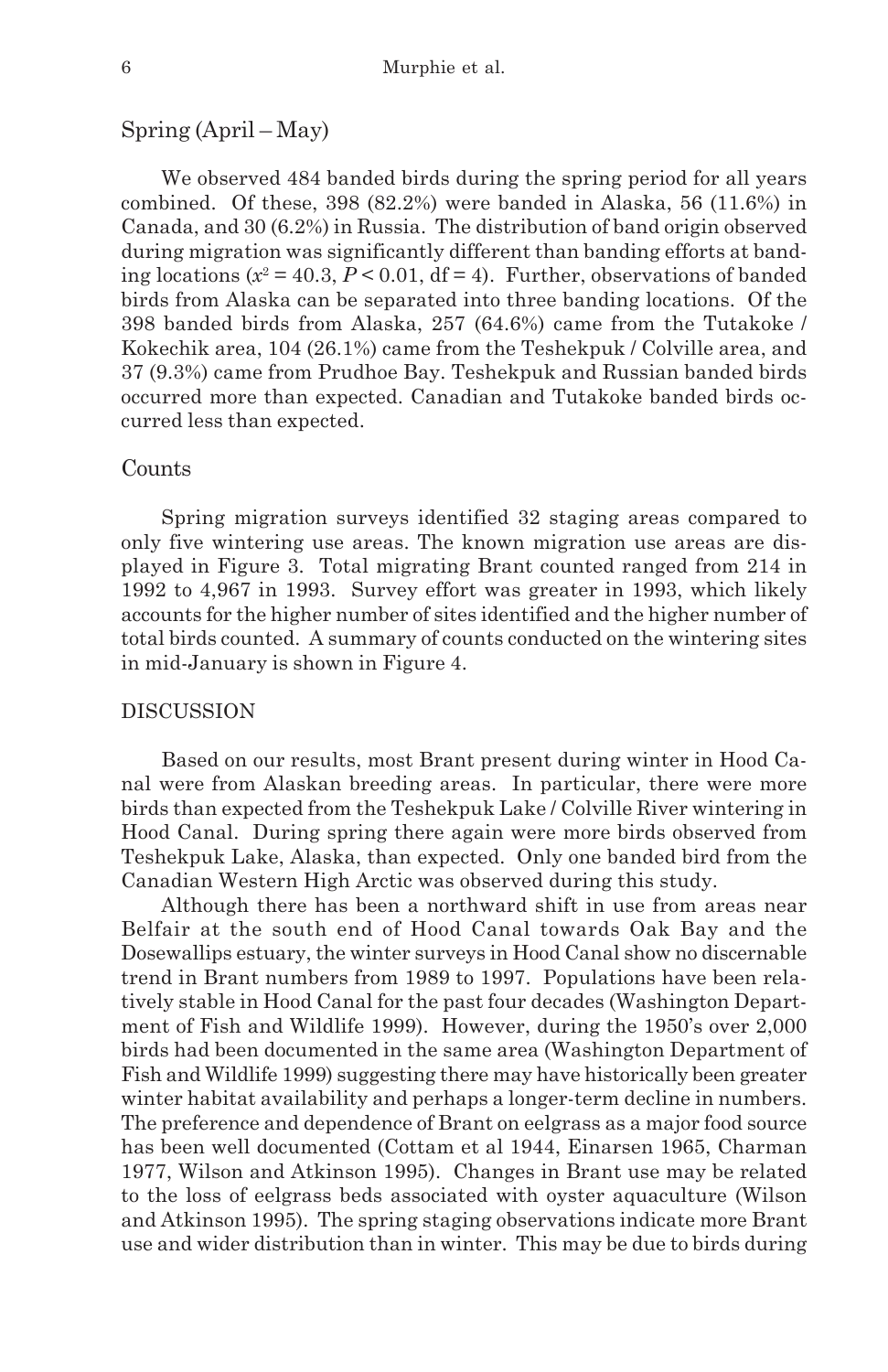## Spring (April – May)

We observed 484 banded birds during the spring period for all years combined. Of these, 398 (82.2%) were banded in Alaska, 56 (11.6%) in Canada, and 30 (6.2%) in Russia. The distribution of band origin observed during migration was significantly different than banding efforts at banding locations ($x^2 = 40.3$, $P < 0.01$, df = 4). Further, observations of banded birds from Alaska can be separated into three banding locations. Of the 398 banded birds from Alaska, 257 (64.6%) came from the Tutakoke / Kokechik area, 104 (26.1%) came from the Teshekpuk / Colville area, and 37 (9.3%) came from Prudhoe Bay. Teshekpuk and Russian banded birds occurred more than expected. Canadian and Tutakoke banded birds occurred less than expected.

## Counts

Spring migration surveys identified 32 staging areas compared to only five wintering use areas. The known migration use areas are displayed in Figure 3. Total migrating Brant counted ranged from 214 in 1992 to 4,967 in 1993. Survey effort was greater in 1993, which likely accounts for the higher number of sites identified and the higher number of total birds counted. A summary of counts conducted on the wintering sites in mid-January is shown in Figure 4.

# DISCUSSION

Based on our results, most Brant present during winter in Hood Canal were from Alaskan breeding areas. In particular, there were more birds than expected from the Teshekpuk Lake / Colville River wintering in Hood Canal. During spring there again were more birds observed from Teshekpuk Lake, Alaska, than expected. Only one banded bird from the Canadian Western High Arctic was observed during this study.

Although there has been a northward shift in use from areas near Belfair at the south end of Hood Canal towards Oak Bay and the Dosewallips estuary, the winter surveys in Hood Canal show no discernable trend in Brant numbers from 1989 to 1997. Populations have been relatively stable in Hood Canal for the past four decades (Washington Department of Fish and Wildlife 1999). However, during the 1950's over 2,000 birds had been documented in the same area (Washington Department of Fish and Wildlife 1999) suggesting there may have historically been greater winter habitat availability and perhaps a longer-term decline in numbers. The preference and dependence of Brant on eelgrass as a major food source has been well documented (Cottam et al 1944, Einarsen 1965, Charman 1977, Wilson and Atkinson 1995). Changes in Brant use may be related to the loss of eelgrass beds associated with oyster aquaculture (Wilson and Atkinson 1995). The spring staging observations indicate more Brant use and wider distribution than in winter. This may be due to birds during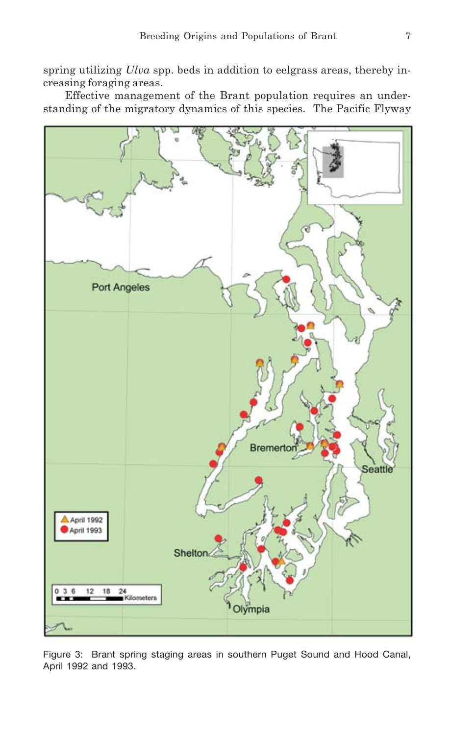spring utilizing *Ulva* spp. beds in addition to eelgrass areas, thereby increasing foraging areas.

Effective management of the Brant population requires an understanding of the migratory dynamics of this species. The Pacific Flyway

Figure 3: Brant spring staging areas in southern Puget Sound and Hood Canal, April 1992 and 1993.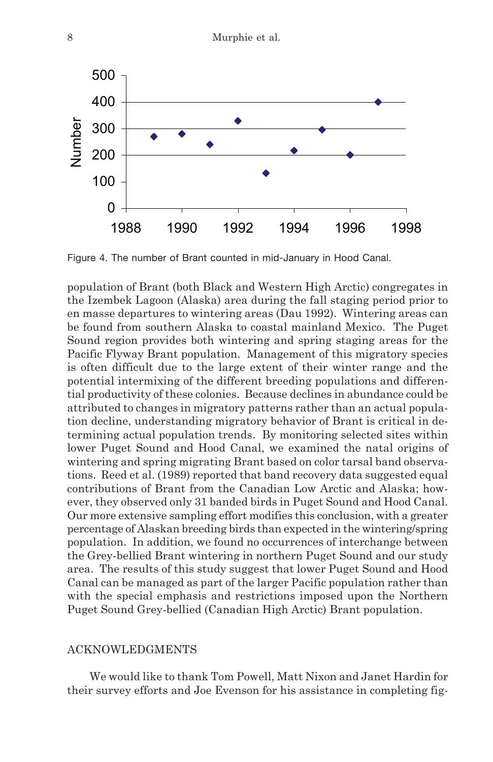Figure 4. The number of Brant counted in mid-January in Hood Canal.

population of Brant (both Black and Western High Arctic) congregates in the Izembek Lagoon (Alaska) area during the fall staging period prior to en masse departures to wintering areas (Dau 1992). Wintering areas can be found from southern Alaska to coastal mainland Mexico. The Puget Sound region provides both wintering and spring staging areas for the Pacific Flyway Brant population. Management of this migratory species is often difficult due to the large extent of their winter range and the potential intermixing of the different breeding populations and differential productivity of these colonies. Because declines in abundance could be attributed to changes in migratory patterns rather than an actual population decline, understanding migratory behavior of Brant is critical in determining actual population trends. By monitoring selected sites within lower Puget Sound and Hood Canal, we examined the natal origins of wintering and spring migrating Brant based on color tarsal band observations. Reed et al. (1989) reported that band recovery data suggested equal contributions of Brant from the Canadian Low Arctic and Alaska; however, they observed only 31 banded birds in Puget Sound and Hood Canal. Our more extensive sampling effort modifies this conclusion, with a greater percentage of Alaskan breeding birds than expected in the wintering/spring population. In addition, we found no occurrences of interchange between the Grey-bellied Brant wintering in northern Puget Sound and our study area. The results of this study suggest that lower Puget Sound and Hood Canal can be managed as part of the larger Pacific population rather than with the special emphasis and restrictions imposed upon the Northern Puget Sound Grey-bellied (Canadian High Arctic) Brant population.

## ACKNOWLEDGMENTS

We would like to thank Tom Powell, Matt Nixon and Janet Hardin for their survey efforts and Joe Evenson for his assistance in completing fig-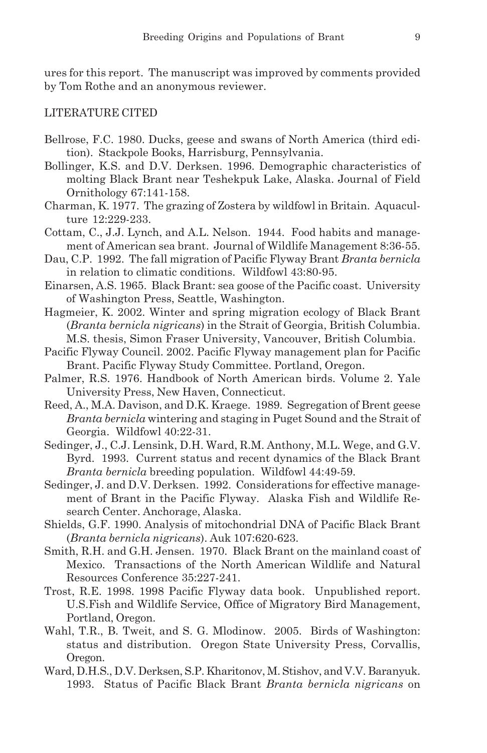ures for this report. The manuscript was improved by comments provided by Tom Rothe and an anonymous reviewer.

## LITERATURE CITED

Bellrose, F.C. 1980. Ducks, geese and swans of North America (third edition). Stackpole Books, Harrisburg, Pennsylvania.

Bollinger, K.S. and D.V. Derksen. 1996. Demographic characteristics of molting Black Brant near Teshekpuk Lake, Alaska. Journal of Field Ornithology 67:141-158.

Charman, K. 1977. The grazing of Zostera by wildfowl in Britain. Aquaculture 12:229-233.

Cottam, C., J.J. Lynch, and A.L. Nelson. 1944. Food habits and management of American sea brant. Journal of Wildlife Management 8:36-55.

Dau, C.P. 1992. The fall migration of Pacific Flyway Brant *Branta bernicla* in relation to climatic conditions. Wildfowl 43:80-95.

Einarsen, A.S. 1965. Black Brant: sea goose of the Pacific coast. University of Washington Press, Seattle, Washington.

Hagmeier, K. 2002. Winter and spring migration ecology of Black Brant (*Branta bernicla nigricans*) in the Strait of Georgia, British Columbia. M.S. thesis, Simon Fraser University, Vancouver, British Columbia.

Pacific Flyway Council. 2002. Pacific Flyway management plan for Pacific Brant. Pacific Flyway Study Committee. Portland, Oregon.

Palmer, R.S. 1976. Handbook of North American birds. Volume 2. Yale University Press, New Haven, Connecticut.

Reed, A., M.A. Davison, and D.K. Kraege. 1989. Segregation of Brent geese *Branta bernicla* wintering and staging in Puget Sound and the Strait of Georgia. Wildfowl 40:22-31.

Sedinger, J., C.J. Lensink, D.H. Ward, R.M. Anthony, M.L. Wege, and G.V. Byrd. 1993. Current status and recent dynamics of the Black Brant *Branta bernicla* breeding population. Wildfowl 44:49-59.

Sedinger, J. and D.V. Derksen. 1992. Considerations for effective management of Brant in the Pacific Flyway. Alaska Fish and Wildlife Research Center. Anchorage, Alaska.

Shields, G.F. 1990. Analysis of mitochondrial DNA of Pacific Black Brant (*Branta bernicla nigricans*). Auk 107:620-623.

Smith, R.H. and G.H. Jensen. 1970. Black Brant on the mainland coast of Mexico. Transactions of the North American Wildlife and Natural Resources Conference 35:227-241.

Trost, R.E. 1998. 1998 Pacific Flyway data book. Unpublished report. U.S.Fish and Wildlife Service, Office of Migratory Bird Management, Portland, Oregon.

Wahl, T.R., B. Tweit, and S. G. Mlodinow. 2005. Birds of Washington: status and distribution. Oregon State University Press, Corvallis, Oregon.

Ward, D.H.S., D.V. Derksen, S.P. Kharitonov, M. Stishov, and V.V. Baranyuk. 1993. Status of Pacific Black Brant *Branta bernicla nigricans* on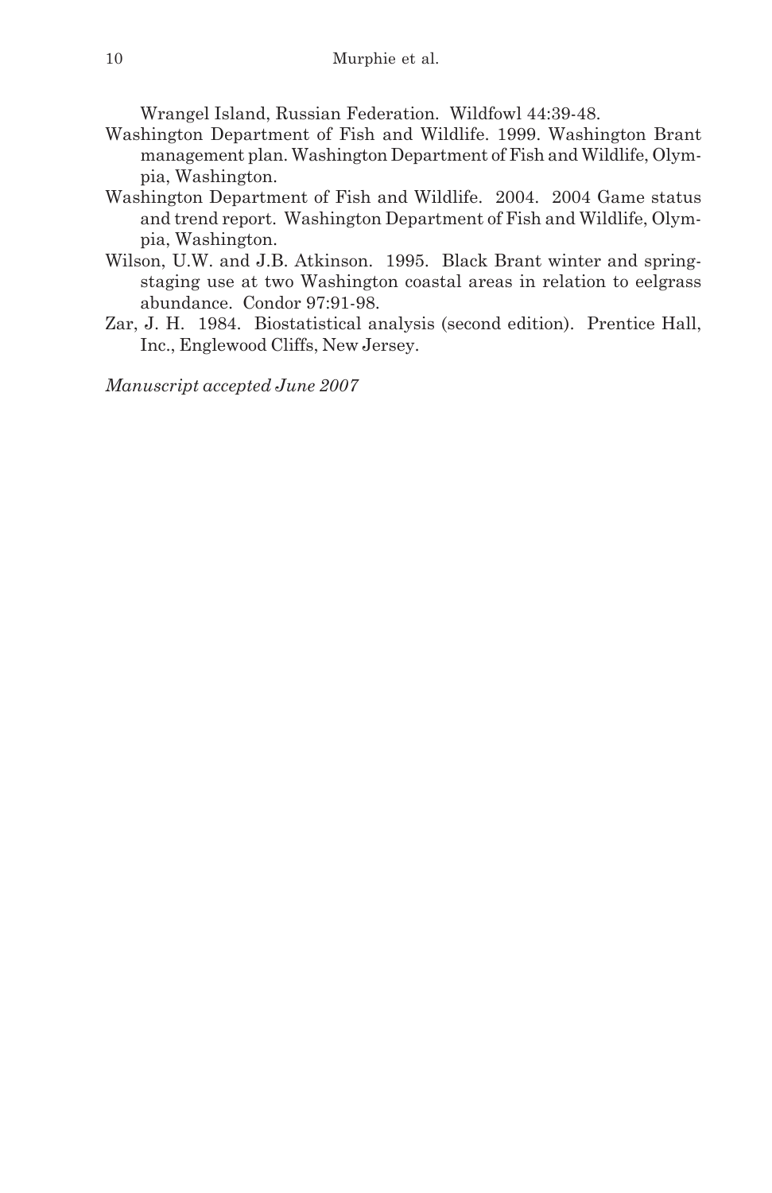Wrangel Island, Russian Federation. Wildfowl 44:39-48.

Washington Department of Fish and Wildlife. 1999. Washington Brant management plan. Washington Department of Fish and Wildlife, Olympia, Washington.

Washington Department of Fish and Wildlife. 2004. 2004 Game status and trend report. Washington Department of Fish and Wildlife, Olympia, Washington.

Wilson, U.W. and J.B. Atkinson. 1995. Black Brant winter and spring-staging use at two Washington coastal areas in relation to eelgrass abundance. Condor 97:91-98.

Zar, J. H. 1984. Biostatistical analysis (second edition). Prentice Hall, Inc., Englewood Cliffs, New Jersey.

*Manuscript accepted June 2007*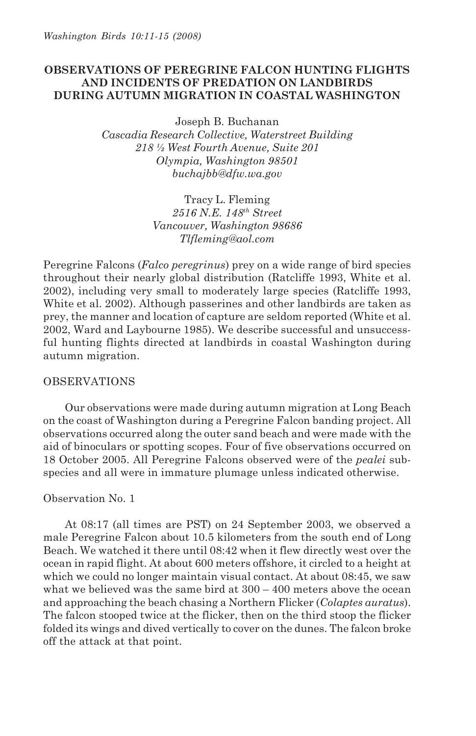# OBSERVATIONS OF PEREGRINE FALCON HUNTING FLIGHTS AND INCIDENTS OF PREDATION ON LANDBIRDS DURING AUTUMN MIGRATION IN COASTAL WASHINGTON

Joseph B. Buchanan
*Cascadia Research Collective, Waterstreet Building*
*218 ½ West Fourth Avenue, Suite 201*
*Olympia, Washington 98501*
*buchajbb@dfw.wa.gov*

Tracy L. Fleming
*2516 N.E. 148th Street*
*Vancouver, Washington 98686*
*Tlfleming@aol.com*

Peregrine Falcons (*Falco peregrinus*) prey on a wide range of bird species throughout their nearly global distribution (Ratcliffe 1993, White et al. 2002), including very small to moderately large species (Ratcliffe 1993, White et al. 2002). Although passerines and other landbirds are taken as prey, the manner and location of capture are seldom reported (White et al. 2002, Ward and Laybourne 1985). We describe successful and unsuccessful hunting flights directed at landbirds in coastal Washington during autumn migration.

## OBSERVATIONS

Our observations were made during autumn migration at Long Beach on the coast of Washington during a Peregrine Falcon banding project. All observations occurred along the outer sand beach and were made with the aid of binoculars or spotting scopes. Four of five observations occurred on 18 October 2005. All Peregrine Falcons observed were of the *pealei* subspecies and all were in immature plumage unless indicated otherwise.

### Observation No. 1

At 08:17 (all times are PST) on 24 September 2003, we observed a male Peregrine Falcon about 10.5 kilometers from the south end of Long Beach. We watched it there until 08:42 when it flew directly west over the ocean in rapid flight. At about 600 meters offshore, it circled to a height at which we could no longer maintain visual contact. At about 08:45, we saw what we believed was the same bird at 300 – 400 meters above the ocean and approaching the beach chasing a Northern Flicker (*Colaptes auratus*). The falcon stooped twice at the flicker, then on the third stoop the flicker folded its wings and dived vertically to cover on the dunes. The falcon broke off the attack at that point.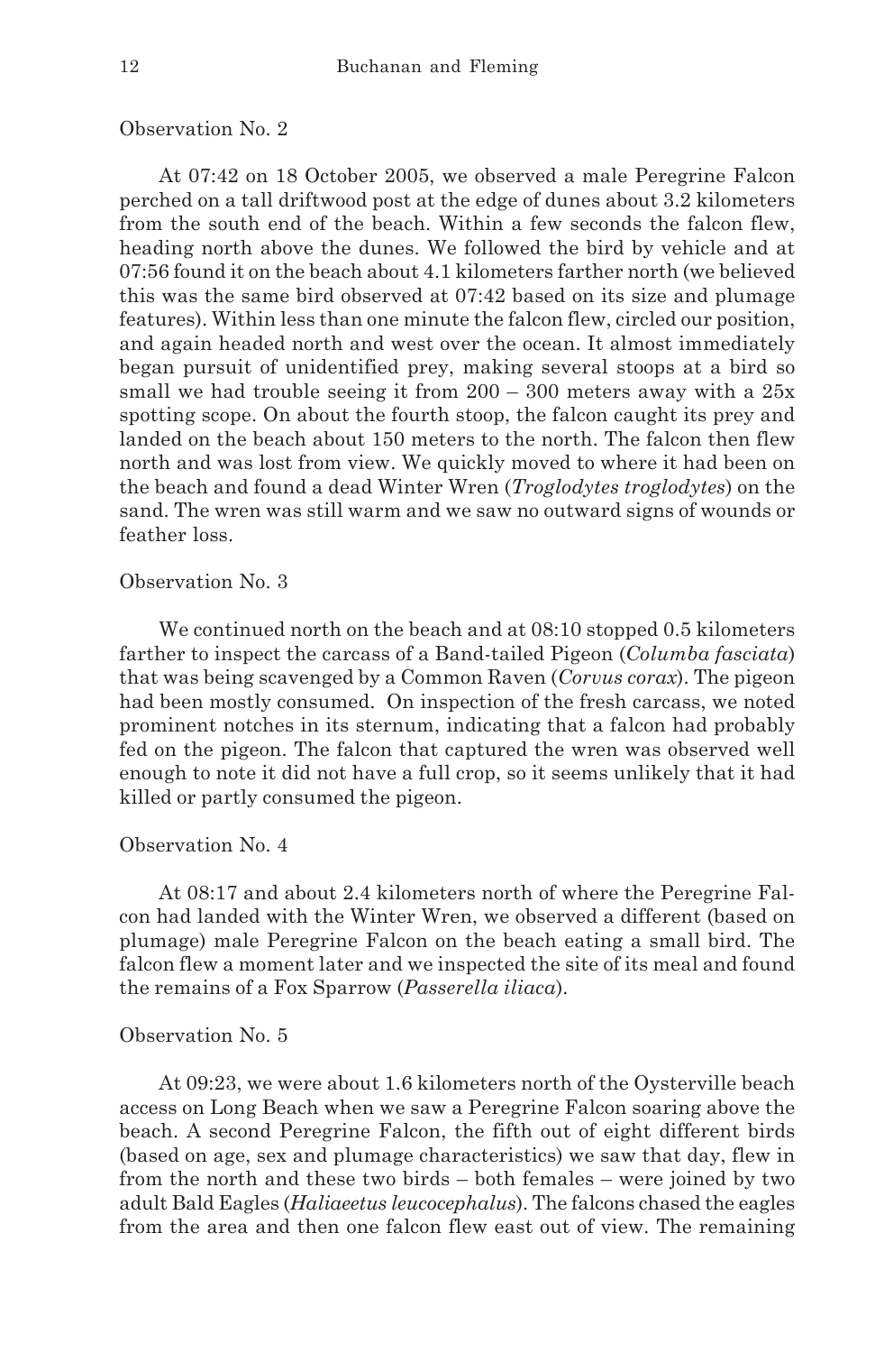Observation No. 2

At 07:42 on 18 October 2005, we observed a male Peregrine Falcon perched on a tall driftwood post at the edge of dunes about 3.2 kilometers from the south end of the beach. Within a few seconds the falcon flew, heading north above the dunes. We followed the bird by vehicle and at 07:56 found it on the beach about 4.1 kilometers farther north (we believed this was the same bird observed at 07:42 based on its size and plumage features). Within less than one minute the falcon flew, circled our position, and again headed north and west over the ocean. It almost immediately began pursuit of unidentified prey, making several stoops at a bird so small we had trouble seeing it from 200 – 300 meters away with a 25x spotting scope. On about the fourth stoop, the falcon caught its prey and landed on the beach about 150 meters to the north. The falcon then flew north and was lost from view. We quickly moved to where it had been on the beach and found a dead Winter Wren (*Troglodytes troglodytes*) on the sand. The wren was still warm and we saw no outward signs of wounds or feather loss.

Observation No. 3

We continued north on the beach and at 08:10 stopped 0.5 kilometers farther to inspect the carcass of a Band-tailed Pigeon (*Columba fasciata*) that was being scavenged by a Common Raven (*Corvus corax*). The pigeon had been mostly consumed. On inspection of the fresh carcass, we noted prominent notches in its sternum, indicating that a falcon had probably fed on the pigeon. The falcon that captured the wren was observed well enough to note it did not have a full crop, so it seems unlikely that it had killed or partly consumed the pigeon.

Observation No. 4

At 08:17 and about 2.4 kilometers north of where the Peregrine Falcon had landed with the Winter Wren, we observed a different (based on plumage) male Peregrine Falcon on the beach eating a small bird. The falcon flew a moment later and we inspected the site of its meal and found the remains of a Fox Sparrow (*Passerella iliaca*).

Observation No. 5

At 09:23, we were about 1.6 kilometers north of the Oysterville beach access on Long Beach when we saw a Peregrine Falcon soaring above the beach. A second Peregrine Falcon, the fifth out of eight different birds (based on age, sex and plumage characteristics) we saw that day, flew in from the north and these two birds – both females – were joined by two adult Bald Eagles (*Haliaeetus leucocephalus*). The falcons chased the eagles from the area and then one falcon flew east out of view. The remaining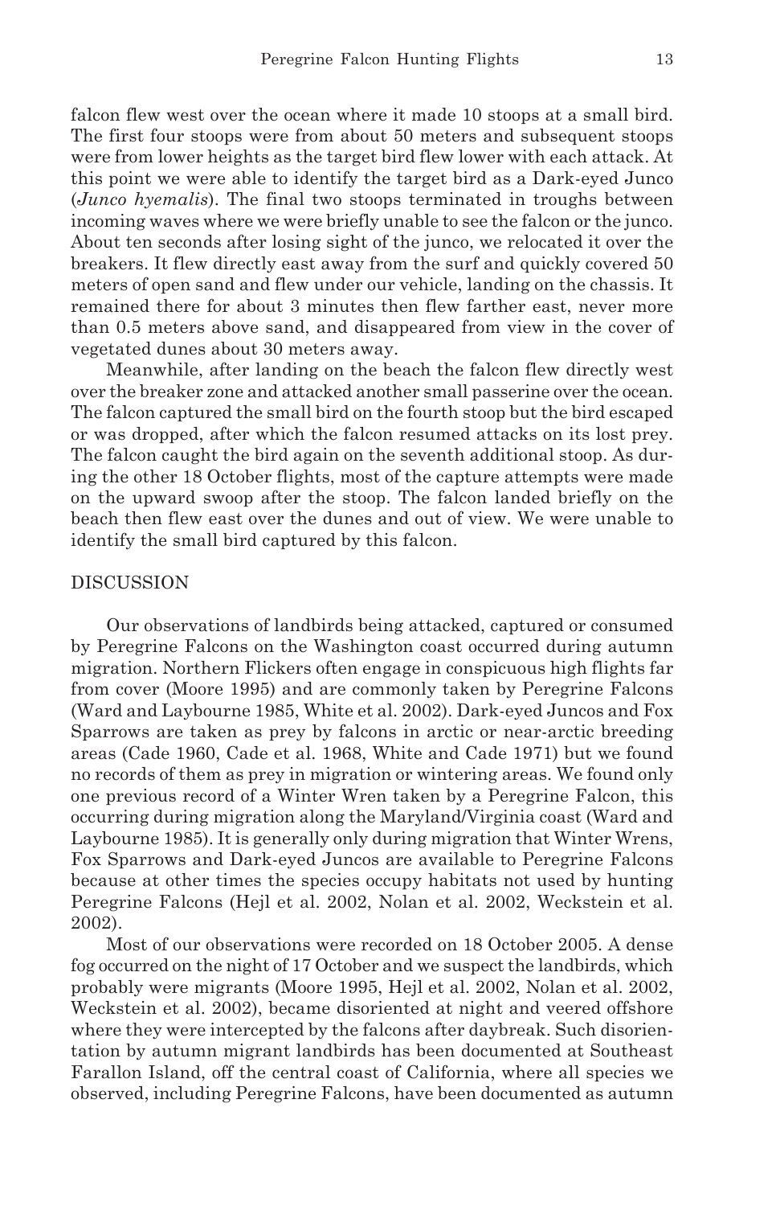falcon flew west over the ocean where it made 10 stoops at a small bird. The first four stoops were from about 50 meters and subsequent stoops were from lower heights as the target bird flew lower with each attack. At this point we were able to identify the target bird as a Dark-eyed Junco (*Junco hyemalis*). The final two stoops terminated in troughs between incoming waves where we were briefly unable to see the falcon or the junco. About ten seconds after losing sight of the junco, we relocated it over the breakers. It flew directly east away from the surf and quickly covered 50 meters of open sand and flew under our vehicle, landing on the chassis. It remained there for about 3 minutes then flew farther east, never more than 0.5 meters above sand, and disappeared from view in the cover of vegetated dunes about 30 meters away.

Meanwhile, after landing on the beach the falcon flew directly west over the breaker zone and attacked another small passerine over the ocean. The falcon captured the small bird on the fourth stoop but the bird escaped or was dropped, after which the falcon resumed attacks on its lost prey. The falcon caught the bird again on the seventh additional stoop. As during the other 18 October flights, most of the capture attempts were made on the upward swoop after the stoop. The falcon landed briefly on the beach then flew east over the dunes and out of view. We were unable to identify the small bird captured by this falcon.

## DISCUSSION

Our observations of landbirds being attacked, captured or consumed by Peregrine Falcons on the Washington coast occurred during autumn migration. Northern Flickers often engage in conspicuous high flights far from cover (Moore 1995) and are commonly taken by Peregrine Falcons (Ward and Laybourne 1985, White et al. 2002). Dark-eyed Juncos and Fox Sparrows are taken as prey by falcons in arctic or near-arctic breeding areas (Cade 1960, Cade et al. 1968, White and Cade 1971) but we found no records of them as prey in migration or wintering areas. We found only one previous record of a Winter Wren taken by a Peregrine Falcon, this occurring during migration along the Maryland/Virginia coast (Ward and Laybourne 1985). It is generally only during migration that Winter Wrens, Fox Sparrows and Dark-eyed Juncos are available to Peregrine Falcons because at other times the species occupy habitats not used by hunting Peregrine Falcons (Hejl et al. 2002, Nolan et al. 2002, Weckstein et al. 2002).

Most of our observations were recorded on 18 October 2005. A dense fog occurred on the night of 17 October and we suspect the landbirds, which probably were migrants (Moore 1995, Hejl et al. 2002, Nolan et al. 2002, Weckstein et al. 2002), became disoriented at night and veered offshore where they were intercepted by the falcons after daybreak. Such disorientation by autumn migrant landbirds has been documented at Southeast Farallon Island, off the central coast of California, where all species we observed, including Peregrine Falcons, have been documented as autumn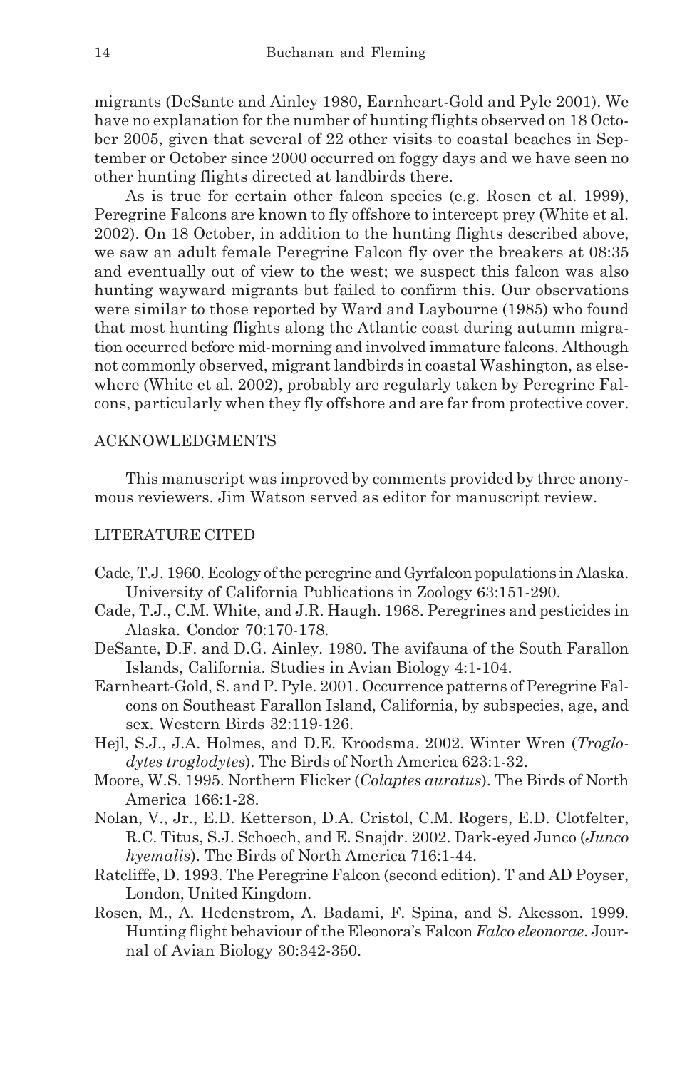migrants (DeSante and Ainley 1980, Earnheart-Gold and Pyle 2001). We have no explanation for the number of hunting flights observed on 18 October 2005, given that several of 22 other visits to coastal beaches in September or October since 2000 occurred on foggy days and we have seen no other hunting flights directed at landbirds there.

As is true for certain other falcon species (e.g. Rosen et al. 1999), Peregrine Falcons are known to fly offshore to intercept prey (White et al. 2002). On 18 October, in addition to the hunting flights described above, we saw an adult female Peregrine Falcon fly over the breakers at 08:35 and eventually out of view to the west; we suspect this falcon was also hunting wayward migrants but failed to confirm this. Our observations were similar to those reported by Ward and Laybourne (1985) who found that most hunting flights along the Atlantic coast during autumn migration occurred before mid-morning and involved immature falcons. Although not commonly observed, migrant landbirds in coastal Washington, as elsewhere (White et al. 2002), probably are regularly taken by Peregrine Falcons, particularly when they fly offshore and are far from protective cover.

## ACKNOWLEDGMENTS

This manuscript was improved by comments provided by three anonymous reviewers. Jim Watson served as editor for manuscript review.

## LITERATURE CITED

Cade, T.J. 1960. Ecology of the peregrine and Gyrfalcon populations in Alaska. University of California Publications in Zoology 63:151-290.

Cade, T.J., C.M. White, and J.R. Haugh. 1968. Peregrines and pesticides in Alaska. Condor 70:170-178.

DeSante, D.F. and D.G. Ainley. 1980. The avifauna of the South Farallon Islands, California. Studies in Avian Biology 4:1-104.

Earnheart-Gold, S. and P. Pyle. 2001. Occurrence patterns of Peregrine Falcons on Southeast Farallon Island, California, by subspecies, age, and sex. Western Birds 32:119-126.

Hejl, S.J., J.A. Holmes, and D.E. Kroodsma. 2002. Winter Wren (*Troglodytes troglodytes*). The Birds of North America 623:1-32.

Moore, W.S. 1995. Northern Flicker (*Colaptes auratus*). The Birds of North America 166:1-28.

Nolan, V., Jr., E.D. Ketterson, D.A. Cristol, C.M. Rogers, E.D. Clotfelter, R.C. Titus, S.J. Schoech, and E. Snajdr. 2002. Dark-eyed Junco (*Junco hyemalis*). The Birds of North America 716:1-44.

Ratcliffe, D. 1993. The Peregrine Falcon (second edition). T and AD Poyser, London, United Kingdom.

Rosen, M., A. Hedenstrom, A. Badami, F. Spina, and S. Akesson. 1999. Hunting flight behaviour of the Eleonora's Falcon *Falco eleonorae*. Journal of Avian Biology 30:342-350.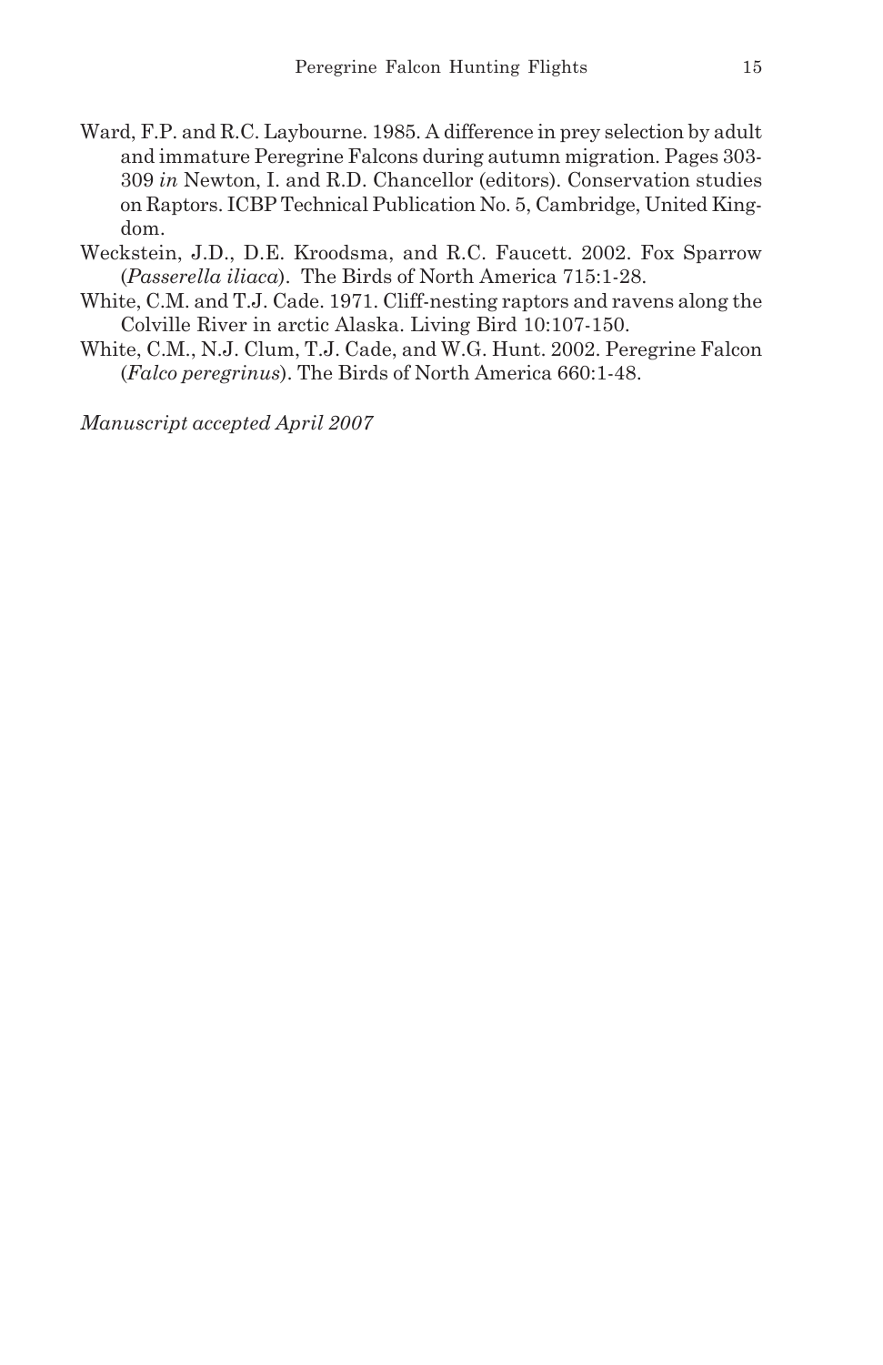Ward, F.P. and R.C. Laybourne. 1985. A difference in prey selection by adult and immature Peregrine Falcons during autumn migration. Pages 303-309 *in* Newton, I. and R.D. Chancellor (editors). Conservation studies on Raptors. ICBP Technical Publication No. 5, Cambridge, United Kingdom.

Weckstein, J.D., D.E. Kroodsma, and R.C. Faucett. 2002. Fox Sparrow (*Passerella iliaca*). The Birds of North America 715:1-28.

White, C.M. and T.J. Cade. 1971. Cliff-nesting raptors and ravens along the Colville River in arctic Alaska. Living Bird 10:107-150.

White, C.M., N.J. Clum, T.J. Cade, and W.G. Hunt. 2002. Peregrine Falcon (*Falco peregrinus*). The Birds of North America 660:1-48.

*Manuscript accepted April 2007*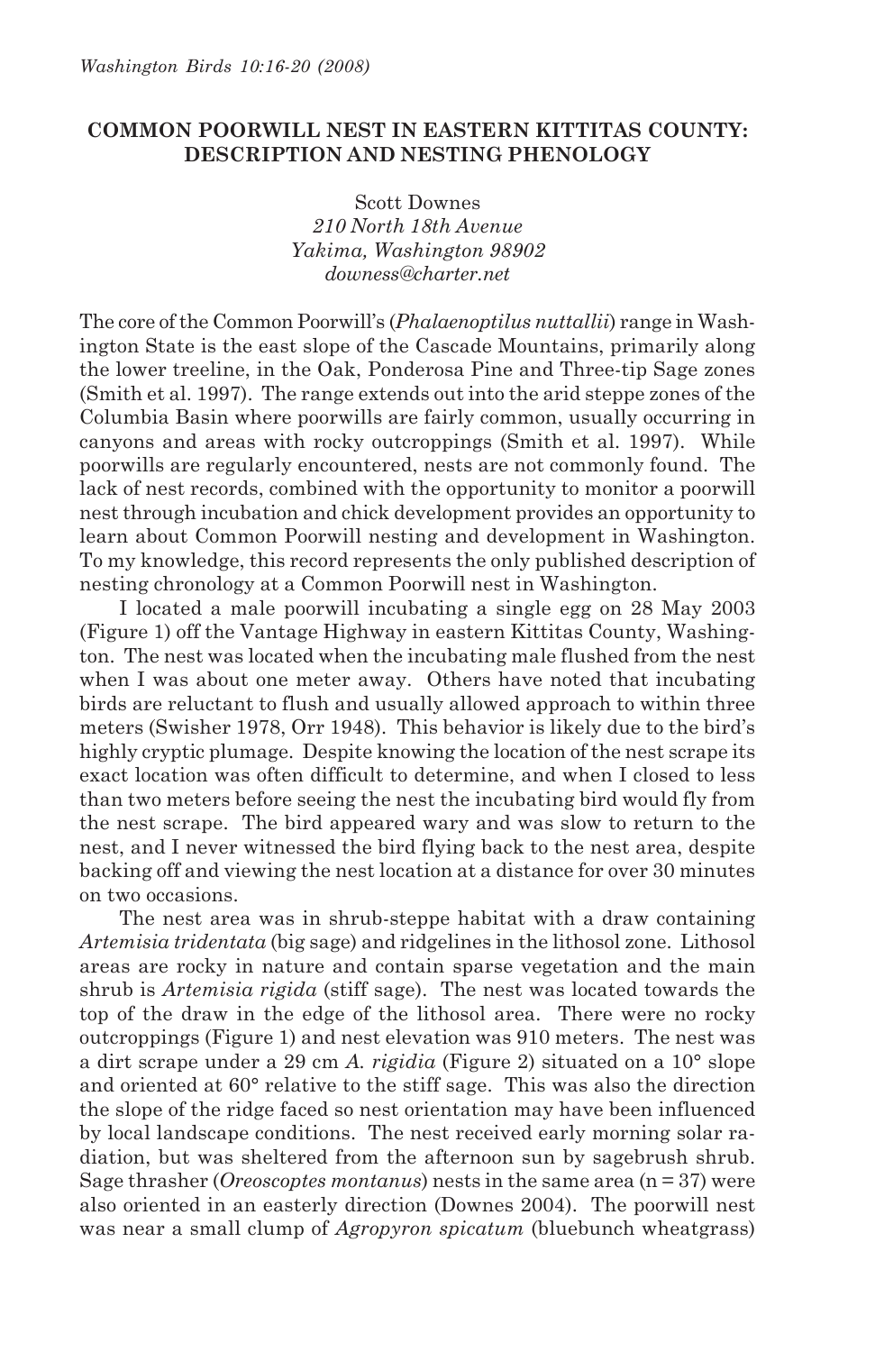# COMMON POORWILL NEST IN EASTERN KITTITAS COUNTY: DESCRIPTION AND NESTING PHENOLOGY

Scott Downes
*210 North 18th Avenue*
*Yakima, Washington 98902*
*downess@charter.net*

The core of the Common Poorwill's (*Phalaenoptilus nuttallii*) range in Washington State is the east slope of the Cascade Mountains, primarily along the lower treeline, in the Oak, Ponderosa Pine and Three-tip Sage zones (Smith et al. 1997). The range extends out into the arid steppe zones of the Columbia Basin where poorwills are fairly common, usually occurring in canyons and areas with rocky outcroppings (Smith et al. 1997). While poorwills are regularly encountered, nests are not commonly found. The lack of nest records, combined with the opportunity to monitor a poorwill nest through incubation and chick development provides an opportunity to learn about Common Poorwill nesting and development in Washington. To my knowledge, this record represents the only published description of nesting chronology at a Common Poorwill nest in Washington.

I located a male poorwill incubating a single egg on 28 May 2003 (Figure 1) off the Vantage Highway in eastern Kittitas County, Washington. The nest was located when the incubating male flushed from the nest when I was about one meter away. Others have noted that incubating birds are reluctant to flush and usually allowed approach to within three meters (Swisher 1978, Orr 1948). This behavior is likely due to the bird's highly cryptic plumage. Despite knowing the location of the nest scrape its exact location was often difficult to determine, and when I closed to less than two meters before seeing the nest the incubating bird would fly from the nest scrape. The bird appeared wary and was slow to return to the nest, and I never witnessed the bird flying back to the nest area, despite backing off and viewing the nest location at a distance for over 30 minutes on two occasions.

The nest area was in shrub-steppe habitat with a draw containing *Artemisia tridentata* (big sage) and ridgelines in the lithosol zone. Lithosol areas are rocky in nature and contain sparse vegetation and the main shrub is *Artemisia rigida* (stiff sage). The nest was located towards the top of the draw in the edge of the lithosol area. There were no rocky outcroppings (Figure 1) and nest elevation was 910 meters. The nest was a dirt scrape under a 29 cm *A. rigidia* (Figure 2) situated on a 10° slope and oriented at 60° relative to the stiff sage. This was also the direction the slope of the ridge faced so nest orientation may have been influenced by local landscape conditions. The nest received early morning solar radiation, but was sheltered from the afternoon sun by sagebrush shrub. Sage thrasher (*Oreoscoptes montanus*) nests in the same area (n = 37) were also oriented in an easterly direction (Downes 2004). The poorwill nest was near a small clump of *Agropyron spicatum* (bluebunch wheatgrass)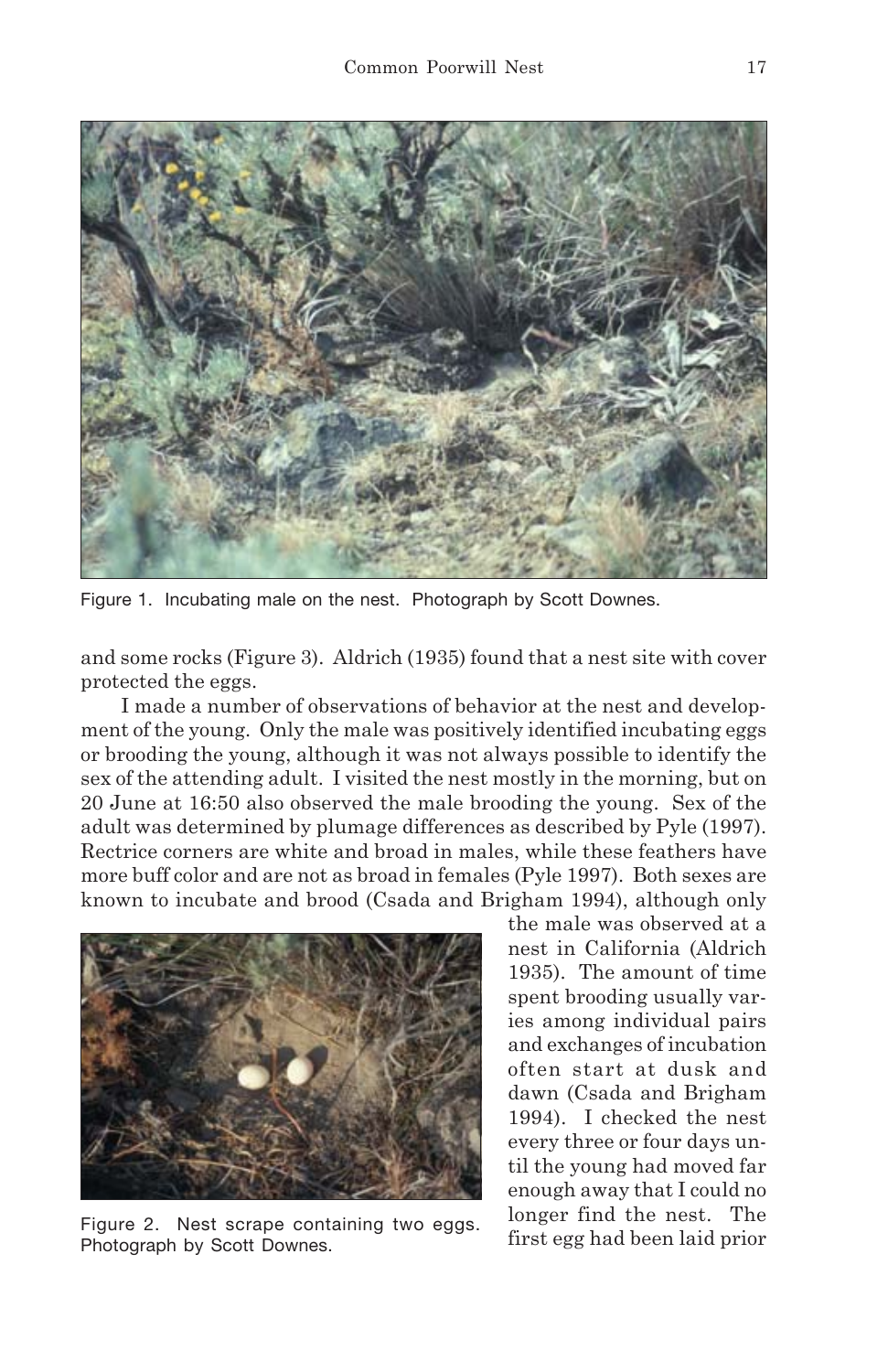Figure 1. Incubating male on the nest. Photograph by Scott Downes.

and some rocks (Figure 3). Aldrich (1935) found that a nest site with cover protected the eggs.

I made a number of observations of behavior at the nest and development of the young. Only the male was positively identified incubating eggs or brooding the young, although it was not always possible to identify the sex of the attending adult. I visited the nest mostly in the morning, but on 20 June at 16:50 also observed the male brooding the young. Sex of the adult was determined by plumage differences as described by Pyle (1997). Rectrice corners are white and broad in males, while these feathers have more buff color and are not as broad in females (Pyle 1997). Both sexes are known to incubate and brood (Csada and Brigham 1994), although only the male was observed at a nest in California (Aldrich 1935). The amount of time spent brooding usually varies among individual pairs and exchanges of incubation often start at dusk and dawn (Csada and Brigham 1994). I checked the nest every three or four days until the young had moved far enough away that I could no longer find the nest. The first egg had been laid prior

Figure 2. Nest scrape containing two eggs. Photograph by Scott Downes.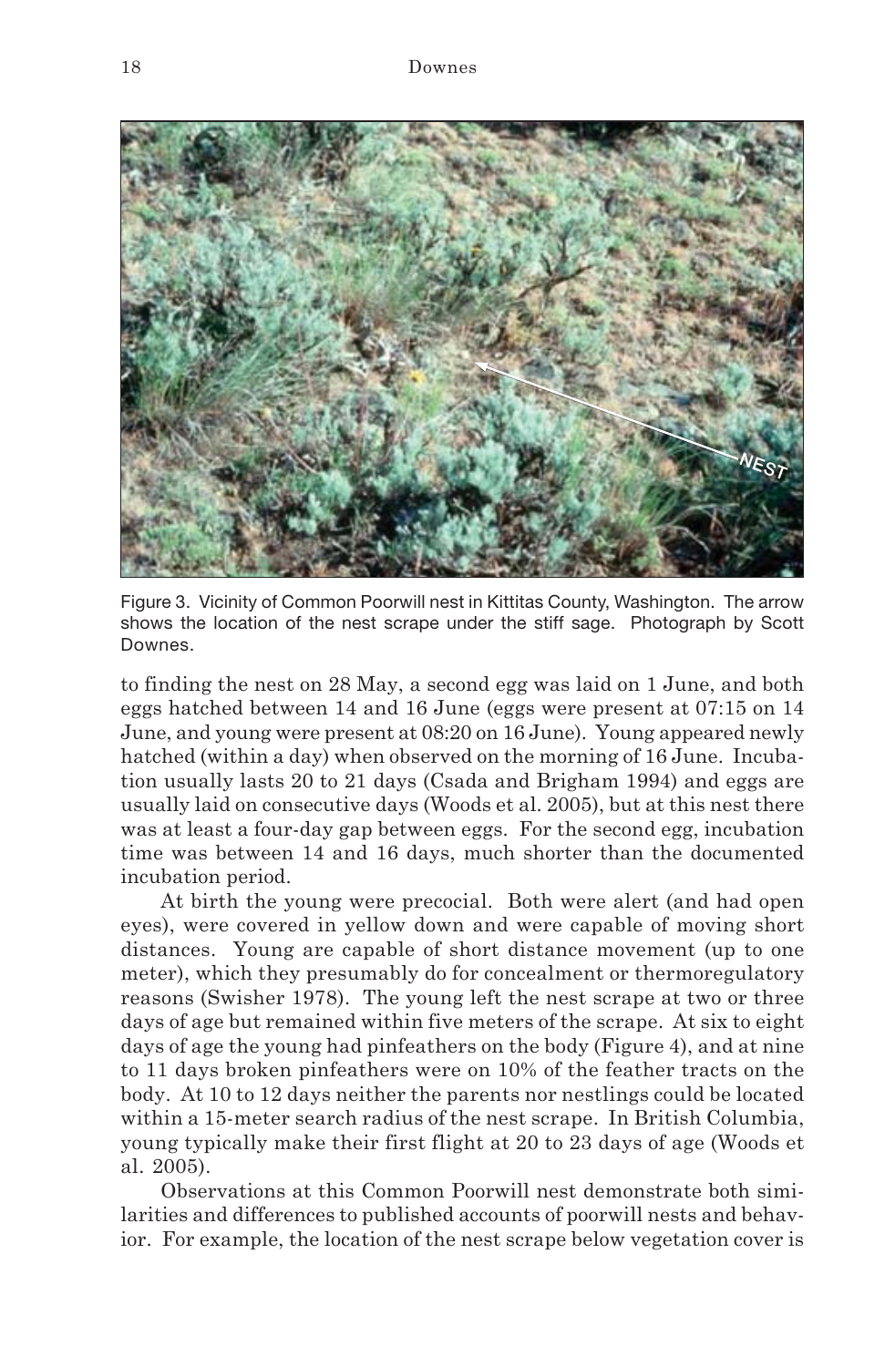Figure 3. Vicinity of Common Poorwill nest in Kittitas County, Washington. The arrow shows the location of the nest scrape under the stiff sage. Photograph by Scott Downes.

to finding the nest on 28 May, a second egg was laid on 1 June, and both eggs hatched between 14 and 16 June (eggs were present at 07:15 on 14 June, and young were present at 08:20 on 16 June). Young appeared newly hatched (within a day) when observed on the morning of 16 June. Incubation usually lasts 20 to 21 days (Csada and Brigham 1994) and eggs are usually laid on consecutive days (Woods et al. 2005), but at this nest there was at least a four-day gap between eggs. For the second egg, incubation time was between 14 and 16 days, much shorter than the documented incubation period.

At birth the young were precocial. Both were alert (and had open eyes), were covered in yellow down and were capable of moving short distances. Young are capable of short distance movement (up to one meter), which they presumably do for concealment or thermoregulatory reasons (Swisher 1978). The young left the nest scrape at two or three days of age but remained within five meters of the scrape. At six to eight days of age the young had pinfeathers on the body (Figure 4), and at nine to 11 days broken pinfeathers were on 10% of the feather tracts on the body. At 10 to 12 days neither the parents nor nestlings could be located within a 15-meter search radius of the nest scrape. In British Columbia, young typically make their first flight at 20 to 23 days of age (Woods et al. 2005).

Observations at this Common Poorwill nest demonstrate both similarities and differences to published accounts of poorwill nests and behavior. For example, the location of the nest scrape below vegetation cover is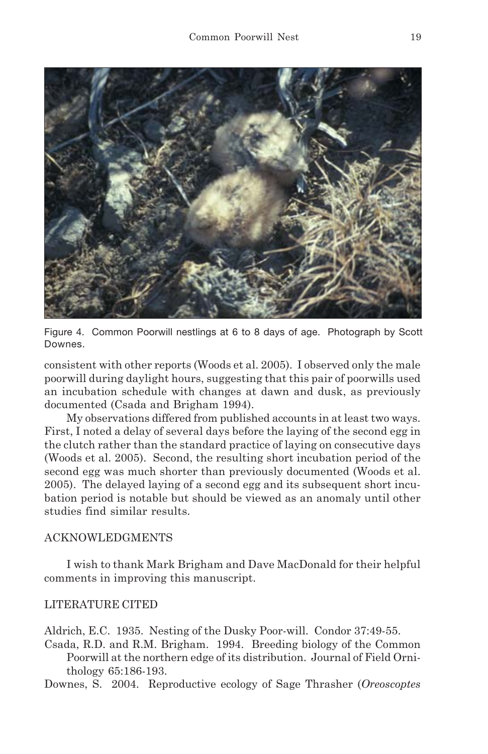Figure 4. Common Poorwill nestlings at 6 to 8 days of age. Photograph by Scott Downes.

consistent with other reports (Woods et al. 2005). I observed only the male poorwill during daylight hours, suggesting that this pair of poorwills used an incubation schedule with changes at dawn and dusk, as previously documented (Csada and Brigham 1994).

My observations differed from published accounts in at least two ways. First, I noted a delay of several days before the laying of the second egg in the clutch rather than the standard practice of laying on consecutive days (Woods et al. 2005). Second, the resulting short incubation period of the second egg was much shorter than previously documented (Woods et al. 2005). The delayed laying of a second egg and its subsequent short incubation period is notable but should be viewed as an anomaly until other studies find similar results.

## ACKNOWLEDGMENTS

I wish to thank Mark Brigham and Dave MacDonald for their helpful comments in improving this manuscript.

## LITERATURE CITED

Aldrich, E.C. 1935. Nesting of the Dusky Poor-will. Condor 37:49-55.

Csada, R.D. and R.M. Brigham. 1994. Breeding biology of the Common Poorwill at the northern edge of its distribution. Journal of Field Ornithology 65:186-193.

Downes, S. 2004. Reproductive ecology of Sage Thrasher (*Oreoscoptes*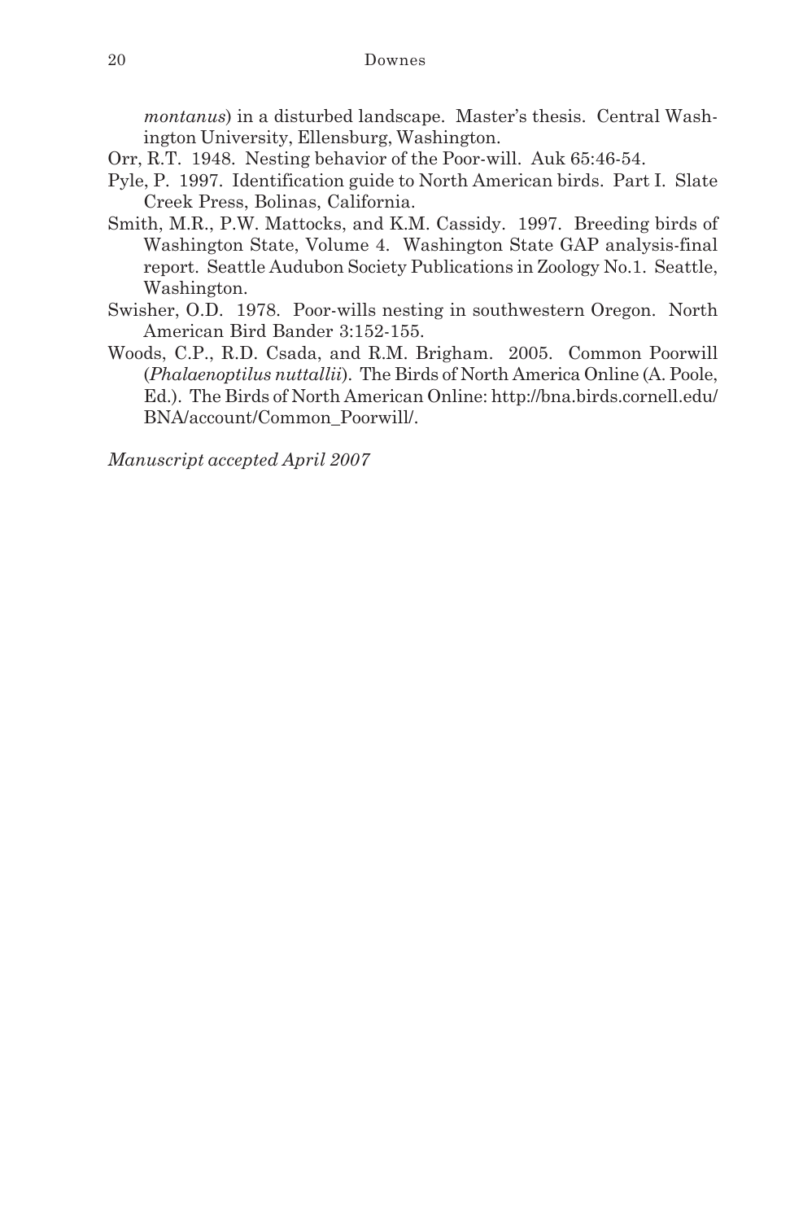*montanus*) in a disturbed landscape. Master's thesis. Central Washington University, Ellensburg, Washington.

Orr, R.T. 1948. Nesting behavior of the Poor-will. Auk 65:46-54.

Pyle, P. 1997. Identification guide to North American birds. Part I. Slate Creek Press, Bolinas, California.

Smith, M.R., P.W. Mattocks, and K.M. Cassidy. 1997. Breeding birds of Washington State, Volume 4. Washington State GAP analysis-final report. Seattle Audubon Society Publications in Zoology No.1. Seattle, Washington.

Swisher, O.D. 1978. Poor-wills nesting in southwestern Oregon. North American Bird Bander 3:152-155.

Woods, C.P., R.D. Csada, and R.M. Brigham. 2005. Common Poorwill (*Phalaenoptilus nuttallii*). The Birds of North America Online (A. Poole, Ed.). The Birds of North American Online: http://bna.birds.cornell.edu/BNA/account/Common_Poorwill/.

*Manuscript accepted April 2007*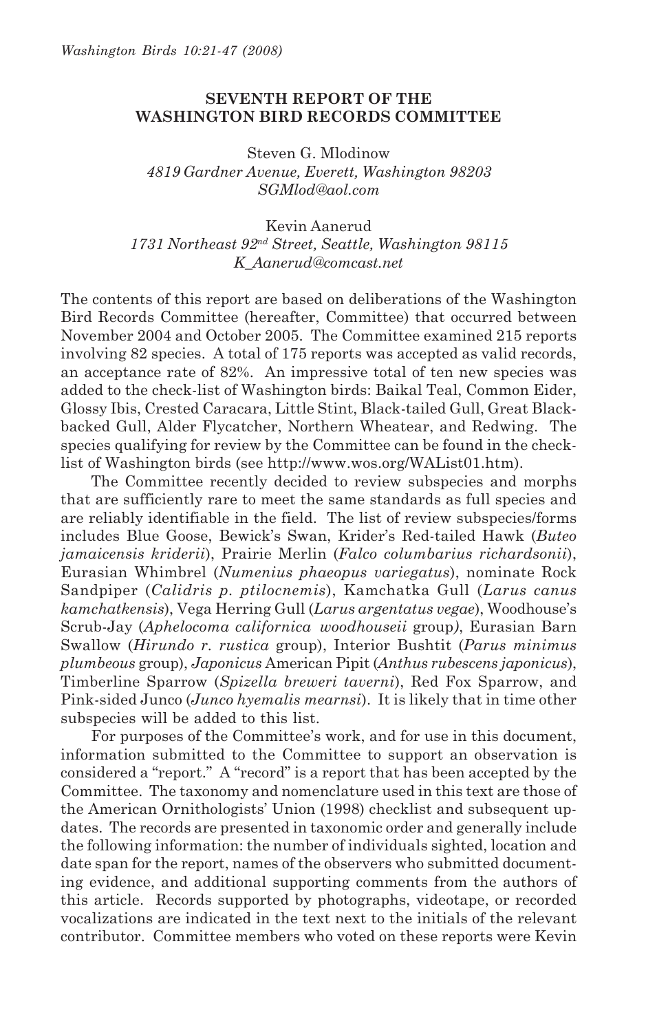# SEVENTH REPORT OF THE WASHINGTON BIRD RECORDS COMMITTEE

Steven G. Mlodinow
*4819 Gardner Avenue, Everett, Washington 98203*
*SGMlod@aol.com*

Kevin Aanerud
*1731 Northeast 92nd Street, Seattle, Washington 98115*
*K_Aanerud@comcast.net*

The contents of this report are based on deliberations of the Washington Bird Records Committee (hereafter, Committee) that occurred between November 2004 and October 2005. The Committee examined 215 reports involving 82 species. A total of 175 reports was accepted as valid records, an acceptance rate of 82%. An impressive total of ten new species was added to the check-list of Washington birds: Baikal Teal, Common Eider, Glossy Ibis, Crested Caracara, Little Stint, Black-tailed Gull, Great Black-backed Gull, Alder Flycatcher, Northern Wheatear, and Redwing. The species qualifying for review by the Committee can be found in the check-list of Washington birds (see http://www.wos.org/WAList01.htm).

The Committee recently decided to review subspecies and morphs that are sufficiently rare to meet the same standards as full species and are reliably identifiable in the field. The list of review subspecies/forms includes Blue Goose, Bewick's Swan, Krider's Red-tailed Hawk (*Buteo jamaicensis kriderii*), Prairie Merlin (*Falco columbarius richardsonii*), Eurasian Whimbrel (*Numenius phaeopus variegatus*), nominate Rock Sandpiper (*Calidris p. ptilocnemis*), Kamchatka Gull (*Larus canus kamchatkensis*), Vega Herring Gull (*Larus argentatus vegae*), Woodhouse's Scrub-Jay (*Aphelocoma californica woodhouseii* group), Eurasian Barn Swallow (*Hirundo r. rustica* group), Interior Bushtit (*Parus minimus plumbeous* group), *Japonicus* American Pipit (*Anthus rubescens japonicus*), Timberline Sparrow (*Spizella breweri taverni*), Red Fox Sparrow, and Pink-sided Junco (*Junco hyemalis mearnsi*). It is likely that in time other subspecies will be added to this list.

For purposes of the Committee's work, and for use in this document, information submitted to the Committee to support an observation is considered a "report." A "record" is a report that has been accepted by the Committee. The taxonomy and nomenclature used in this text are those of the American Ornithologists' Union (1998) checklist and subsequent updates. The records are presented in taxonomic order and generally include the following information: the number of individuals sighted, location and date span for the report, names of the observers who submitted documenting evidence, and additional supporting comments from the authors of this article. Records supported by photographs, videotape, or recorded vocalizations are indicated in the text next to the initials of the relevant contributor. Committee members who voted on these reports were Kevin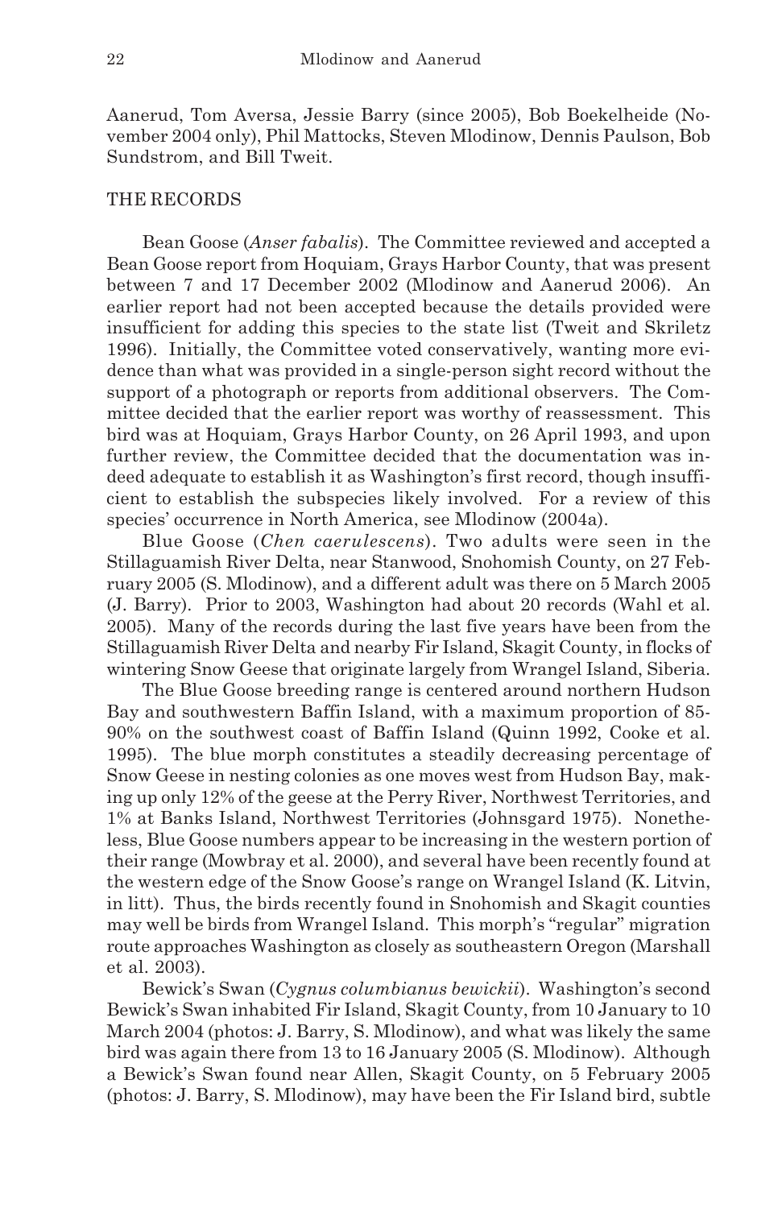Aanerud, Tom Aversa, Jessie Barry (since 2005), Bob Boekelheide (November 2004 only), Phil Mattocks, Steven Mlodinow, Dennis Paulson, Bob Sundstrom, and Bill Tweit.

## THE RECORDS

Bean Goose (*Anser fabalis*). The Committee reviewed and accepted a Bean Goose report from Hoquiam, Grays Harbor County, that was present between 7 and 17 December 2002 (Mlodinow and Aanerud 2006). An earlier report had not been accepted because the details provided were insufficient for adding this species to the state list (Tweit and Skriletz 1996). Initially, the Committee voted conservatively, wanting more evidence than what was provided in a single-person sight record without the support of a photograph or reports from additional observers. The Committee decided that the earlier report was worthy of reassessment. This bird was at Hoquiam, Grays Harbor County, on 26 April 1993, and upon further review, the Committee decided that the documentation was indeed adequate to establish it as Washington's first record, though insufficient to establish the subspecies likely involved. For a review of this species' occurrence in North America, see Mlodinow (2004a).

Blue Goose (*Chen caerulescens*). Two adults were seen in the Stillaguamish River Delta, near Stanwood, Snohomish County, on 27 February 2005 (S. Mlodinow), and a different adult was there on 5 March 2005 (J. Barry). Prior to 2003, Washington had about 20 records (Wahl et al. 2005). Many of the records during the last five years have been from the Stillaguamish River Delta and nearby Fir Island, Skagit County, in flocks of wintering Snow Geese that originate largely from Wrangel Island, Siberia.

The Blue Goose breeding range is centered around northern Hudson Bay and southwestern Baffin Island, with a maximum proportion of 85-90% on the southwest coast of Baffin Island (Quinn 1992, Cooke et al. 1995). The blue morph constitutes a steadily decreasing percentage of Snow Geese in nesting colonies as one moves west from Hudson Bay, making up only 12% of the geese at the Perry River, Northwest Territories, and 1% at Banks Island, Northwest Territories (Johnsgard 1975). Nonetheless, Blue Goose numbers appear to be increasing in the western portion of their range (Mowbray et al. 2000), and several have been recently found at the western edge of the Snow Goose's range on Wrangel Island (K. Litvin, in litt). Thus, the birds recently found in Snohomish and Skagit counties may well be birds from Wrangel Island. This morph's "regular" migration route approaches Washington as closely as southeastern Oregon (Marshall et al. 2003).

Bewick's Swan (*Cygnus columbianus bewickii*). Washington's second Bewick's Swan inhabited Fir Island, Skagit County, from 10 January to 10 March 2004 (photos: J. Barry, S. Mlodinow), and what was likely the same bird was again there from 13 to 16 January 2005 (S. Mlodinow). Although a Bewick's Swan found near Allen, Skagit County, on 5 February 2005 (photos: J. Barry, S. Mlodinow), may have been the Fir Island bird, subtle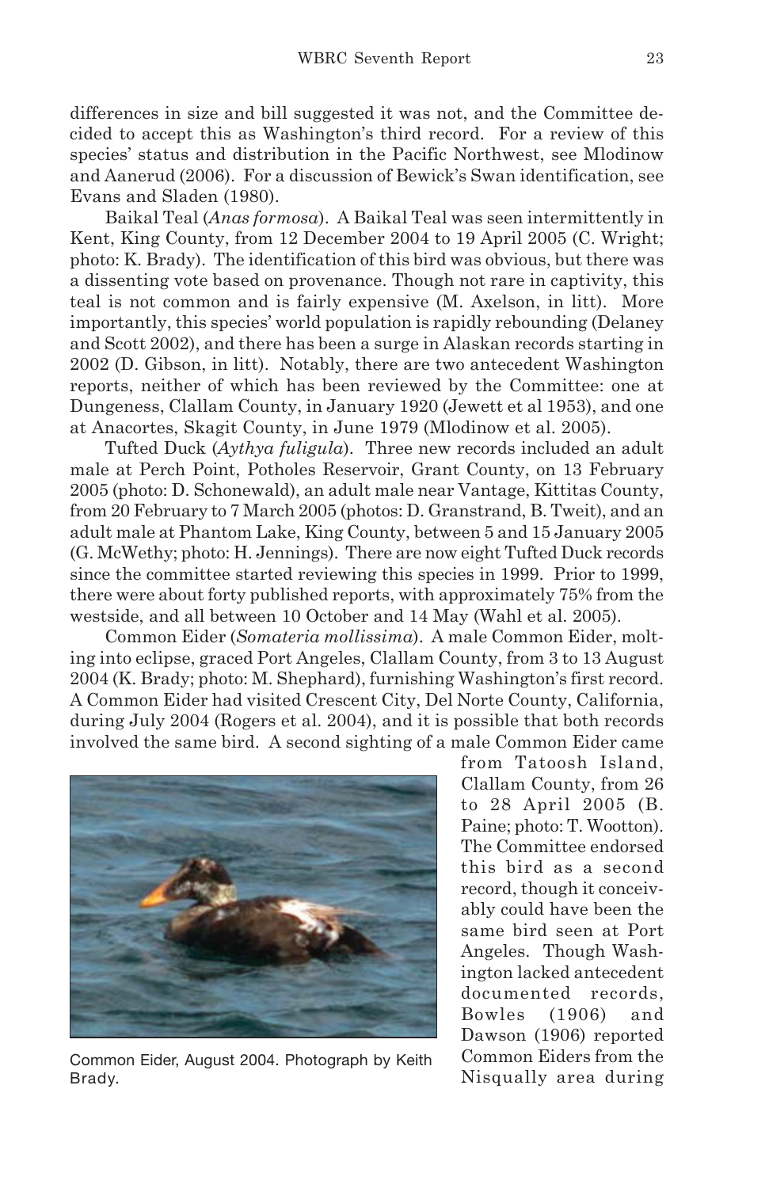differences in size and bill suggested it was not, and the Committee decided to accept this as Washington's third record. For a review of this species' status and distribution in the Pacific Northwest, see Mlodinow and Aanerud (2006). For a discussion of Bewick's Swan identification, see Evans and Sladen (1980).

Baikal Teal (*Anas formosa*). A Baikal Teal was seen intermittently in Kent, King County, from 12 December 2004 to 19 April 2005 (C. Wright; photo: K. Brady). The identification of this bird was obvious, but there was a dissenting vote based on provenance. Though not rare in captivity, this teal is not common and is fairly expensive (M. Axelson, in litt). More importantly, this species' world population is rapidly rebounding (Delaney and Scott 2002), and there has been a surge in Alaskan records starting in 2002 (D. Gibson, in litt). Notably, there are two antecedent Washington reports, neither of which has been reviewed by the Committee: one at Dungeness, Clallam County, in January 1920 (Jewett et al 1953), and one at Anacortes, Skagit County, in June 1979 (Mlodinow et al. 2005).

Tufted Duck (*Aythya fuligula*). Three new records included an adult male at Perch Point, Potholes Reservoir, Grant County, on 13 February 2005 (photo: D. Schonewald), an adult male near Vantage, Kittitas County, from 20 February to 7 March 2005 (photos: D. Granstrand, B. Tweit), and an adult male at Phantom Lake, King County, between 5 and 15 January 2005 (G. McWethy; photo: H. Jennings). There are now eight Tufted Duck records since the committee started reviewing this species in 1999. Prior to 1999, there were about forty published reports, with approximately 75% from the westside, and all between 10 October and 14 May (Wahl et al. 2005).

Common Eider (*Somateria mollissima*). A male Common Eider, molting into eclipse, graced Port Angeles, Clallam County, from 3 to 13 August 2004 (K. Brady; photo: M. Shephard), furnishing Washington's first record. A Common Eider had visited Crescent City, Del Norte County, California, during July 2004 (Rogers et al. 2004), and it is possible that both records involved the same bird. A second sighting of a male Common Eider came from Tatoosh Island, Clallam County, from 26 to 28 April 2005 (B. Paine; photo: T. Wootton). The Committee endorsed this bird as a second record, though it conceivably could have been the same bird seen at Port Angeles. Though Washington lacked antecedent documented records, Bowles (1906) and Dawson (1906) reported Common Eiders from the Nisqually area during

Common Eider, August 2004. Photograph by Keith Brady.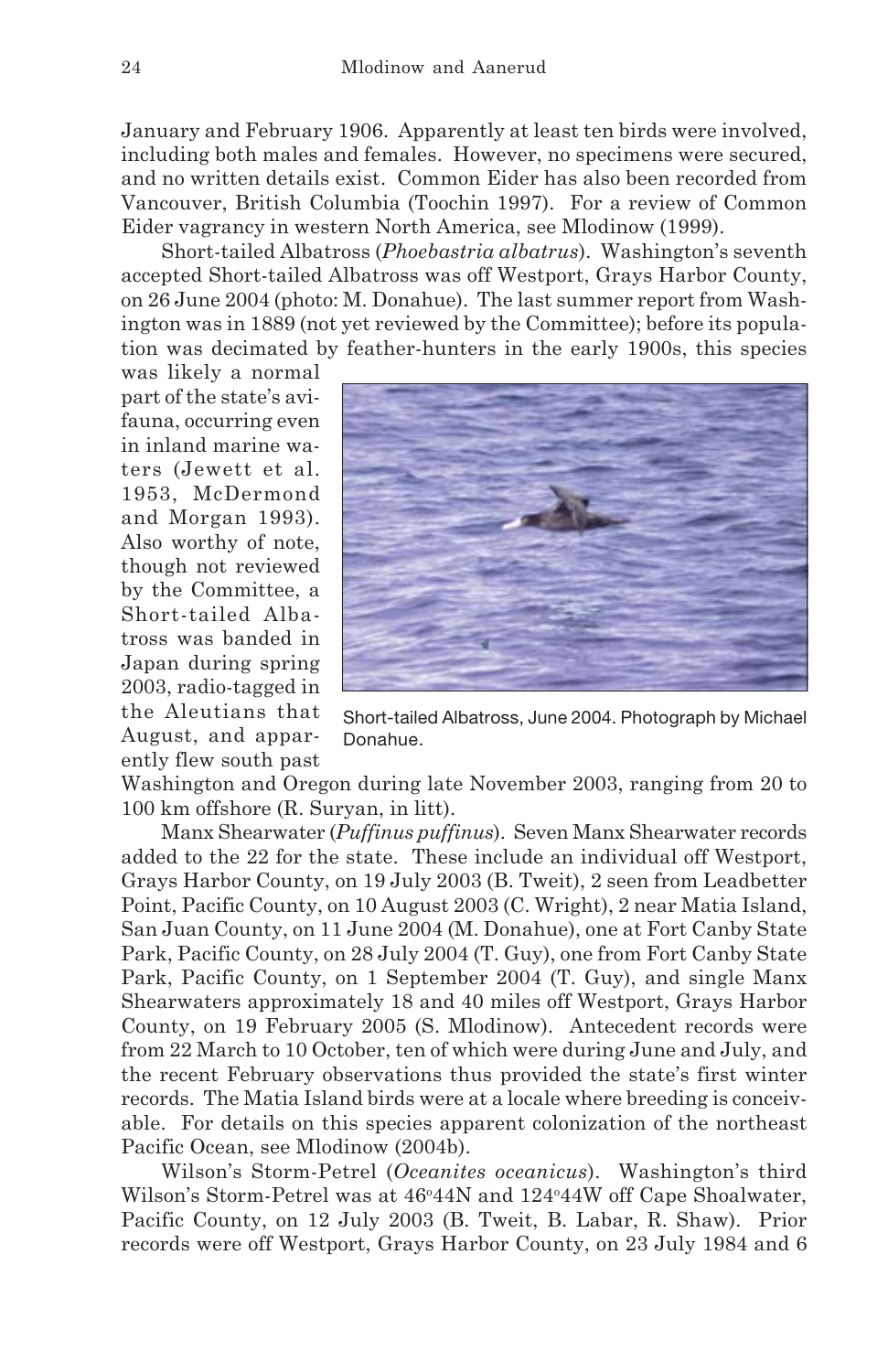January and February 1906. Apparently at least ten birds were involved, including both males and females. However, no specimens were secured, and no written details exist. Common Eider has also been recorded from Vancouver, British Columbia (Toochin 1997). For a review of Common Eider vagrancy in western North America, see Mlodinow (1999).

Short-tailed Albatross (*Phoebastria albatrus*). Washington's seventh accepted Short-tailed Albatross was off Westport, Grays Harbor County, on 26 June 2004 (photo: M. Donahue). The last summer report from Washington was in 1889 (not yet reviewed by the Committee); before its population was decimated by feather-hunters in the early 1900s, this species was likely a normal part of the state's avifauna, occurring even in inland marine waters (Jewett et al. 1953, McDermond and Morgan 1993). Also worthy of note, though not reviewed by the Committee, a Short-tailed Albatross was banded in Japan during spring 2003, radio-tagged in the Aleutians that August, and apparently flew south past Washington and Oregon during late November 2003, ranging from 20 to 100 km offshore (R. Suryan, in litt).

Short-tailed Albatross, June 2004. Photograph by Michael Donahue.

Manx Shearwater (*Puffinus puffinus*). Seven Manx Shearwater records added to the 22 for the state. These include an individual off Westport, Grays Harbor County, on 19 July 2003 (B. Tweit), 2 seen from Leadbetter Point, Pacific County, on 10 August 2003 (C. Wright), 2 near Matia Island, San Juan County, on 11 June 2004 (M. Donahue), one at Fort Canby State Park, Pacific County, on 28 July 2004 (T. Guy), one from Fort Canby State Park, Pacific County, on 1 September 2004 (T. Guy), and single Manx Shearwaters approximately 18 and 40 miles off Westport, Grays Harbor County, on 19 February 2005 (S. Mlodinow). Antecedent records were from 22 March to 10 October, ten of which were during June and July, and the recent February observations thus provided the state's first winter records. The Matia Island birds were at a locale where breeding is conceivable. For details on this species apparent colonization of the northeast Pacific Ocean, see Mlodinow (2004b).

Wilson's Storm-Petrel (*Oceanites oceanicus*). Washington's third Wilson's Storm-Petrel was at 46°44N and 124°44W off Cape Shoalwater, Pacific County, on 12 July 2003 (B. Tweit, B. Labar, R. Shaw). Prior records were off Westport, Grays Harbor County, on 23 July 1984 and 6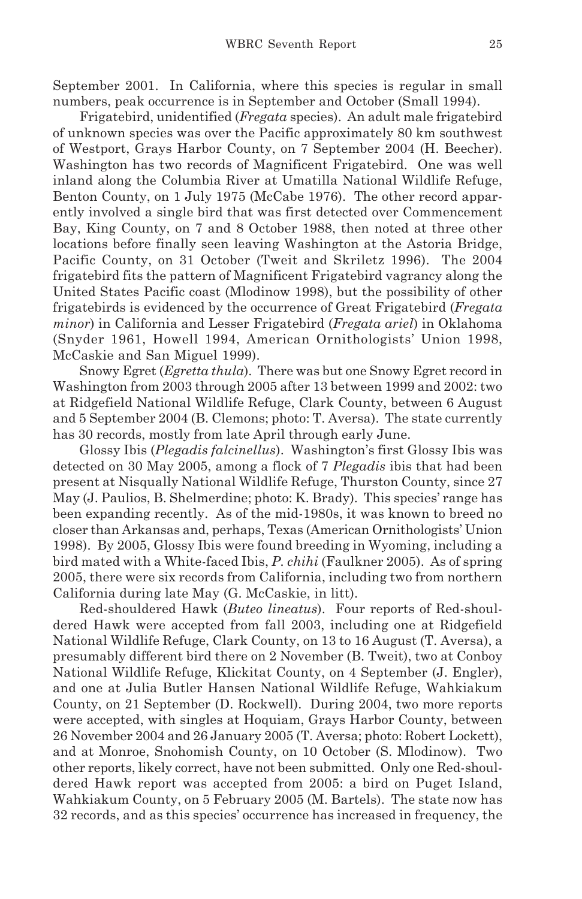September 2001. In California, where this species is regular in small numbers, peak occurrence is in September and October (Small 1994).

Frigatebird, unidentified (*Fregata* species). An adult male frigatebird of unknown species was over the Pacific approximately 80 km southwest of Westport, Grays Harbor County, on 7 September 2004 (H. Beecher). Washington has two records of Magnificent Frigatebird. One was well inland along the Columbia River at Umatilla National Wildlife Refuge, Benton County, on 1 July 1975 (McCabe 1976). The other record apparently involved a single bird that was first detected over Commencement Bay, King County, on 7 and 8 October 1988, then noted at three other locations before finally seen leaving Washington at the Astoria Bridge, Pacific County, on 31 October (Tweit and Skriletz 1996). The 2004 frigatebird fits the pattern of Magnificent Frigatebird vagrancy along the United States Pacific coast (Mlodinow 1998), but the possibility of other frigatebirds is evidenced by the occurrence of Great Frigatebird (*Fregata minor*) in California and Lesser Frigatebird (*Fregata ariel*) in Oklahoma (Snyder 1961, Howell 1994, American Ornithologists' Union 1998, McCaskie and San Miguel 1999).

Snowy Egret (*Egretta thula*). There was but one Snowy Egret record in Washington from 2003 through 2005 after 13 between 1999 and 2002: two at Ridgefield National Wildlife Refuge, Clark County, between 6 August and 5 September 2004 (B. Clemons; photo: T. Aversa). The state currently has 30 records, mostly from late April through early June.

Glossy Ibis (*Plegadis falcinellus*). Washington's first Glossy Ibis was detected on 30 May 2005, among a flock of 7 *Plegadis* ibis that had been present at Nisqually National Wildlife Refuge, Thurston County, since 27 May (J. Paulios, B. Shelmerdine; photo: K. Brady). This species' range has been expanding recently. As of the mid-1980s, it was known to breed no closer than Arkansas and, perhaps, Texas (American Ornithologists' Union 1998). By 2005, Glossy Ibis were found breeding in Wyoming, including a bird mated with a White-faced Ibis, *P. chihi* (Faulkner 2005). As of spring 2005, there were six records from California, including two from northern California during late May (G. McCaskie, in litt).

Red-shouldered Hawk (*Buteo lineatus*). Four reports of Red-shouldered Hawk were accepted from fall 2003, including one at Ridgefield National Wildlife Refuge, Clark County, on 13 to 16 August (T. Aversa), a presumably different bird there on 2 November (B. Tweit), two at Conboy National Wildlife Refuge, Klickitat County, on 4 September (J. Engler), and one at Julia Butler Hansen National Wildlife Refuge, Wahkiakum County, on 21 September (D. Rockwell). During 2004, two more reports were accepted, with singles at Hoquiam, Grays Harbor County, between 26 November 2004 and 26 January 2005 (T. Aversa; photo: Robert Lockett), and at Monroe, Snohomish County, on 10 October (S. Mlodinow). Two other reports, likely correct, have not been submitted. Only one Red-shouldered Hawk report was accepted from 2005: a bird on Puget Island, Wahkiakum County, on 5 February 2005 (M. Bartels). The state now has 32 records, and as this species' occurrence has increased in frequency, the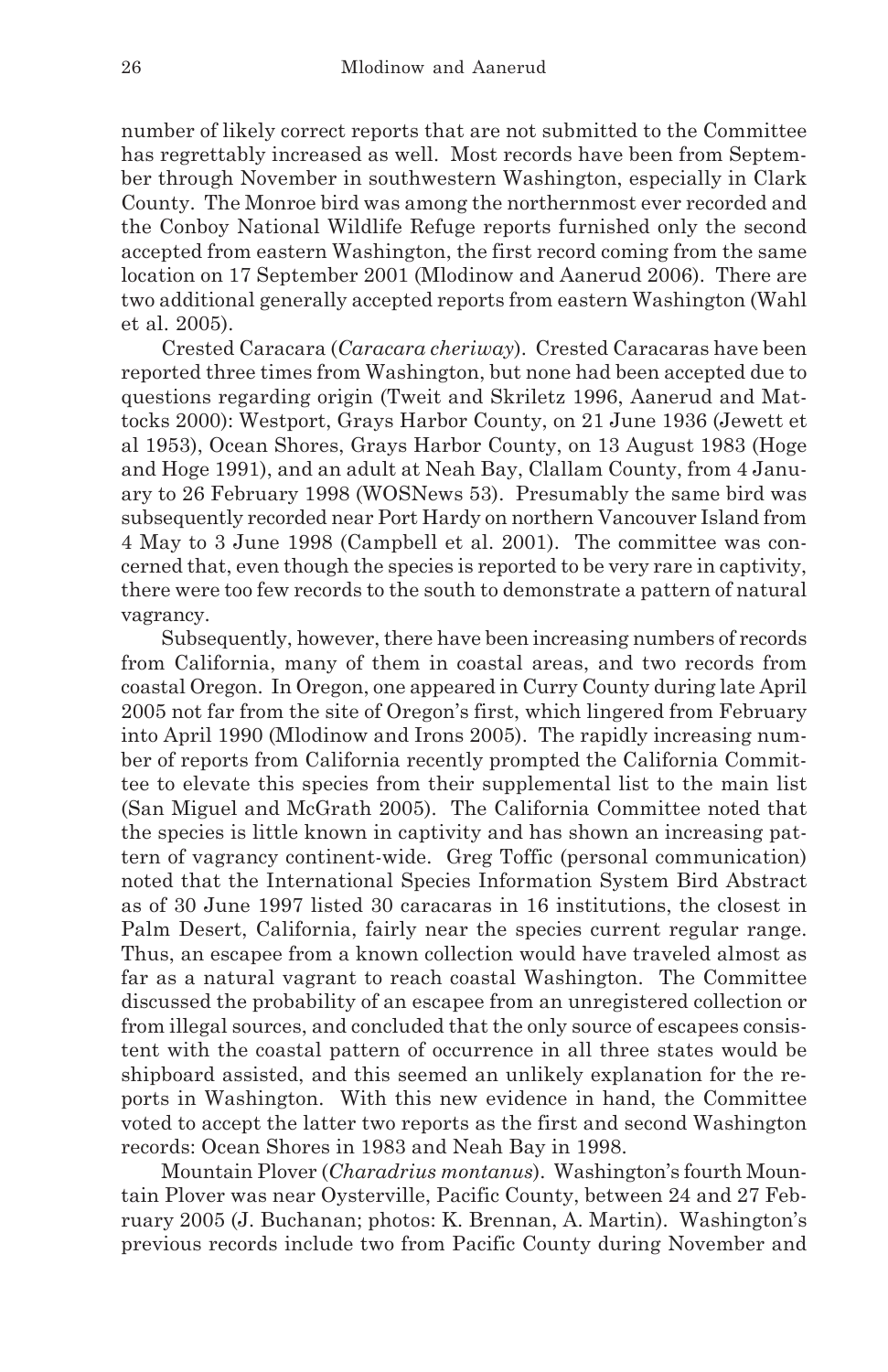number of likely correct reports that are not submitted to the Committee has regrettably increased as well. Most records have been from September through November in southwestern Washington, especially in Clark County. The Monroe bird was among the northernmost ever recorded and the Conboy National Wildlife Refuge reports furnished only the second accepted from eastern Washington, the first record coming from the same location on 17 September 2001 (Mlodinow and Aanerud 2006). There are two additional generally accepted reports from eastern Washington (Wahl et al. 2005).

Crested Caracara (*Caracara cheriway*). Crested Caracaras have been reported three times from Washington, but none had been accepted due to questions regarding origin (Tweit and Skriletz 1996, Aanerud and Mattocks 2000): Westport, Grays Harbor County, on 21 June 1936 (Jewett et al 1953), Ocean Shores, Grays Harbor County, on 13 August 1983 (Hoge and Hoge 1991), and an adult at Neah Bay, Clallam County, from 4 January to 26 February 1998 (WOSNews 53). Presumably the same bird was subsequently recorded near Port Hardy on northern Vancouver Island from 4 May to 3 June 1998 (Campbell et al. 2001). The committee was concerned that, even though the species is reported to be very rare in captivity, there were too few records to the south to demonstrate a pattern of natural vagrancy.

Subsequently, however, there have been increasing numbers of records from California, many of them in coastal areas, and two records from coastal Oregon. In Oregon, one appeared in Curry County during late April 2005 not far from the site of Oregon's first, which lingered from February into April 1990 (Mlodinow and Irons 2005). The rapidly increasing number of reports from California recently prompted the California Committee to elevate this species from their supplemental list to the main list (San Miguel and McGrath 2005). The California Committee noted that the species is little known in captivity and has shown an increasing pattern of vagrancy continent-wide. Greg Toffic (personal communication) noted that the International Species Information System Bird Abstract as of 30 June 1997 listed 30 caracaras in 16 institutions, the closest in Palm Desert, California, fairly near the species current regular range. Thus, an escapee from a known collection would have traveled almost as far as a natural vagrant to reach coastal Washington. The Committee discussed the probability of an escapee from an unregistered collection or from illegal sources, and concluded that the only source of escapees consistent with the coastal pattern of occurrence in all three states would be shipboard assisted, and this seemed an unlikely explanation for the reports in Washington. With this new evidence in hand, the Committee voted to accept the latter two reports as the first and second Washington records: Ocean Shores in 1983 and Neah Bay in 1998.

Mountain Plover (*Charadrius montanus*). Washington's fourth Mountain Plover was near Oysterville, Pacific County, between 24 and 27 February 2005 (J. Buchanan; photos: K. Brennan, A. Martin). Washington's previous records include two from Pacific County during November and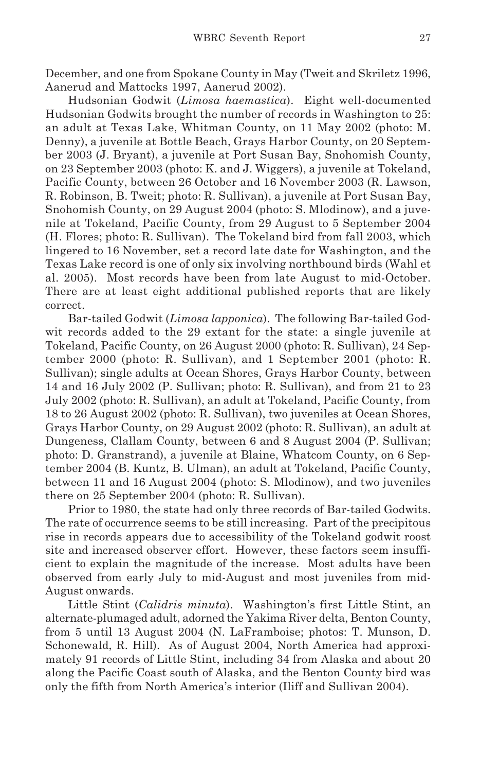December, and one from Spokane County in May (Tweit and Skriletz 1996, Aanerud and Mattocks 1997, Aanerud 2002).

Hudsonian Godwit (*Limosa haemastica*). Eight well-documented Hudsonian Godwits brought the number of records in Washington to 25: an adult at Texas Lake, Whitman County, on 11 May 2002 (photo: M. Denny), a juvenile at Bottle Beach, Grays Harbor County, on 20 September 2003 (J. Bryant), a juvenile at Port Susan Bay, Snohomish County, on 23 September 2003 (photo: K. and J. Wiggers), a juvenile at Tokeland, Pacific County, between 26 October and 16 November 2003 (R. Lawson, R. Robinson, B. Tweit; photo: R. Sullivan), a juvenile at Port Susan Bay, Snohomish County, on 29 August 2004 (photo: S. Mlodinow), and a juvenile at Tokeland, Pacific County, from 29 August to 5 September 2004 (H. Flores; photo: R. Sullivan). The Tokeland bird from fall 2003, which lingered to 16 November, set a record late date for Washington, and the Texas Lake record is one of only six involving northbound birds (Wahl et al. 2005). Most records have been from late August to mid-October. There are at least eight additional published reports that are likely correct.

Bar-tailed Godwit (*Limosa lapponica*). The following Bar-tailed Godwit records added to the 29 extant for the state: a single juvenile at Tokeland, Pacific County, on 26 August 2000 (photo: R. Sullivan), 24 September 2000 (photo: R. Sullivan), and 1 September 2001 (photo: R. Sullivan); single adults at Ocean Shores, Grays Harbor County, between 14 and 16 July 2002 (P. Sullivan; photo: R. Sullivan), and from 21 to 23 July 2002 (photo: R. Sullivan), an adult at Tokeland, Pacific County, from 18 to 26 August 2002 (photo: R. Sullivan), two juveniles at Ocean Shores, Grays Harbor County, on 29 August 2002 (photo: R. Sullivan), an adult at Dungeness, Clallam County, between 6 and 8 August 2004 (P. Sullivan; photo: D. Granstrand), a juvenile at Blaine, Whatcom County, on 6 September 2004 (B. Kuntz, B. Ulman), an adult at Tokeland, Pacific County, between 11 and 16 August 2004 (photo: S. Mlodinow), and two juveniles there on 25 September 2004 (photo: R. Sullivan).

Prior to 1980, the state had only three records of Bar-tailed Godwits. The rate of occurrence seems to be still increasing. Part of the precipitous rise in records appears due to accessibility of the Tokeland godwit roost site and increased observer effort. However, these factors seem insufficient to explain the magnitude of the increase. Most adults have been observed from early July to mid-August and most juveniles from mid-August onwards.

Little Stint (*Calidris minuta*). Washington's first Little Stint, an alternate-plumaged adult, adorned the Yakima River delta, Benton County, from 5 until 13 August 2004 (N. LaFramboise; photos: T. Munson, D. Schonewald, R. Hill). As of August 2004, North America had approximately 91 records of Little Stint, including 34 from Alaska and about 20 along the Pacific Coast south of Alaska, and the Benton County bird was only the fifth from North America's interior (Iliff and Sullivan 2004).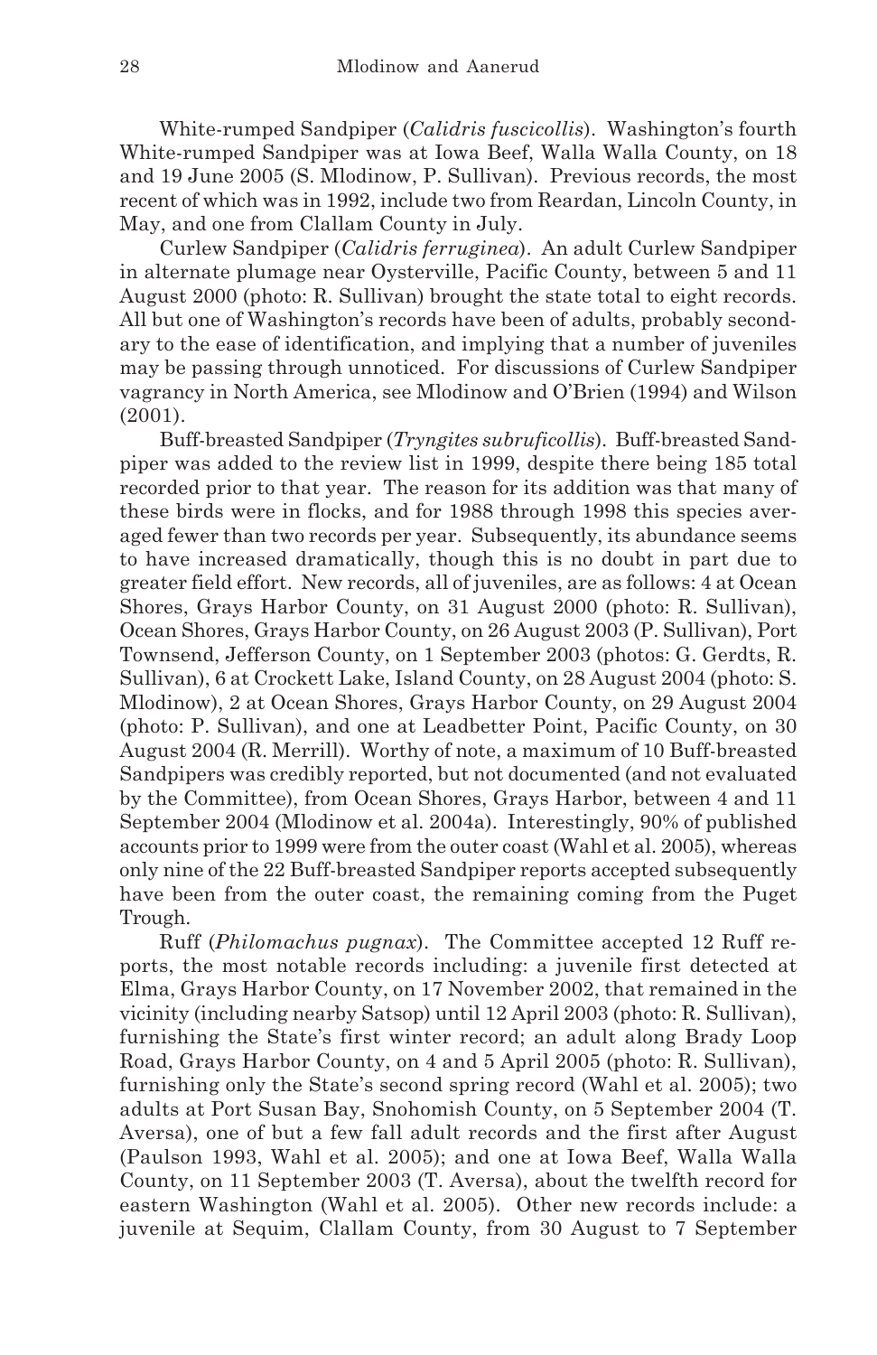White-rumped Sandpiper (*Calidris fuscicollis*). Washington's fourth White-rumped Sandpiper was at Iowa Beef, Walla Walla County, on 18 and 19 June 2005 (S. Mlodinow, P. Sullivan). Previous records, the most recent of which was in 1992, include two from Reardan, Lincoln County, in May, and one from Clallam County in July.

Curlew Sandpiper (*Calidris ferruginea*). An adult Curlew Sandpiper in alternate plumage near Oysterville, Pacific County, between 5 and 11 August 2000 (photo: R. Sullivan) brought the state total to eight records. All but one of Washington's records have been of adults, probably secondary to the ease of identification, and implying that a number of juveniles may be passing through unnoticed. For discussions of Curlew Sandpiper vagrancy in North America, see Mlodinow and O'Brien (1994) and Wilson (2001).

Buff-breasted Sandpiper (*Tryngites subruficollis*). Buff-breasted Sandpiper was added to the review list in 1999, despite there being 185 total recorded prior to that year. The reason for its addition was that many of these birds were in flocks, and for 1988 through 1998 this species averaged fewer than two records per year. Subsequently, its abundance seems to have increased dramatically, though this is no doubt in part due to greater field effort. New records, all of juveniles, are as follows: 4 at Ocean Shores, Grays Harbor County, on 31 August 2000 (photo: R. Sullivan), Ocean Shores, Grays Harbor County, on 26 August 2003 (P. Sullivan), Port Townsend, Jefferson County, on 1 September 2003 (photos: G. Gerdts, R. Sullivan), 6 at Crockett Lake, Island County, on 28 August 2004 (photo: S. Mlodinow), 2 at Ocean Shores, Grays Harbor County, on 29 August 2004 (photo: P. Sullivan), and one at Leadbetter Point, Pacific County, on 30 August 2004 (R. Merrill). Worthy of note, a maximum of 10 Buff-breasted Sandpipers was credibly reported, but not documented (and not evaluated by the Committee), from Ocean Shores, Grays Harbor, between 4 and 11 September 2004 (Mlodinow et al. 2004a). Interestingly, 90% of published accounts prior to 1999 were from the outer coast (Wahl et al. 2005), whereas only nine of the 22 Buff-breasted Sandpiper reports accepted subsequently have been from the outer coast, the remaining coming from the Puget Trough.

Ruff (*Philomachus pugnax*). The Committee accepted 12 Ruff reports, the most notable records including: a juvenile first detected at Elma, Grays Harbor County, on 17 November 2002, that remained in the vicinity (including nearby Satsop) until 12 April 2003 (photo: R. Sullivan), furnishing the State's first winter record; an adult along Brady Loop Road, Grays Harbor County, on 4 and 5 April 2005 (photo: R. Sullivan), furnishing only the State's second spring record (Wahl et al. 2005); two adults at Port Susan Bay, Snohomish County, on 5 September 2004 (T. Aversa), one of but a few fall adult records and the first after August (Paulson 1993, Wahl et al. 2005); and one at Iowa Beef, Walla Walla County, on 11 September 2003 (T. Aversa), about the twelfth record for eastern Washington (Wahl et al. 2005). Other new records include: a juvenile at Sequim, Clallam County, from 30 August to 7 September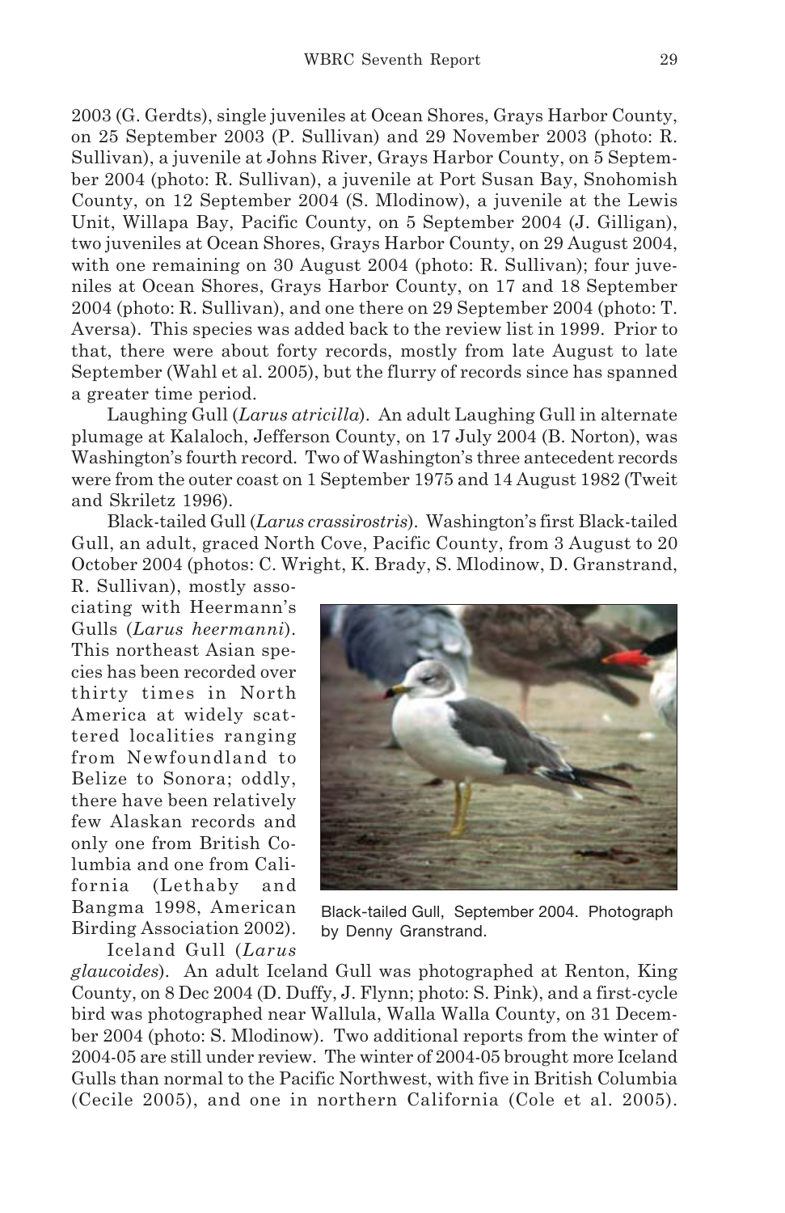2003 (G. Gerdts), single juveniles at Ocean Shores, Grays Harbor County, on 25 September 2003 (P. Sullivan) and 29 November 2003 (photo: R. Sullivan), a juvenile at Johns River, Grays Harbor County, on 5 September 2004 (photo: R. Sullivan), a juvenile at Port Susan Bay, Snohomish County, on 12 September 2004 (S. Mlodinow), a juvenile at the Lewis Unit, Willapa Bay, Pacific County, on 5 September 2004 (J. Gilligan), two juveniles at Ocean Shores, Grays Harbor County, on 29 August 2004, with one remaining on 30 August 2004 (photo: R. Sullivan); four juveniles at Ocean Shores, Grays Harbor County, on 17 and 18 September 2004 (photo: R. Sullivan), and one there on 29 September 2004 (photo: T. Aversa). This species was added back to the review list in 1999. Prior to that, there were about forty records, mostly from late August to late September (Wahl et al. 2005), but the flurry of records since has spanned a greater time period.

Laughing Gull (*Larus atricilla*). An adult Laughing Gull in alternate plumage at Kalaloch, Jefferson County, on 17 July 2004 (B. Norton), was Washington's fourth record. Two of Washington's three antecedent records were from the outer coast on 1 September 1975 and 14 August 1982 (Tweit and Skriletz 1996).

Black-tailed Gull (*Larus crassirostris*). Washington's first Black-tailed Gull, an adult, graced North Cove, Pacific County, from 3 August to 20 October 2004 (photos: C. Wright, K. Brady, S. Mlodinow, D. Granstrand, R. Sullivan), mostly associating with Heermann's Gulls (*Larus heermanni*). This northeast Asian species has been recorded over thirty times in North America at widely scattered localities ranging from Newfoundland to Belize to Sonora; oddly, there have been relatively few Alaskan records and only one from British Columbia and one from California (Lethaby and Bangma 1998, American Birding Association 2002).

Black-tailed Gull, September 2004. Photograph by Denny Granstrand.

Iceland Gull (*Larus glaucoides*). An adult Iceland Gull was photographed at Renton, King County, on 8 Dec 2004 (D. Duffy, J. Flynn; photo: S. Pink), and a first-cycle bird was photographed near Wallula, Walla Walla County, on 31 December 2004 (photo: S. Mlodinow). Two additional reports from the winter of 2004-05 are still under review. The winter of 2004-05 brought more Iceland Gulls than normal to the Pacific Northwest, with five in British Columbia (Cecile 2005), and one in northern California (Cole et al. 2005).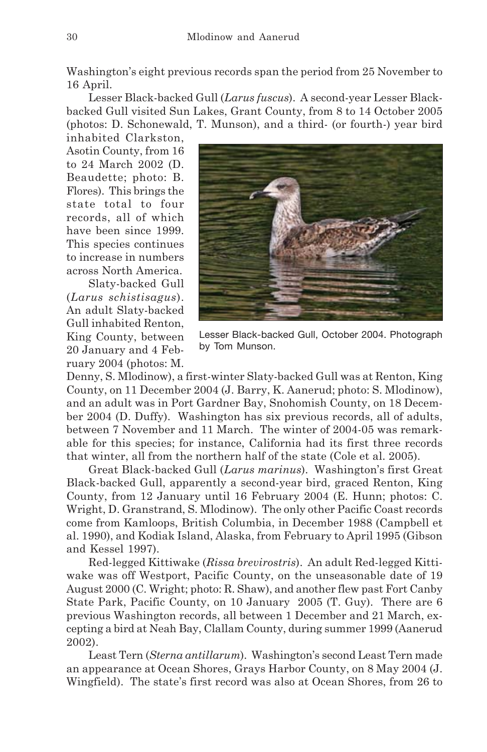Washington's eight previous records span the period from 25 November to 16 April.

Lesser Black-backed Gull (*Larus fuscus*). A second-year Lesser Black-backed Gull visited Sun Lakes, Grant County, from 8 to 14 October 2005 (photos: D. Schonewald, T. Munson), and a third- (or fourth-) year bird inhabited Clarkston, Asotin County, from 16 to 24 March 2002 (D. Beaudette; photo: B. Flores). This brings the state total to four records, all of which have been since 1999. This species continues to increase in numbers across North America.

Lesser Black-backed Gull, October 2004. Photograph by Tom Munson.

Slaty-backed Gull (*Larus schistisagus*). An adult Slaty-backed Gull inhabited Renton, King County, between 20 January and 4 February 2004 (photos: M. Denny, S. Mlodinow), a first-winter Slaty-backed Gull was at Renton, King County, on 11 December 2004 (J. Barry, K. Aanerud; photo: S. Mlodinow), and an adult was in Port Gardner Bay, Snohomish County, on 18 December 2004 (D. Duffy). Washington has six previous records, all of adults, between 7 November and 11 March. The winter of 2004-05 was remarkable for this species; for instance, California had its first three records that winter, all from the northern half of the state (Cole et al. 2005).

Great Black-backed Gull (*Larus marinus*). Washington's first Great Black-backed Gull, apparently a second-year bird, graced Renton, King County, from 12 January until 16 February 2004 (E. Hunn; photos: C. Wright, D. Granstrand, S. Mlodinow). The only other Pacific Coast records come from Kamloops, British Columbia, in December 1988 (Campbell et al. 1990), and Kodiak Island, Alaska, from February to April 1995 (Gibson and Kessel 1997).

Red-legged Kittiwake (*Rissa brevirostris*). An adult Red-legged Kittiwake was off Westport, Pacific County, on the unseasonable date of 19 August 2000 (C. Wright; photo: R. Shaw), and another flew past Fort Canby State Park, Pacific County, on 10 January 2005 (T. Guy). There are 6 previous Washington records, all between 1 December and 21 March, excepting a bird at Neah Bay, Clallam County, during summer 1999 (Aanerud 2002).

Least Tern (*Sterna antillarum*). Washington's second Least Tern made an appearance at Ocean Shores, Grays Harbor County, on 8 May 2004 (J. Wingfield). The state's first record was also at Ocean Shores, from 26 to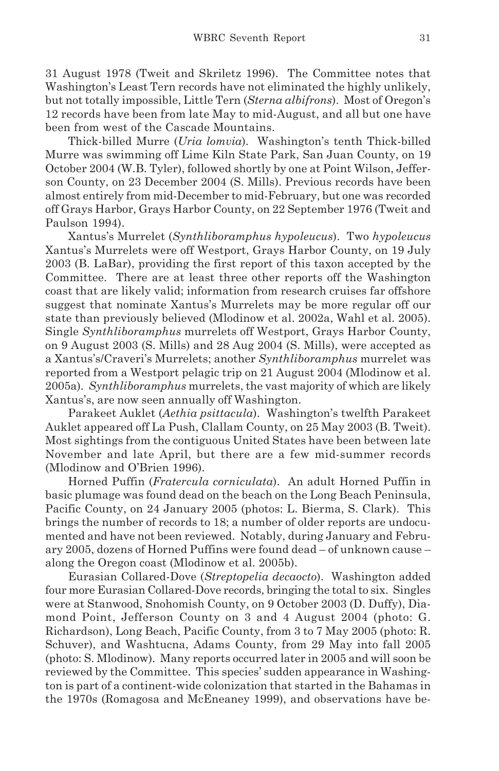31 August 1978 (Tweit and Skriletz 1996). The Committee notes that Washington's Least Tern records have not eliminated the highly unlikely, but not totally impossible, Little Tern (*Sterna albifrons*). Most of Oregon's 12 records have been from late May to mid-August, and all but one have been from west of the Cascade Mountains.

Thick-billed Murre (*Uria lomvia*). Washington's tenth Thick-billed Murre was swimming off Lime Kiln State Park, San Juan County, on 19 October 2004 (W.B. Tyler), followed shortly by one at Point Wilson, Jefferson County, on 23 December 2004 (S. Mills). Previous records have been almost entirely from mid-December to mid-February, but one was recorded off Grays Harbor, Grays Harbor County, on 22 September 1976 (Tweit and Paulson 1994).

Xantus's Murrelet (*Synthliboramphus hypoleucus*). Two *hypoleucus* Xantus's Murrelets were off Westport, Grays Harbor County, on 19 July 2003 (B. LaBar), providing the first report of this taxon accepted by the Committee. There are at least three other reports off the Washington coast that are likely valid; information from research cruises far offshore suggest that nominate Xantus's Murrelets may be more regular off our state than previously believed (Mlodinow et al. 2002a, Wahl et al. 2005). Single *Synthliboramphus* murrelets off Westport, Grays Harbor County, on 9 August 2003 (S. Mills) and 28 Aug 2004 (S. Mills), were accepted as a Xantus's/Craveri's Murrelets; another *Synthliboramphus* murrelet was reported from a Westport pelagic trip on 21 August 2004 (Mlodinow et al. 2005a). *Synthliboramphus* murrelets, the vast majority of which are likely Xantus's, are now seen annually off Washington.

Parakeet Auklet (*Aethia psittacula*). Washington's twelfth Parakeet Auklet appeared off La Push, Clallam County, on 25 May 2003 (B. Tweit). Most sightings from the contiguous United States have been between late November and late April, but there are a few mid-summer records (Mlodinow and O'Brien 1996).

Horned Puffin (*Fratercula corniculata*). An adult Horned Puffin in basic plumage was found dead on the beach on the Long Beach Peninsula, Pacific County, on 24 January 2005 (photos: L. Bierma, S. Clark). This brings the number of records to 18; a number of older reports are undocumented and have not been reviewed. Notably, during January and February 2005, dozens of Horned Puffins were found dead – of unknown cause – along the Oregon coast (Mlodinow et al. 2005b).

Eurasian Collared-Dove (*Streptopelia decaocto*). Washington added four more Eurasian Collared-Dove records, bringing the total to six. Singles were at Stanwood, Snohomish County, on 9 October 2003 (D. Duffy), Diamond Point, Jefferson County on 3 and 4 August 2004 (photo: G. Richardson), Long Beach, Pacific County, from 3 to 7 May 2005 (photo: R. Schuver), and Washtucna, Adams County, from 29 May into fall 2005 (photo: S. Mlodinow). Many reports occurred later in 2005 and will soon be reviewed by the Committee. This species' sudden appearance in Washington is part of a continent-wide colonization that started in the Bahamas in the 1970s (Romagosa and McEneaney 1999), and observations have be-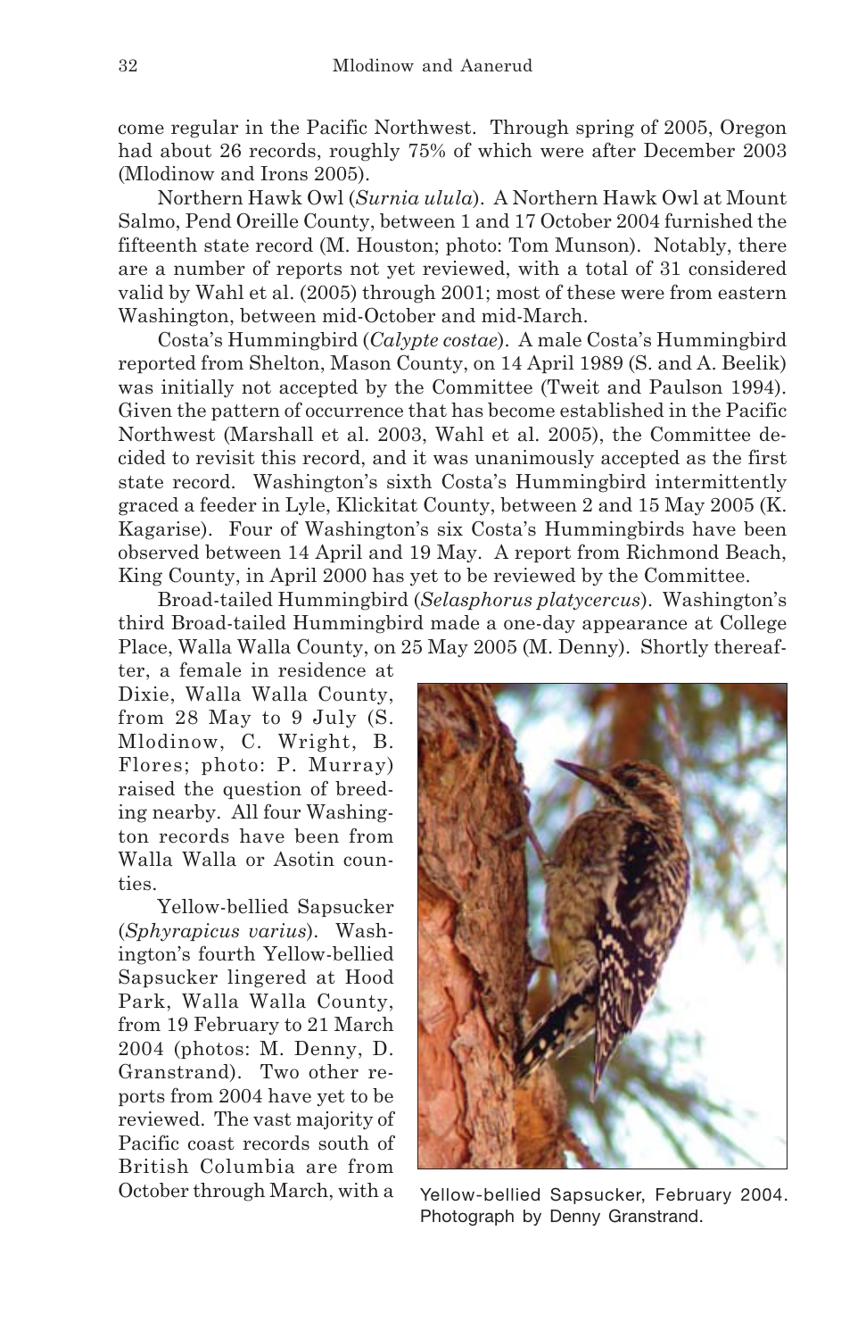come regular in the Pacific Northwest. Through spring of 2005, Oregon had about 26 records, roughly 75% of which were after December 2003 (Mlodinow and Irons 2005).

Northern Hawk Owl (*Surnia ulula*). A Northern Hawk Owl at Mount Salmo, Pend Oreille County, between 1 and 17 October 2004 furnished the fifteenth state record (M. Houston; photo: Tom Munson). Notably, there are a number of reports not yet reviewed, with a total of 31 considered valid by Wahl et al. (2005) through 2001; most of these were from eastern Washington, between mid-October and mid-March.

Costa's Hummingbird (*Calypte costae*). A male Costa's Hummingbird reported from Shelton, Mason County, on 14 April 1989 (S. and A. Beelik) was initially not accepted by the Committee (Tweit and Paulson 1994). Given the pattern of occurrence that has become established in the Pacific Northwest (Marshall et al. 2003, Wahl et al. 2005), the Committee decided to revisit this record, and it was unanimously accepted as the first state record. Washington's sixth Costa's Hummingbird intermittently graced a feeder in Lyle, Klickitat County, between 2 and 15 May 2005 (K. Kagarise). Four of Washington's six Costa's Hummingbirds have been observed between 14 April and 19 May. A report from Richmond Beach, King County, in April 2000 has yet to be reviewed by the Committee.

Broad-tailed Hummingbird (*Selasphorus platycercus*). Washington's third Broad-tailed Hummingbird made a one-day appearance at College Place, Walla Walla County, on 25 May 2005 (M. Denny). Shortly thereafter, a female in residence at Dixie, Walla Walla County, from 28 May to 9 July (S. Mlodinow, C. Wright, B. Flores; photo: P. Murray) raised the question of breeding nearby. All four Washington records have been from Walla Walla or Asotin counties.

Yellow-bellied Sapsucker (*Sphyrapicus varius*). Washington's fourth Yellow-bellied Sapsucker lingered at Hood Park, Walla Walla County, from 19 February to 21 March 2004 (photos: M. Denny, D. Granstrand). Two other reports from 2004 have yet to be reviewed. The vast majority of Pacific coast records south of British Columbia are from October through March, with a

Yellow-bellied Sapsucker, February 2004. Photograph by Denny Granstrand.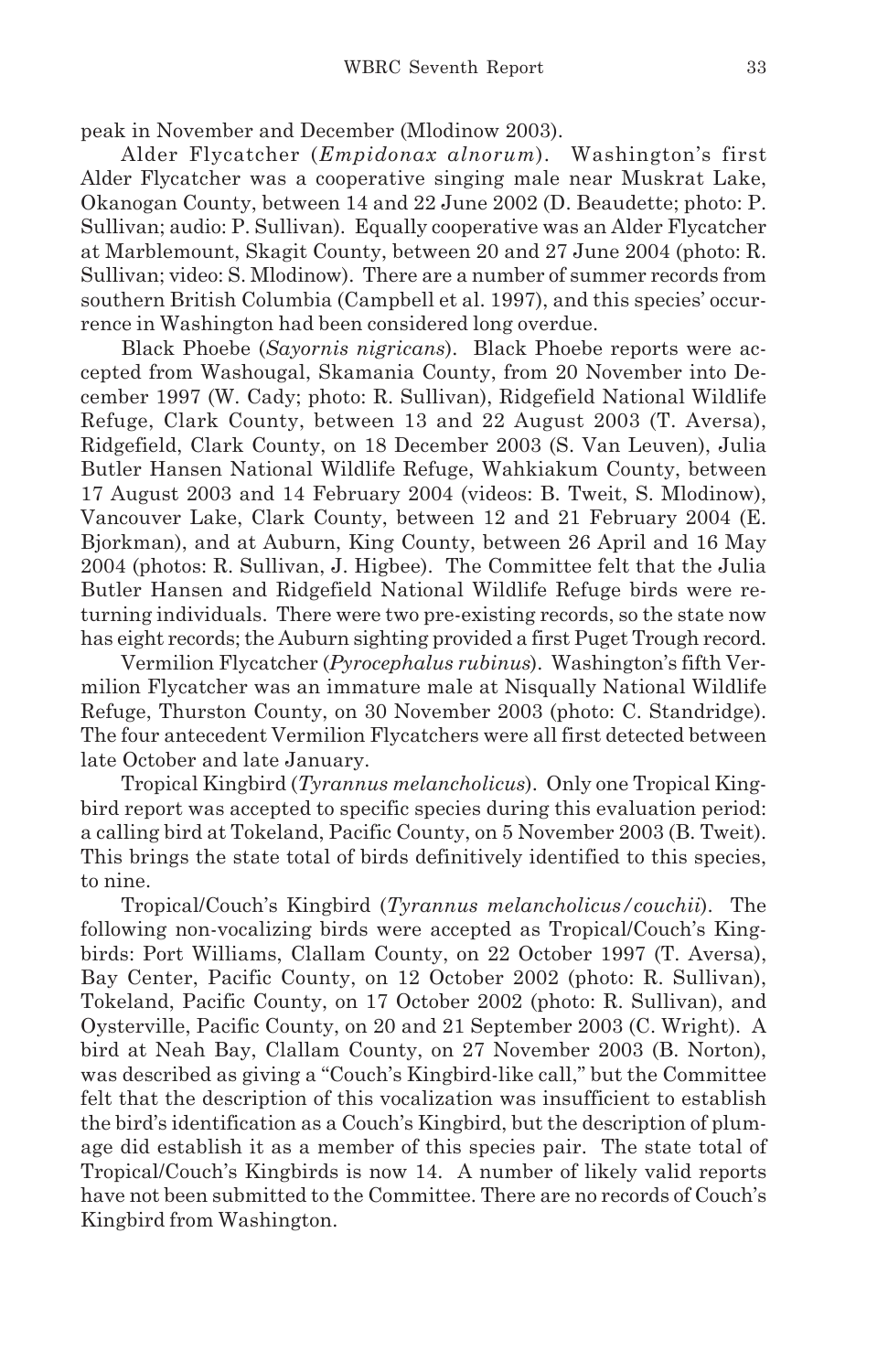peak in November and December (Mlodinow 2003).

Alder Flycatcher (*Empidonax alnorum*). Washington's first Alder Flycatcher was a cooperative singing male near Muskrat Lake, Okanogan County, between 14 and 22 June 2002 (D. Beaudette; photo: P. Sullivan; audio: P. Sullivan). Equally cooperative was an Alder Flycatcher at Marblemount, Skagit County, between 20 and 27 June 2004 (photo: R. Sullivan; video: S. Mlodinow). There are a number of summer records from southern British Columbia (Campbell et al. 1997), and this species' occurrence in Washington had been considered long overdue.

Black Phoebe (*Sayornis nigricans*). Black Phoebe reports were accepted from Washougal, Skamania County, from 20 November into December 1997 (W. Cady; photo: R. Sullivan), Ridgefield National Wildlife Refuge, Clark County, between 13 and 22 August 2003 (T. Aversa), Ridgefield, Clark County, on 18 December 2003 (S. Van Leuven), Julia Butler Hansen National Wildlife Refuge, Wahkiakum County, between 17 August 2003 and 14 February 2004 (videos: B. Tweit, S. Mlodinow), Vancouver Lake, Clark County, between 12 and 21 February 2004 (E. Bjorkman), and at Auburn, King County, between 26 April and 16 May 2004 (photos: R. Sullivan, J. Higbee). The Committee felt that the Julia Butler Hansen and Ridgefield National Wildlife Refuge birds were returning individuals. There were two pre-existing records, so the state now has eight records; the Auburn sighting provided a first Puget Trough record.

Vermilion Flycatcher (*Pyrocephalus rubinus*). Washington's fifth Vermilion Flycatcher was an immature male at Nisqually National Wildlife Refuge, Thurston County, on 30 November 2003 (photo: C. Standridge). The four antecedent Vermilion Flycatchers were all first detected between late October and late January.

Tropical Kingbird (*Tyrannus melancholicus*). Only one Tropical Kingbird report was accepted to specific species during this evaluation period: a calling bird at Tokeland, Pacific County, on 5 November 2003 (B. Tweit). This brings the state total of birds definitively identified to this species, to nine.

Tropical/Couch's Kingbird (*Tyrannus melancholicus/couchii*). The following non-vocalizing birds were accepted as Tropical/Couch's Kingbirds: Port Williams, Clallam County, on 22 October 1997 (T. Aversa), Bay Center, Pacific County, on 12 October 2002 (photo: R. Sullivan), Tokeland, Pacific County, on 17 October 2002 (photo: R. Sullivan), and Oysterville, Pacific County, on 20 and 21 September 2003 (C. Wright). A bird at Neah Bay, Clallam County, on 27 November 2003 (B. Norton), was described as giving a "Couch's Kingbird-like call," but the Committee felt that the description of this vocalization was insufficient to establish the bird's identification as a Couch's Kingbird, but the description of plumage did establish it as a member of this species pair. The state total of Tropical/Couch's Kingbirds is now 14. A number of likely valid reports have not been submitted to the Committee. There are no records of Couch's Kingbird from Washington.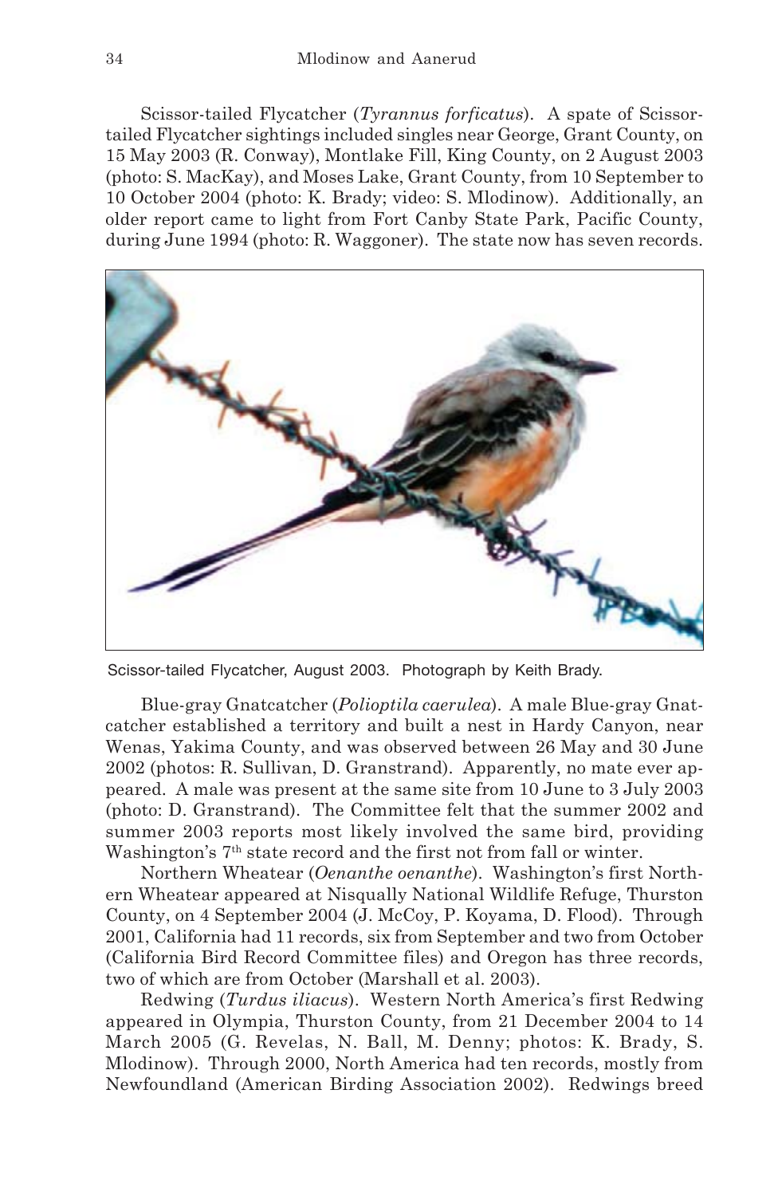Scissor-tailed Flycatcher (*Tyrannus forficatus*). A spate of Scissor-tailed Flycatcher sightings included singles near George, Grant County, on 15 May 2003 (R. Conway), Montlake Fill, King County, on 2 August 2003 (photo: S. MacKay), and Moses Lake, Grant County, from 10 September to 10 October 2004 (photo: K. Brady; video: S. Mlodinow). Additionally, an older report came to light from Fort Canby State Park, Pacific County, during June 1994 (photo: R. Waggoner). The state now has seven records.

Scissor-tailed Flycatcher, August 2003. Photograph by Keith Brady.

Blue-gray Gnatcatcher (*Polioptila caerulea*). A male Blue-gray Gnatcatcher established a territory and built a nest in Hardy Canyon, near Wenas, Yakima County, and was observed between 26 May and 30 June 2002 (photos: R. Sullivan, D. Granstrand). Apparently, no mate ever appeared. A male was present at the same site from 10 June to 3 July 2003 (photo: D. Granstrand). The Committee felt that the summer 2002 and summer 2003 reports most likely involved the same bird, providing Washington's 7th state record and the first not from fall or winter.

Northern Wheatear (*Oenanthe oenanthe*). Washington's first Northern Wheatear appeared at Nisqually National Wildlife Refuge, Thurston County, on 4 September 2004 (J. McCoy, P. Koyama, D. Flood). Through 2001, California had 11 records, six from September and two from October (California Bird Record Committee files) and Oregon has three records, two of which are from October (Marshall et al. 2003).

Redwing (*Turdus iliacus*). Western North America's first Redwing appeared in Olympia, Thurston County, from 21 December 2004 to 14 March 2005 (G. Revelas, N. Ball, M. Denny; photos: K. Brady, S. Mlodinow). Through 2000, North America had ten records, mostly from Newfoundland (American Birding Association 2002). Redwings breed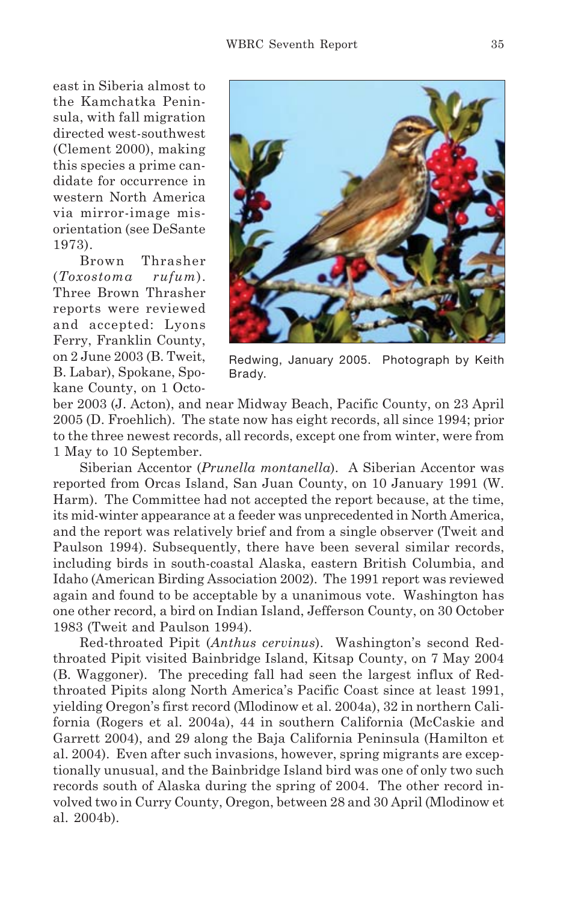east in Siberia almost to the Kamchatka Peninsula, with fall migration directed west-southwest (Clement 2000), making this species a prime candidate for occurrence in western North America via mirror-image misorientation (see DeSante 1973).

Brown Thrasher (*Toxostoma rufum*). Three Brown Thrasher reports were reviewed and accepted: Lyons Ferry, Franklin County, on 2 June 2003 (B. Tweit, B. Labar), Spokane, Spokane County, on 1 October 2003 (J. Acton), and near Midway Beach, Pacific County, on 23 April 2005 (D. Froehlich). The state now has eight records, all since 1994; prior to the three newest records, all records, except one from winter, were from 1 May to 10 September.

Redwing, January 2005. Photograph by Keith Brady.

Siberian Accentor (*Prunella montanella*). A Siberian Accentor was reported from Orcas Island, San Juan County, on 10 January 1991 (W. Harm). The Committee had not accepted the report because, at the time, its mid-winter appearance at a feeder was unprecedented in North America, and the report was relatively brief and from a single observer (Tweit and Paulson 1994). Subsequently, there have been several similar records, including birds in south-coastal Alaska, eastern British Columbia, and Idaho (American Birding Association 2002). The 1991 report was reviewed again and found to be acceptable by a unanimous vote. Washington has one other record, a bird on Indian Island, Jefferson County, on 30 October 1983 (Tweit and Paulson 1994).

Red-throated Pipit (*Anthus cervinus*). Washington's second Red-throated Pipit visited Bainbridge Island, Kitsap County, on 7 May 2004 (B. Waggoner). The preceding fall had seen the largest influx of Red-throated Pipits along North America's Pacific Coast since at least 1991, yielding Oregon's first record (Mlodinow et al. 2004a), 32 in northern California (Rogers et al. 2004a), 44 in southern California (McCaskie and Garrett 2004), and 29 along the Baja California Peninsula (Hamilton et al. 2004). Even after such invasions, however, spring migrants are exceptionally unusual, and the Bainbridge Island bird was one of only two such records south of Alaska during the spring of 2004. The other record involved two in Curry County, Oregon, between 28 and 30 April (Mlodinow et al. 2004b).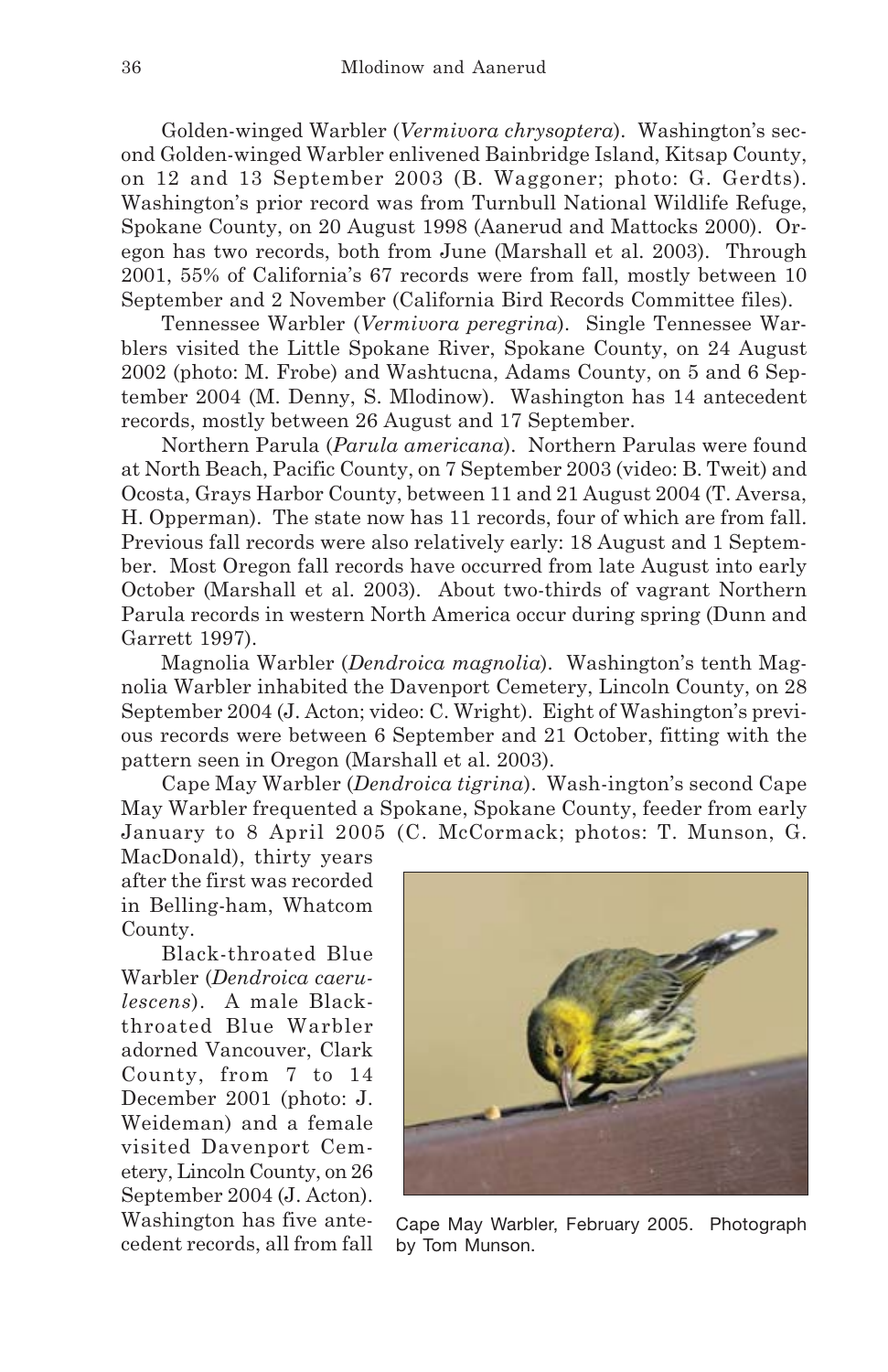Golden-winged Warbler (*Vermivora chrysoptera*). Washington's second Golden-winged Warbler enlivened Bainbridge Island, Kitsap County, on 12 and 13 September 2003 (B. Waggoner; photo: G. Gerdts). Washington's prior record was from Turnbull National Wildlife Refuge, Spokane County, on 20 August 1998 (Aanerud and Mattocks 2000). Oregon has two records, both from June (Marshall et al. 2003). Through 2001, 55% of California's 67 records were from fall, mostly between 10 September and 2 November (California Bird Records Committee files).

Tennessee Warbler (*Vermivora peregrina*). Single Tennessee Warblers visited the Little Spokane River, Spokane County, on 24 August 2002 (photo: M. Frobe) and Washtucna, Adams County, on 5 and 6 September 2004 (M. Denny, S. Mlodinow). Washington has 14 antecedent records, mostly between 26 August and 17 September.

Northern Parula (*Parula americana*). Northern Parulas were found at North Beach, Pacific County, on 7 September 2003 (video: B. Tweit) and Ocosta, Grays Harbor County, between 11 and 21 August 2004 (T. Aversa, H. Opperman). The state now has 11 records, four of which are from fall. Previous fall records were also relatively early: 18 August and 1 September. Most Oregon fall records have occurred from late August into early October (Marshall et al. 2003). About two-thirds of vagrant Northern Parula records in western North America occur during spring (Dunn and Garrett 1997).

Magnolia Warbler (*Dendroica magnolia*). Washington's tenth Magnolia Warbler inhabited the Davenport Cemetery, Lincoln County, on 28 September 2004 (J. Acton; video: C. Wright). Eight of Washington's previous records were between 6 September and 21 October, fitting with the pattern seen in Oregon (Marshall et al. 2003).

Cape May Warbler (*Dendroica tigrina*). Wash-ington's second Cape May Warbler frequented a Spokane, Spokane County, feeder from early January to 8 April 2005 (C. McCormack; photos: T. Munson, G. MacDonald), thirty years after the first was recorded in Belling-ham, Whatcom County.

Black-throated Blue Warbler (*Dendroica caerulescens*). A male Black-throated Blue Warbler adorned Vancouver, Clark County, from 7 to 14 December 2001 (photo: J. Weideman) and a female visited Davenport Cemetery, Lincoln County, on 26 September 2004 (J. Acton). Washington has five antecedent records, all from fall

Cape May Warbler, February 2005. Photograph by Tom Munson.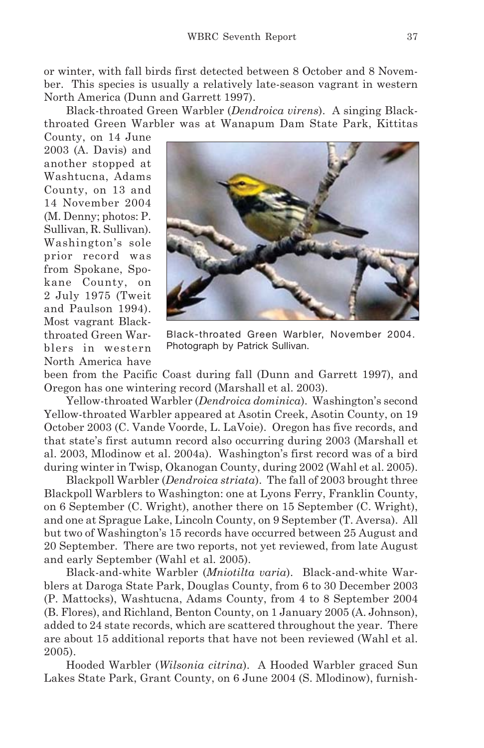or winter, with fall birds first detected between 8 October and 8 November. This species is usually a relatively late-season vagrant in western North America (Dunn and Garrett 1997).

Black-throated Green Warbler (*Dendroica virens*). A singing Black-throated Green Warbler was at Wanapum Dam State Park, Kittitas County, on 14 June 2003 (A. Davis) and another stopped at Washtucna, Adams County, on 13 and 14 November 2004 (M. Denny; photos: P. Sullivan, R. Sullivan). Washington's sole prior record was from Spokane, Spokane County, on 2 July 1975 (Tweit and Paulson 1994). Most vagrant Black-throated Green Warblers in western North America have been from the Pacific Coast during fall (Dunn and Garrett 1997), and Oregon has one wintering record (Marshall et al. 2003).

Black-throated Green Warbler, November 2004. Photograph by Patrick Sullivan.

Yellow-throated Warbler (*Dendroica dominica*). Washington's second Yellow-throated Warbler appeared at Asotin Creek, Asotin County, on 19 October 2003 (C. Vande Voorde, L. LaVoie). Oregon has five records, and that state's first autumn record also occurring during 2003 (Marshall et al. 2003, Mlodinow et al. 2004a). Washington's first record was of a bird during winter in Twisp, Okanogan County, during 2002 (Wahl et al. 2005).

Blackpoll Warbler (*Dendroica striata*). The fall of 2003 brought three Blackpoll Warblers to Washington: one at Lyons Ferry, Franklin County, on 6 September (C. Wright), another there on 15 September (C. Wright), and one at Sprague Lake, Lincoln County, on 9 September (T. Aversa). All but two of Washington's 15 records have occurred between 25 August and 20 September. There are two reports, not yet reviewed, from late August and early September (Wahl et al. 2005).

Black-and-white Warbler (*Mniotilta varia*). Black-and-white Warblers at Daroga State Park, Douglas County, from 6 to 30 December 2003 (P. Mattocks), Washtucna, Adams County, from 4 to 8 September 2004 (B. Flores), and Richland, Benton County, on 1 January 2005 (A. Johnson), added to 24 state records, which are scattered throughout the year. There are about 15 additional reports that have not been reviewed (Wahl et al. 2005).

Hooded Warbler (*Wilsonia citrina*). A Hooded Warbler graced Sun Lakes State Park, Grant County, on 6 June 2004 (S. Mlodinow), furnish-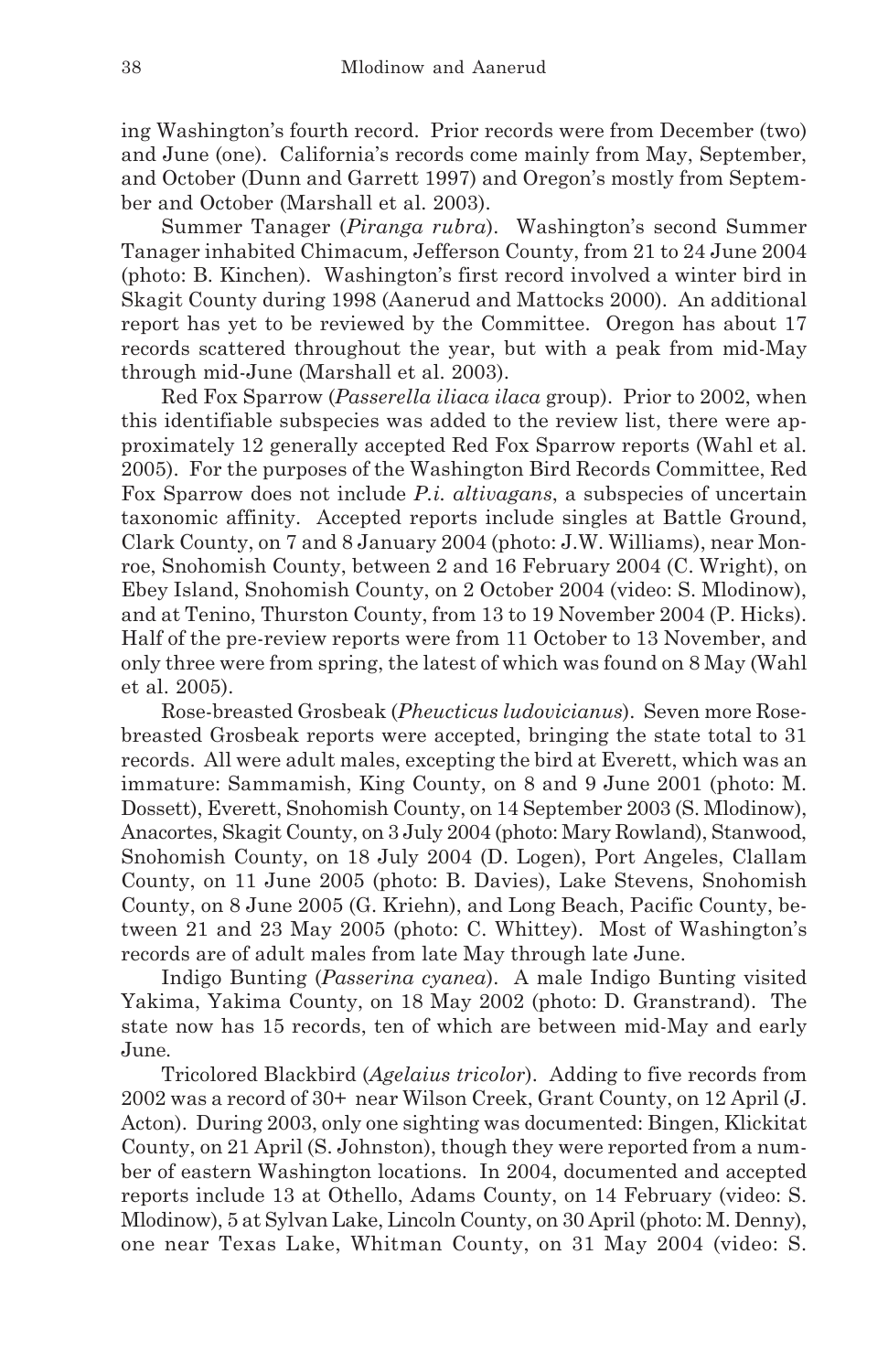ing Washington's fourth record. Prior records were from December (two) and June (one). California's records come mainly from May, September, and October (Dunn and Garrett 1997) and Oregon's mostly from September and October (Marshall et al. 2003).

Summer Tanager (*Piranga rubra*). Washington's second Summer Tanager inhabited Chimacum, Jefferson County, from 21 to 24 June 2004 (photo: B. Kinchen). Washington's first record involved a winter bird in Skagit County during 1998 (Aanerud and Mattocks 2000). An additional report has yet to be reviewed by the Committee. Oregon has about 17 records scattered throughout the year, but with a peak from mid-May through mid-June (Marshall et al. 2003).

Red Fox Sparrow (*Passerella iliaca ilaca* group). Prior to 2002, when this identifiable subspecies was added to the review list, there were approximately 12 generally accepted Red Fox Sparrow reports (Wahl et al. 2005). For the purposes of the Washington Bird Records Committee, Red Fox Sparrow does not include *P.i. altivagans*, a subspecies of uncertain taxonomic affinity. Accepted reports include singles at Battle Ground, Clark County, on 7 and 8 January 2004 (photo: J.W. Williams), near Monroe, Snohomish County, between 2 and 16 February 2004 (C. Wright), on Ebey Island, Snohomish County, on 2 October 2004 (video: S. Mlodinow), and at Tenino, Thurston County, from 13 to 19 November 2004 (P. Hicks). Half of the pre-review reports were from 11 October to 13 November, and only three were from spring, the latest of which was found on 8 May (Wahl et al. 2005).

Rose-breasted Grosbeak (*Pheucticus ludovicianus*). Seven more Rose-breasted Grosbeak reports were accepted, bringing the state total to 31 records. All were adult males, excepting the bird at Everett, which was an immature: Sammamish, King County, on 8 and 9 June 2001 (photo: M. Dossett), Everett, Snohomish County, on 14 September 2003 (S. Mlodinow), Anacortes, Skagit County, on 3 July 2004 (photo: Mary Rowland), Stanwood, Snohomish County, on 18 July 2004 (D. Logen), Port Angeles, Clallam County, on 11 June 2005 (photo: B. Davies), Lake Stevens, Snohomish County, on 8 June 2005 (G. Kriehn), and Long Beach, Pacific County, between 21 and 23 May 2005 (photo: C. Whittey). Most of Washington's records are of adult males from late May through late June.

Indigo Bunting (*Passerina cyanea*). A male Indigo Bunting visited Yakima, Yakima County, on 18 May 2002 (photo: D. Granstrand). The state now has 15 records, ten of which are between mid-May and early June.

Tricolored Blackbird (*Agelaius tricolor*). Adding to five records from 2002 was a record of 30+ near Wilson Creek, Grant County, on 12 April (J. Acton). During 2003, only one sighting was documented: Bingen, Klickitat County, on 21 April (S. Johnston), though they were reported from a number of eastern Washington locations. In 2004, documented and accepted reports include 13 at Othello, Adams County, on 14 February (video: S. Mlodinow), 5 at Sylvan Lake, Lincoln County, on 30 April (photo: M. Denny), one near Texas Lake, Whitman County, on 31 May 2004 (video: S.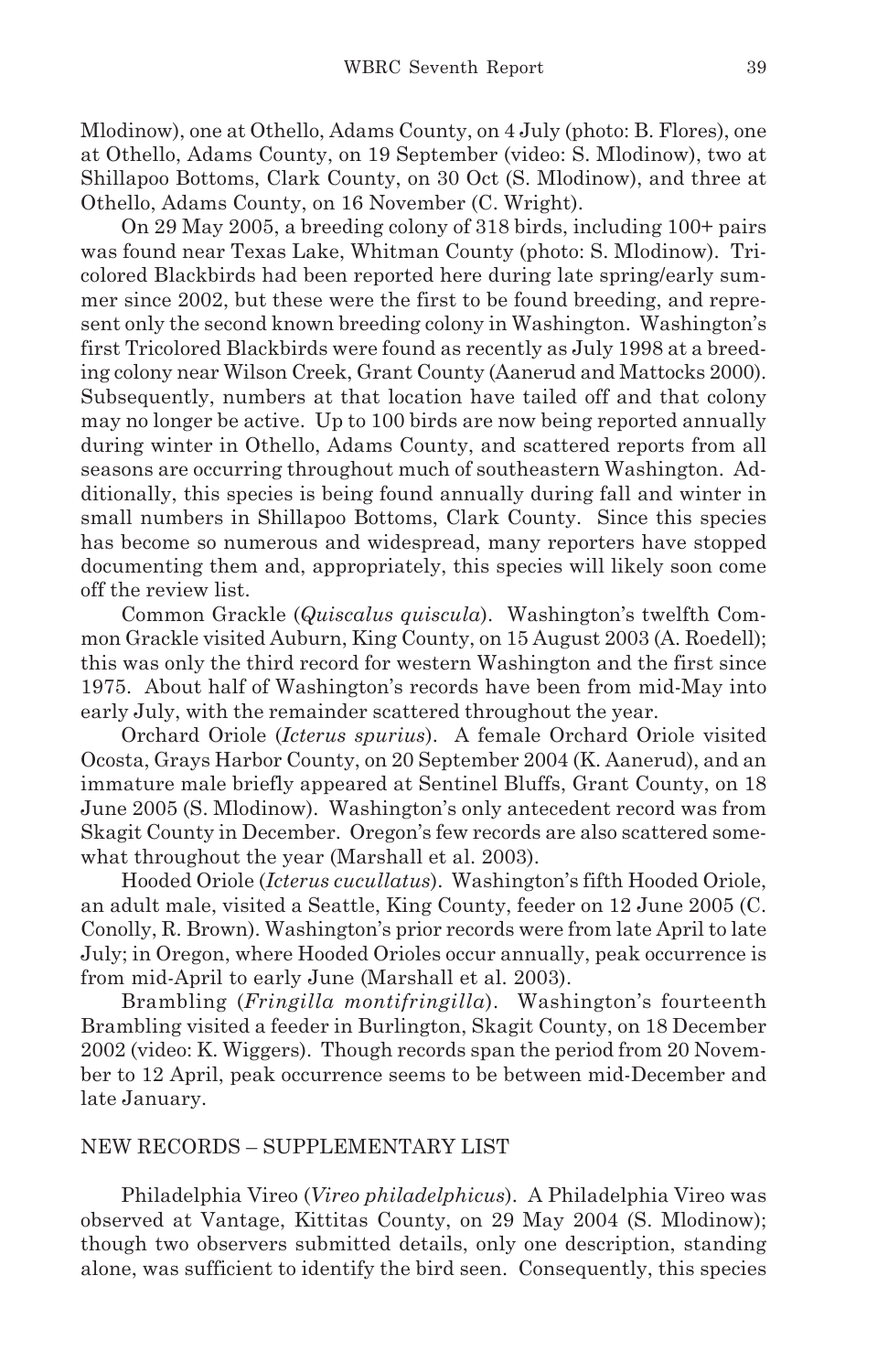Mlodinow), one at Othello, Adams County, on 4 July (photo: B. Flores), one at Othello, Adams County, on 19 September (video: S. Mlodinow), two at Shillapoo Bottoms, Clark County, on 30 Oct (S. Mlodinow), and three at Othello, Adams County, on 16 November (C. Wright).

On 29 May 2005, a breeding colony of 318 birds, including 100+ pairs was found near Texas Lake, Whitman County (photo: S. Mlodinow). Tricolored Blackbirds had been reported here during late spring/early summer since 2002, but these were the first to be found breeding, and represent only the second known breeding colony in Washington. Washington's first Tricolored Blackbirds were found as recently as July 1998 at a breeding colony near Wilson Creek, Grant County (Aanerud and Mattocks 2000). Subsequently, numbers at that location have tailed off and that colony may no longer be active. Up to 100 birds are now being reported annually during winter in Othello, Adams County, and scattered reports from all seasons are occurring throughout much of southeastern Washington. Additionally, this species is being found annually during fall and winter in small numbers in Shillapoo Bottoms, Clark County. Since this species has become so numerous and widespread, many reporters have stopped documenting them and, appropriately, this species will likely soon come off the review list.

Common Grackle (*Quiscalus quiscula*). Washington's twelfth Common Grackle visited Auburn, King County, on 15 August 2003 (A. Roedell); this was only the third record for western Washington and the first since 1975. About half of Washington's records have been from mid-May into early July, with the remainder scattered throughout the year.

Orchard Oriole (*Icterus spurius*). A female Orchard Oriole visited Ocosta, Grays Harbor County, on 20 September 2004 (K. Aanerud), and an immature male briefly appeared at Sentinel Bluffs, Grant County, on 18 June 2005 (S. Mlodinow). Washington's only antecedent record was from Skagit County in December. Oregon's few records are also scattered somewhat throughout the year (Marshall et al. 2003).

Hooded Oriole (*Icterus cucullatus*). Washington's fifth Hooded Oriole, an adult male, visited a Seattle, King County, feeder on 12 June 2005 (C. Conolly, R. Brown). Washington's prior records were from late April to late July; in Oregon, where Hooded Orioles occur annually, peak occurrence is from mid-April to early June (Marshall et al. 2003).

Brambling (*Fringilla montifringilla*). Washington's fourteenth Brambling visited a feeder in Burlington, Skagit County, on 18 December 2002 (video: K. Wiggers). Though records span the period from 20 November to 12 April, peak occurrence seems to be between mid-December and late January.

## NEW RECORDS – SUPPLEMENTARY LIST

Philadelphia Vireo (*Vireo philadelphicus*). A Philadelphia Vireo was observed at Vantage, Kittitas County, on 29 May 2004 (S. Mlodinow); though two observers submitted details, only one description, standing alone, was sufficient to identify the bird seen. Consequently, this species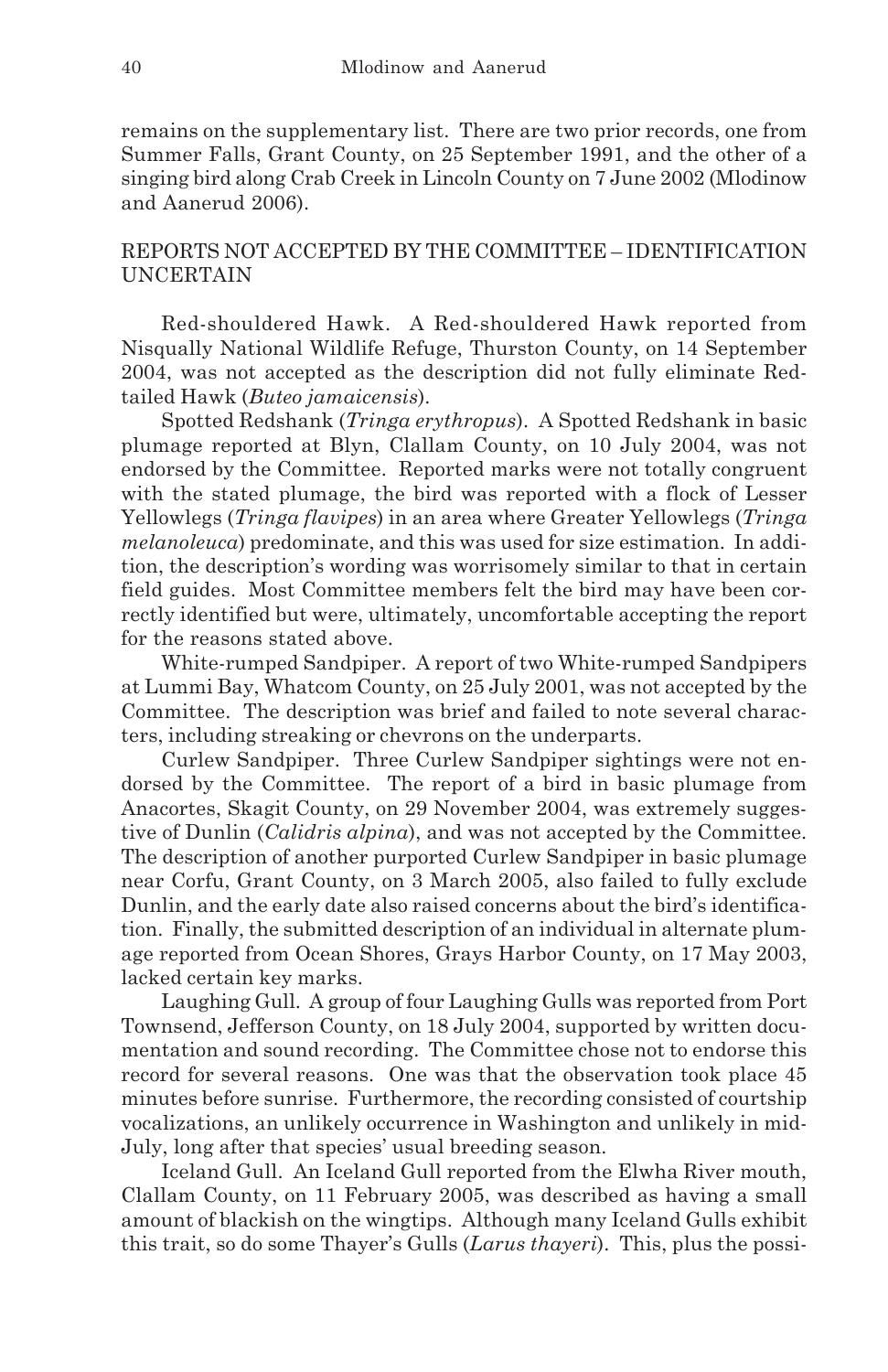remains on the supplementary list. There are two prior records, one from Summer Falls, Grant County, on 25 September 1991, and the other of a singing bird along Crab Creek in Lincoln County on 7 June 2002 (Mlodinow and Aanerud 2006).

## REPORTS NOT ACCEPTED BY THE COMMITTEE – IDENTIFICATION UNCERTAIN

Red-shouldered Hawk. A Red-shouldered Hawk reported from Nisqually National Wildlife Refuge, Thurston County, on 14 September 2004, was not accepted as the description did not fully eliminate Red-tailed Hawk (*Buteo jamaicensis*).

Spotted Redshank (*Tringa erythropus*). A Spotted Redshank in basic plumage reported at Blyn, Clallam County, on 10 July 2004, was not endorsed by the Committee. Reported marks were not totally congruent with the stated plumage, the bird was reported with a flock of Lesser Yellowlegs (*Tringa flavipes*) in an area where Greater Yellowlegs (*Tringa melanoleuca*) predominate, and this was used for size estimation. In addition, the description's wording was worrisomely similar to that in certain field guides. Most Committee members felt the bird may have been correctly identified but were, ultimately, uncomfortable accepting the report for the reasons stated above.

White-rumped Sandpiper. A report of two White-rumped Sandpipers at Lummi Bay, Whatcom County, on 25 July 2001, was not accepted by the Committee. The description was brief and failed to note several characters, including streaking or chevrons on the underparts.

Curlew Sandpiper. Three Curlew Sandpiper sightings were not endorsed by the Committee. The report of a bird in basic plumage from Anacortes, Skagit County, on 29 November 2004, was extremely suggestive of Dunlin (*Calidris alpina*), and was not accepted by the Committee. The description of another purported Curlew Sandpiper in basic plumage near Corfu, Grant County, on 3 March 2005, also failed to fully exclude Dunlin, and the early date also raised concerns about the bird's identification. Finally, the submitted description of an individual in alternate plumage reported from Ocean Shores, Grays Harbor County, on 17 May 2003, lacked certain key marks.

Laughing Gull. A group of four Laughing Gulls was reported from Port Townsend, Jefferson County, on 18 July 2004, supported by written documentation and sound recording. The Committee chose not to endorse this record for several reasons. One was that the observation took place 45 minutes before sunrise. Furthermore, the recording consisted of courtship vocalizations, an unlikely occurrence in Washington and unlikely in mid-July, long after that species' usual breeding season.

Iceland Gull. An Iceland Gull reported from the Elwha River mouth, Clallam County, on 11 February 2005, was described as having a small amount of blackish on the wingtips. Although many Iceland Gulls exhibit this trait, so do some Thayer's Gulls (*Larus thayeri*). This, plus the possi-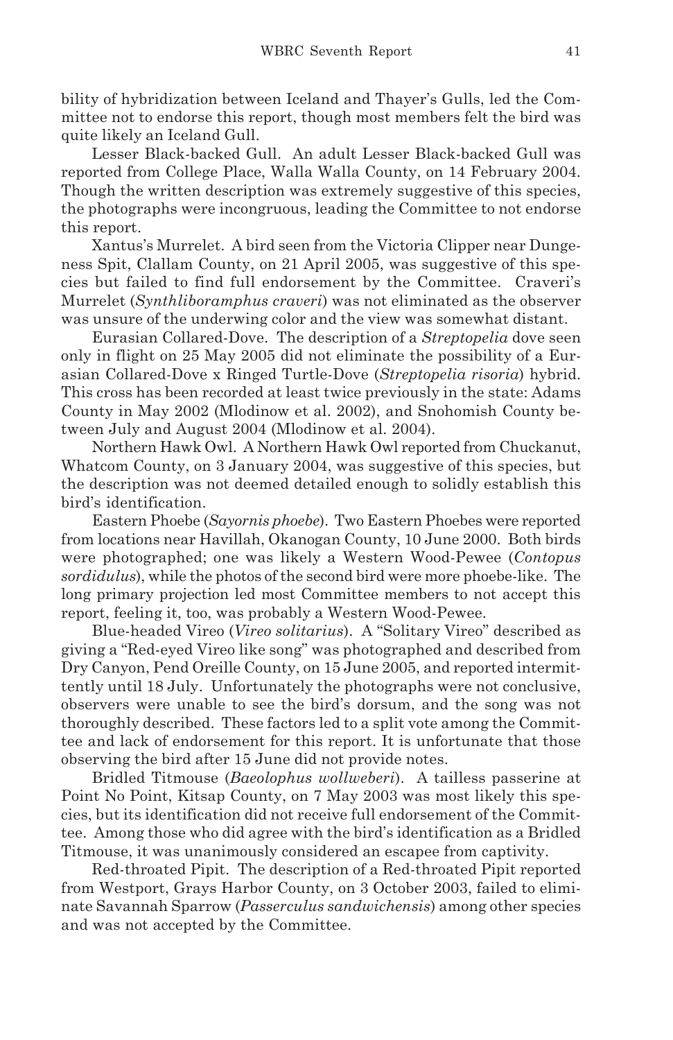bility of hybridization between Iceland and Thayer's Gulls, led the Committee not to endorse this report, though most members felt the bird was quite likely an Iceland Gull.

Lesser Black-backed Gull. An adult Lesser Black-backed Gull was reported from College Place, Walla Walla County, on 14 February 2004. Though the written description was extremely suggestive of this species, the photographs were incongruous, leading the Committee to not endorse this report.

Xantus's Murrelet. A bird seen from the Victoria Clipper near Dungeness Spit, Clallam County, on 21 April 2005, was suggestive of this species but failed to find full endorsement by the Committee. Craveri's Murrelet (*Synthliboramphus craveri*) was not eliminated as the observer was unsure of the underwing color and the view was somewhat distant.

Eurasian Collared-Dove. The description of a *Streptopelia* dove seen only in flight on 25 May 2005 did not eliminate the possibility of a Eurasian Collared-Dove x Ringed Turtle-Dove (*Streptopelia risoria*) hybrid. This cross has been recorded at least twice previously in the state: Adams County in May 2002 (Mlodinow et al. 2002), and Snohomish County between July and August 2004 (Mlodinow et al. 2004).

Northern Hawk Owl. A Northern Hawk Owl reported from Chuckanut, Whatcom County, on 3 January 2004, was suggestive of this species, but the description was not deemed detailed enough to solidly establish this bird's identification.

Eastern Phoebe (*Sayornis phoebe*). Two Eastern Phoebes were reported from locations near Havillah, Okanogan County, 10 June 2000. Both birds were photographed; one was likely a Western Wood-Pewee (*Contopus sordidulus*), while the photos of the second bird were more phoebe-like. The long primary projection led most Committee members to not accept this report, feeling it, too, was probably a Western Wood-Pewee.

Blue-headed Vireo (*Vireo solitarius*). A "Solitary Vireo" described as giving a "Red-eyed Vireo like song" was photographed and described from Dry Canyon, Pend Oreille County, on 15 June 2005, and reported intermittently until 18 July. Unfortunately the photographs were not conclusive, observers were unable to see the bird's dorsum, and the song was not thoroughly described. These factors led to a split vote among the Committee and lack of endorsement for this report. It is unfortunate that those observing the bird after 15 June did not provide notes.

Bridled Titmouse (*Baeolophus wollweberi*). A tailless passerine at Point No Point, Kitsap County, on 7 May 2003 was most likely this species, but its identification did not receive full endorsement of the Committee. Among those who did agree with the bird's identification as a Bridled Titmouse, it was unanimously considered an escapee from captivity.

Red-throated Pipit. The description of a Red-throated Pipit reported from Westport, Grays Harbor County, on 3 October 2003, failed to eliminate Savannah Sparrow (*Passerculus sandwichensis*) among other species and was not accepted by the Committee.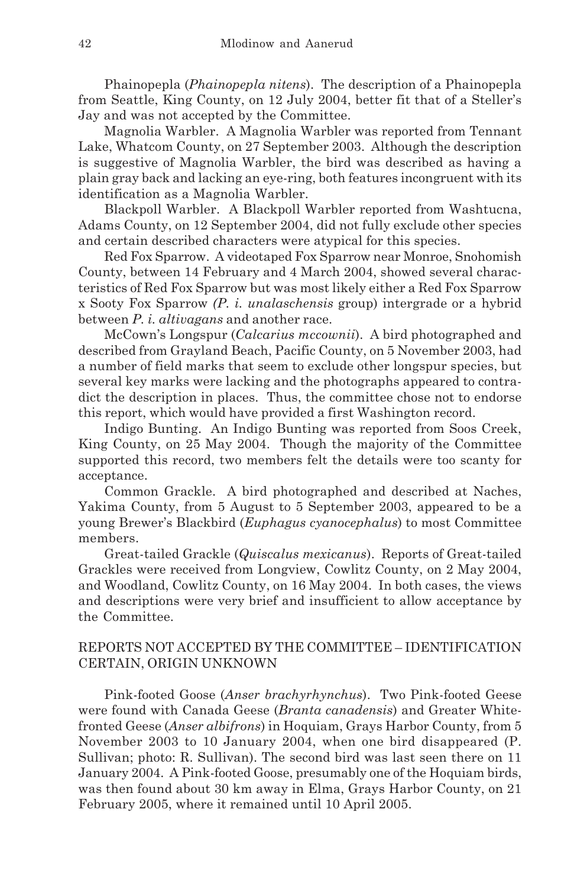Phainopepla (*Phainopepla nitens*). The description of a Phainopepla from Seattle, King County, on 12 July 2004, better fit that of a Steller's Jay and was not accepted by the Committee.

Magnolia Warbler. A Magnolia Warbler was reported from Tennant Lake, Whatcom County, on 27 September 2003. Although the description is suggestive of Magnolia Warbler, the bird was described as having a plain gray back and lacking an eye-ring, both features incongruent with its identification as a Magnolia Warbler.

Blackpoll Warbler. A Blackpoll Warbler reported from Washtucna, Adams County, on 12 September 2004, did not fully exclude other species and certain described characters were atypical for this species.

Red Fox Sparrow. A videotaped Fox Sparrow near Monroe, Snohomish County, between 14 February and 4 March 2004, showed several characteristics of Red Fox Sparrow but was most likely either a Red Fox Sparrow x Sooty Fox Sparrow *(P. i. unalaschensis* group) intergrade or a hybrid between *P. i. altivagans* and another race.

McCown's Longspur (*Calcarius mccownii*). A bird photographed and described from Grayland Beach, Pacific County, on 5 November 2003, had a number of field marks that seem to exclude other longspur species, but several key marks were lacking and the photographs appeared to contradict the description in places. Thus, the committee chose not to endorse this report, which would have provided a first Washington record.

Indigo Bunting. An Indigo Bunting was reported from Soos Creek, King County, on 25 May 2004. Though the majority of the Committee supported this record, two members felt the details were too scanty for acceptance.

Common Grackle. A bird photographed and described at Naches, Yakima County, from 5 August to 5 September 2003, appeared to be a young Brewer's Blackbird (*Euphagus cyanocephalus*) to most Committee members.

Great-tailed Grackle (*Quiscalus mexicanus*). Reports of Great-tailed Grackles were received from Longview, Cowlitz County, on 2 May 2004, and Woodland, Cowlitz County, on 16 May 2004. In both cases, the views and descriptions were very brief and insufficient to allow acceptance by the Committee.

## REPORTS NOT ACCEPTED BY THE COMMITTEE – IDENTIFICATION CERTAIN, ORIGIN UNKNOWN

Pink-footed Goose (*Anser brachyrhynchus*). Two Pink-footed Geese were found with Canada Geese (*Branta canadensis*) and Greater White-fronted Geese (*Anser albifrons*) in Hoquiam, Grays Harbor County, from 5 November 2003 to 10 January 2004, when one bird disappeared (P. Sullivan; photo: R. Sullivan). The second bird was last seen there on 11 January 2004. A Pink-footed Goose, presumably one of the Hoquiam birds, was then found about 30 km away in Elma, Grays Harbor County, on 21 February 2005, where it remained until 10 April 2005.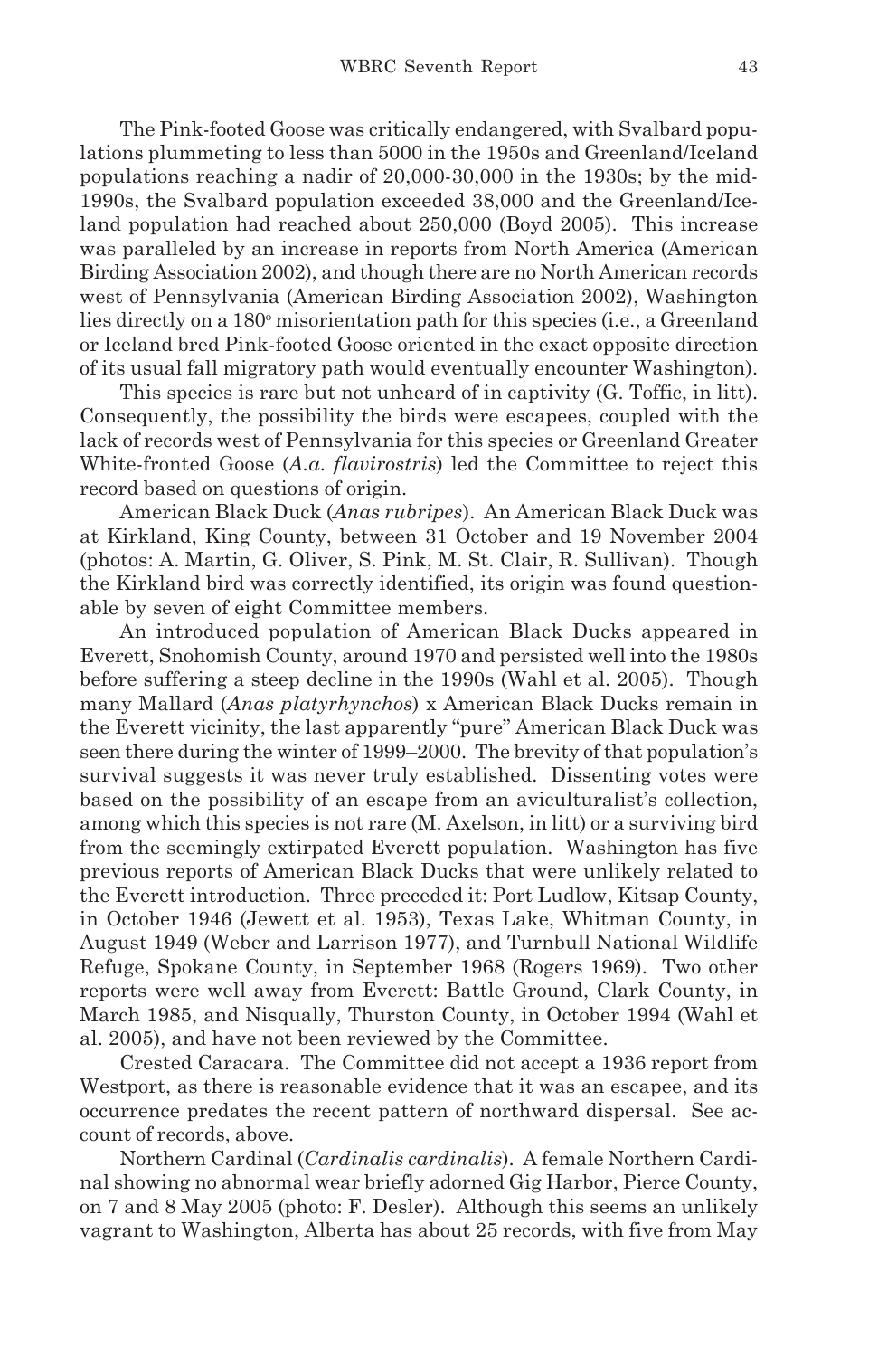The Pink-footed Goose was critically endangered, with Svalbard populations plummeting to less than 5000 in the 1950s and Greenland/Iceland populations reaching a nadir of 20,000-30,000 in the 1930s; by the mid-1990s, the Svalbard population exceeded 38,000 and the Greenland/Iceland population had reached about 250,000 (Boyd 2005). This increase was paralleled by an increase in reports from North America (American Birding Association 2002), and though there are no North American records west of Pennsylvania (American Birding Association 2002), Washington lies directly on a 180° misorientation path for this species (i.e., a Greenland or Iceland bred Pink-footed Goose oriented in the exact opposite direction of its usual fall migratory path would eventually encounter Washington).

This species is rare but not unheard of in captivity (G. Toffic, in litt). Consequently, the possibility the birds were escapees, coupled with the lack of records west of Pennsylvania for this species or Greenland Greater White-fronted Goose (*A.a. flavirostris*) led the Committee to reject this record based on questions of origin.

American Black Duck (*Anas rubripes*). An American Black Duck was at Kirkland, King County, between 31 October and 19 November 2004 (photos: A. Martin, G. Oliver, S. Pink, M. St. Clair, R. Sullivan). Though the Kirkland bird was correctly identified, its origin was found questionable by seven of eight Committee members.

An introduced population of American Black Ducks appeared in Everett, Snohomish County, around 1970 and persisted well into the 1980s before suffering a steep decline in the 1990s (Wahl et al. 2005). Though many Mallard (*Anas platyrhynchos*) x American Black Ducks remain in the Everett vicinity, the last apparently "pure" American Black Duck was seen there during the winter of 1999–2000. The brevity of that population's survival suggests it was never truly established. Dissenting votes were based on the possibility of an escape from an aviculturalist's collection, among which this species is not rare (M. Axelson, in litt) or a surviving bird from the seemingly extirpated Everett population. Washington has five previous reports of American Black Ducks that were unlikely related to the Everett introduction. Three preceded it: Port Ludlow, Kitsap County, in October 1946 (Jewett et al. 1953), Texas Lake, Whitman County, in August 1949 (Weber and Larrison 1977), and Turnbull National Wildlife Refuge, Spokane County, in September 1968 (Rogers 1969). Two other reports were well away from Everett: Battle Ground, Clark County, in March 1985, and Nisqually, Thurston County, in October 1994 (Wahl et al. 2005), and have not been reviewed by the Committee.

Crested Caracara. The Committee did not accept a 1936 report from Westport, as there is reasonable evidence that it was an escapee, and its occurrence predates the recent pattern of northward dispersal. See account of records, above.

Northern Cardinal (*Cardinalis cardinalis*). A female Northern Cardinal showing no abnormal wear briefly adorned Gig Harbor, Pierce County, on 7 and 8 May 2005 (photo: F. Desler). Although this seems an unlikely vagrant to Washington, Alberta has about 25 records, with five from May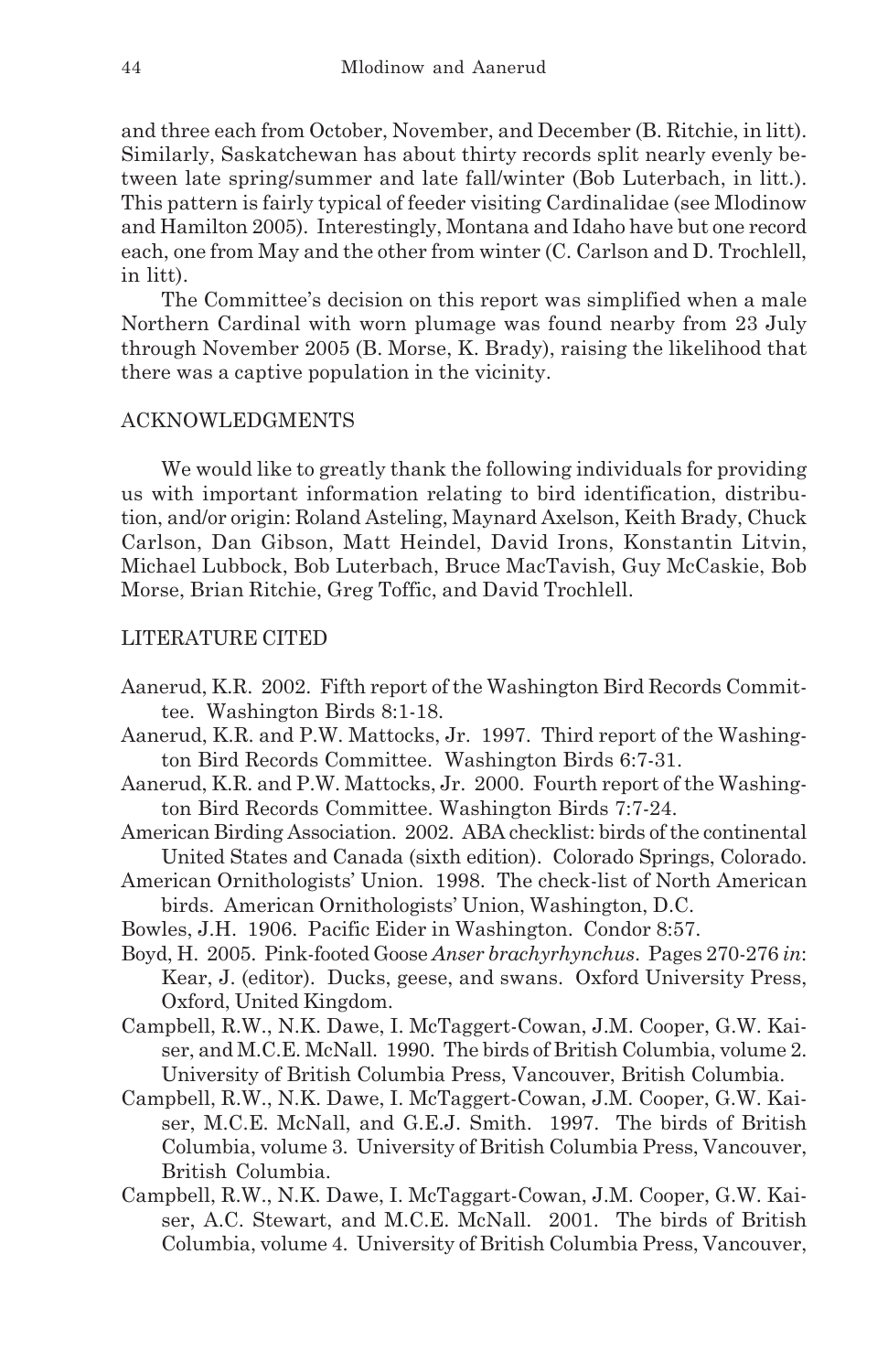and three each from October, November, and December (B. Ritchie, in litt). Similarly, Saskatchewan has about thirty records split nearly evenly between late spring/summer and late fall/winter (Bob Luterbach, in litt.). This pattern is fairly typical of feeder visiting Cardinalidae (see Mlodinow and Hamilton 2005). Interestingly, Montana and Idaho have but one record each, one from May and the other from winter (C. Carlson and D. Trochlell, in litt).

The Committee's decision on this report was simplified when a male Northern Cardinal with worn plumage was found nearby from 23 July through November 2005 (B. Morse, K. Brady), raising the likelihood that there was a captive population in the vicinity.

## ACKNOWLEDGMENTS

We would like to greatly thank the following individuals for providing us with important information relating to bird identification, distribution, and/or origin: Roland Asteling, Maynard Axelson, Keith Brady, Chuck Carlson, Dan Gibson, Matt Heindel, David Irons, Konstantin Litvin, Michael Lubbock, Bob Luterbach, Bruce MacTavish, Guy McCaskie, Bob Morse, Brian Ritchie, Greg Toffic, and David Trochlell.

## LITERATURE CITED

Aanerud, K.R. 2002. Fifth report of the Washington Bird Records Committee. Washington Birds 8:1-18.

Aanerud, K.R. and P.W. Mattocks, Jr. 1997. Third report of the Washington Bird Records Committee. Washington Birds 6:7-31.

Aanerud, K.R. and P.W. Mattocks, Jr. 2000. Fourth report of the Washington Bird Records Committee. Washington Birds 7:7-24.

American Birding Association. 2002. ABA checklist: birds of the continental United States and Canada (sixth edition). Colorado Springs, Colorado.

American Ornithologists' Union. 1998. The check-list of North American birds. American Ornithologists' Union, Washington, D.C.

Bowles, J.H. 1906. Pacific Eider in Washington. Condor 8:57.

Boyd, H. 2005. Pink-footed Goose *Anser brachyrhynchus*. Pages 270-276 *in*: Kear, J. (editor). Ducks, geese, and swans. Oxford University Press, Oxford, United Kingdom.

Campbell, R.W., N.K. Dawe, I. McTaggert-Cowan, J.M. Cooper, G.W. Kaiser, and M.C.E. McNall. 1990. The birds of British Columbia, volume 2. University of British Columbia Press, Vancouver, British Columbia.

Campbell, R.W., N.K. Dawe, I. McTaggert-Cowan, J.M. Cooper, G.W. Kaiser, M.C.E. McNall, and G.E.J. Smith. 1997. The birds of British Columbia, volume 3. University of British Columbia Press, Vancouver, British Columbia.

Campbell, R.W., N.K. Dawe, I. McTaggart-Cowan, J.M. Cooper, G.W. Kaiser, A.C. Stewart, and M.C.E. McNall. 2001. The birds of British Columbia, volume 4. University of British Columbia Press, Vancouver,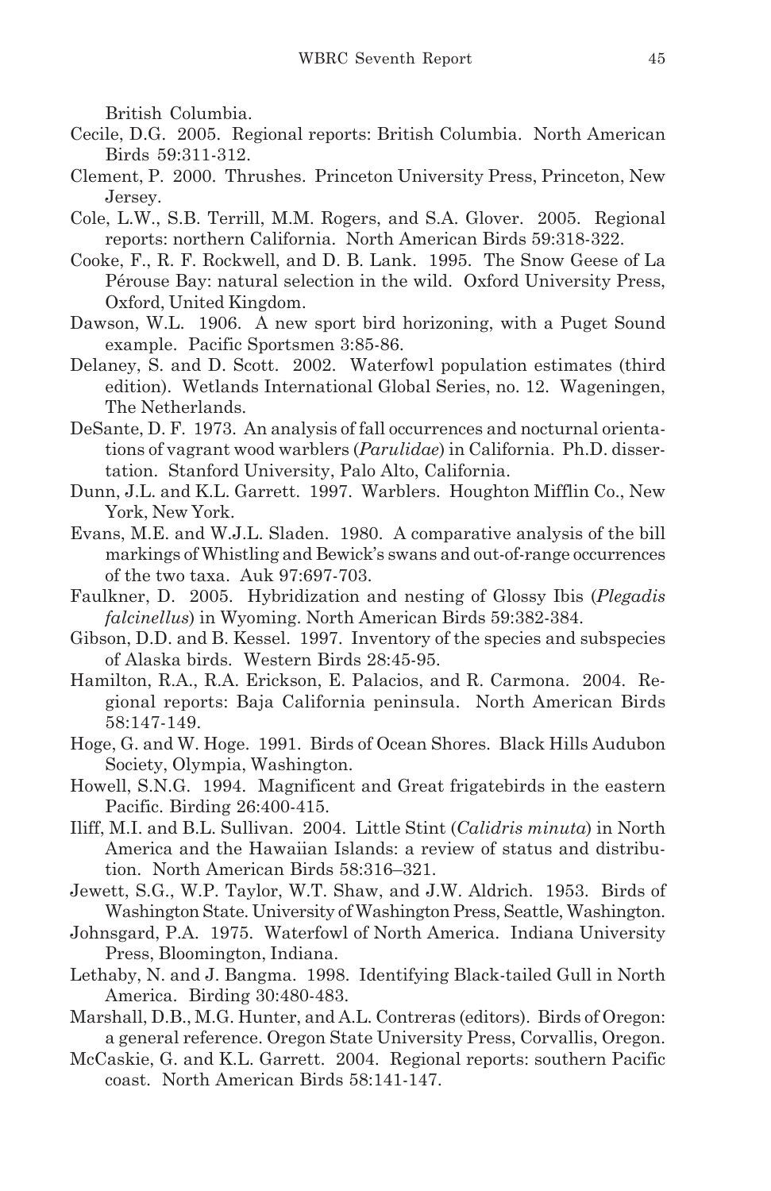British Columbia.

Cecile, D.G. 2005. Regional reports: British Columbia. North American Birds 59:311-312.

Clement, P. 2000. Thrushes. Princeton University Press, Princeton, New Jersey.

Cole, L.W., S.B. Terrill, M.M. Rogers, and S.A. Glover. 2005. Regional reports: northern California. North American Birds 59:318-322.

Cooke, F., R. F. Rockwell, and D. B. Lank. 1995. The Snow Geese of La Pérouse Bay: natural selection in the wild. Oxford University Press, Oxford, United Kingdom.

Dawson, W.L. 1906. A new sport bird horizoning, with a Puget Sound example. Pacific Sportsmen 3:85-86.

Delaney, S. and D. Scott. 2002. Waterfowl population estimates (third edition). Wetlands International Global Series, no. 12. Wageningen, The Netherlands.

DeSante, D. F. 1973. An analysis of fall occurrences and nocturnal orientations of vagrant wood warblers (*Parulidae*) in California. Ph.D. dissertation. Stanford University, Palo Alto, California.

Dunn, J.L. and K.L. Garrett. 1997. Warblers. Houghton Mifflin Co., New York, New York.

Evans, M.E. and W.J.L. Sladen. 1980. A comparative analysis of the bill markings of Whistling and Bewick's swans and out-of-range occurrences of the two taxa. Auk 97:697-703.

Faulkner, D. 2005. Hybridization and nesting of Glossy Ibis (*Plegadis falcinellus*) in Wyoming. North American Birds 59:382-384.

Gibson, D.D. and B. Kessel. 1997. Inventory of the species and subspecies of Alaska birds. Western Birds 28:45-95.

Hamilton, R.A., R.A. Erickson, E. Palacios, and R. Carmona. 2004. Regional reports: Baja California peninsula. North American Birds 58:147-149.

Hoge, G. and W. Hoge. 1991. Birds of Ocean Shores. Black Hills Audubon Society, Olympia, Washington.

Howell, S.N.G. 1994. Magnificent and Great frigatebirds in the eastern Pacific. Birding 26:400-415.

Iliff, M.I. and B.L. Sullivan. 2004. Little Stint (*Calidris minuta*) in North America and the Hawaiian Islands: a review of status and distribution. North American Birds 58:316–321.

Jewett, S.G., W.P. Taylor, W.T. Shaw, and J.W. Aldrich. 1953. Birds of Washington State. University of Washington Press, Seattle, Washington.

Johnsgard, P.A. 1975. Waterfowl of North America. Indiana University Press, Bloomington, Indiana.

Lethaby, N. and J. Bangma. 1998. Identifying Black-tailed Gull in North America. Birding 30:480-483.

Marshall, D.B., M.G. Hunter, and A.L. Contreras (editors). Birds of Oregon: a general reference. Oregon State University Press, Corvallis, Oregon.

McCaskie, G. and K.L. Garrett. 2004. Regional reports: southern Pacific coast. North American Birds 58:141-147.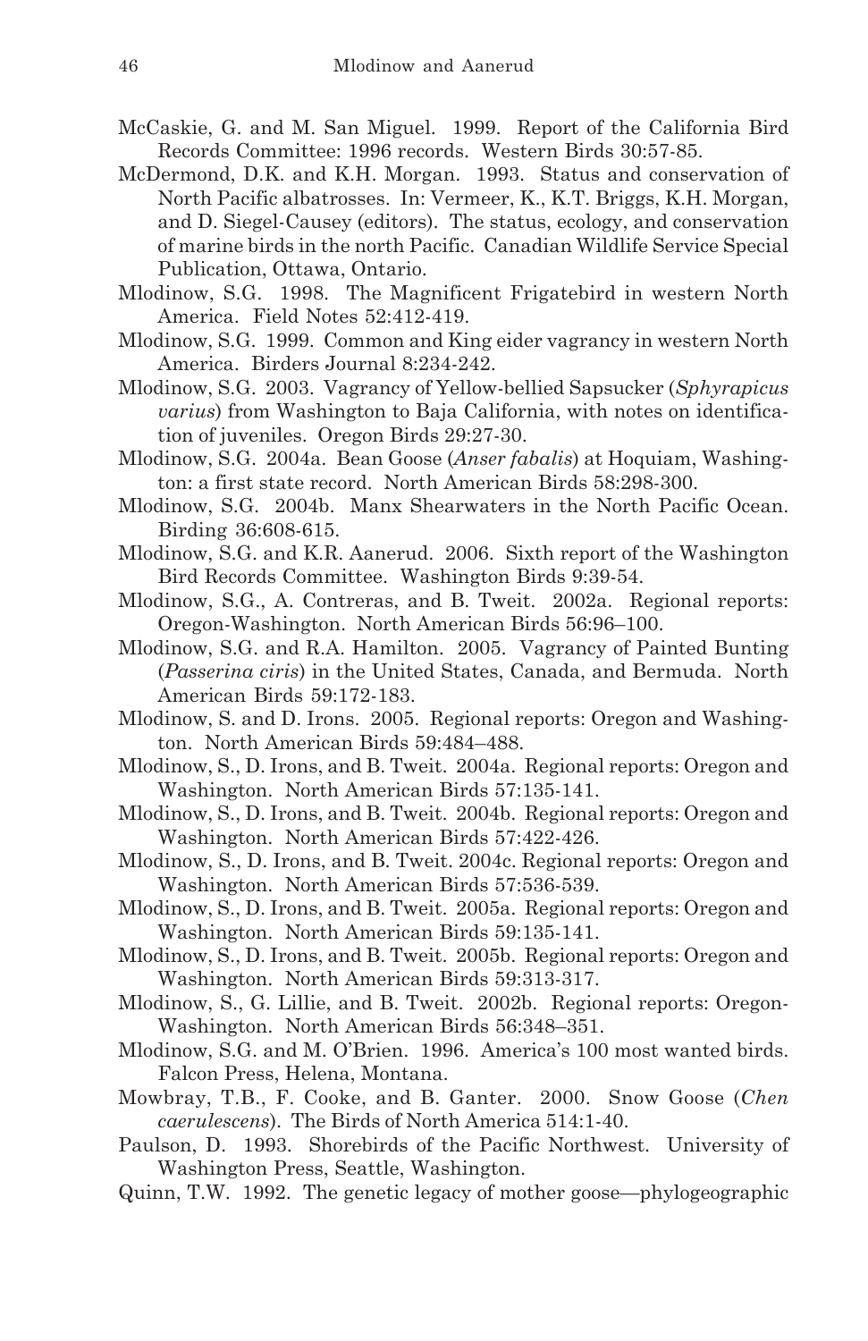McCaskie, G. and M. San Miguel. 1999. Report of the California Bird Records Committee: 1996 records. Western Birds 30:57-85.

McDermond, D.K. and K.H. Morgan. 1993. Status and conservation of North Pacific albatrosses. In: Vermeer, K., K.T. Briggs, K.H. Morgan, and D. Siegel-Causey (editors). The status, ecology, and conservation of marine birds in the north Pacific. Canadian Wildlife Service Special Publication, Ottawa, Ontario.

Mlodinow, S.G. 1998. The Magnificent Frigatebird in western North America. Field Notes 52:412-419.

Mlodinow, S.G. 1999. Common and King eider vagrancy in western North America. Birders Journal 8:234-242.

Mlodinow, S.G. 2003. Vagrancy of Yellow-bellied Sapsucker (*Sphyrapicus varius*) from Washington to Baja California, with notes on identification of juveniles. Oregon Birds 29:27-30.

Mlodinow, S.G. 2004a. Bean Goose (*Anser fabalis*) at Hoquiam, Washington: a first state record. North American Birds 58:298-300.

Mlodinow, S.G. 2004b. Manx Shearwaters in the North Pacific Ocean. Birding 36:608-615.

Mlodinow, S.G. and K.R. Aanerud. 2006. Sixth report of the Washington Bird Records Committee. Washington Birds 9:39-54.

Mlodinow, S.G., A. Contreras, and B. Tweit. 2002a. Regional reports: Oregon-Washington. North American Birds 56:96–100.

Mlodinow, S.G. and R.A. Hamilton. 2005. Vagrancy of Painted Bunting (*Passerina ciris*) in the United States, Canada, and Bermuda. North American Birds 59:172-183.

Mlodinow, S. and D. Irons. 2005. Regional reports: Oregon and Washington. North American Birds 59:484–488.

Mlodinow, S., D. Irons, and B. Tweit. 2004a. Regional reports: Oregon and Washington. North American Birds 57:135-141.

Mlodinow, S., D. Irons, and B. Tweit. 2004b. Regional reports: Oregon and Washington. North American Birds 57:422-426.

Mlodinow, S., D. Irons, and B. Tweit. 2004c. Regional reports: Oregon and Washington. North American Birds 57:536-539.

Mlodinow, S., D. Irons, and B. Tweit. 2005a. Regional reports: Oregon and Washington. North American Birds 59:135-141.

Mlodinow, S., D. Irons, and B. Tweit. 2005b. Regional reports: Oregon and Washington. North American Birds 59:313-317.

Mlodinow, S., G. Lillie, and B. Tweit. 2002b. Regional reports: Oregon-Washington. North American Birds 56:348–351.

Mlodinow, S.G. and M. O'Brien. 1996. America's 100 most wanted birds. Falcon Press, Helena, Montana.

Mowbray, T.B., F. Cooke, and B. Ganter. 2000. Snow Goose (*Chen caerulescens*). The Birds of North America 514:1-40.

Paulson, D. 1993. Shorebirds of the Pacific Northwest. University of Washington Press, Seattle, Washington.

Quinn, T.W. 1992. The genetic legacy of mother goose—phylogeographic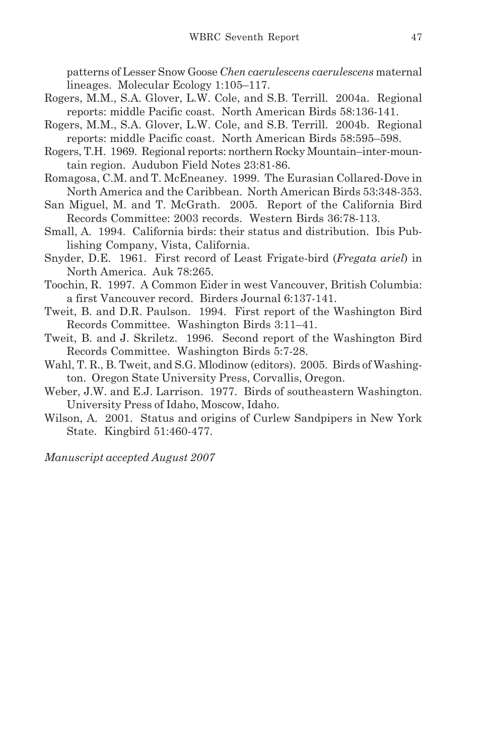patterns of Lesser Snow Goose *Chen caerulescens caerulescens* maternal lineages. Molecular Ecology 1:105–117.

Rogers, M.M., S.A. Glover, L.W. Cole, and S.B. Terrill. 2004a. Regional reports: middle Pacific coast. North American Birds 58:136-141.

Rogers, M.M., S.A. Glover, L.W. Cole, and S.B. Terrill. 2004b. Regional reports: middle Pacific coast. North American Birds 58:595–598.

Rogers, T.H. 1969. Regional reports: northern Rocky Mountain–inter-mountain region. Audubon Field Notes 23:81-86.

Romagosa, C.M. and T. McEneaney. 1999. The Eurasian Collared-Dove in North America and the Caribbean. North American Birds 53:348-353.

San Miguel, M. and T. McGrath. 2005. Report of the California Bird Records Committee: 2003 records. Western Birds 36:78-113.

Small, A. 1994. California birds: their status and distribution. Ibis Publishing Company, Vista, California.

Snyder, D.E. 1961. First record of Least Frigate-bird (*Fregata ariel*) in North America. Auk 78:265.

Toochin, R. 1997. A Common Eider in west Vancouver, British Columbia: a first Vancouver record. Birders Journal 6:137-141.

Tweit, B. and D.R. Paulson. 1994. First report of the Washington Bird Records Committee. Washington Birds 3:11–41.

Tweit, B. and J. Skriletz. 1996. Second report of the Washington Bird Records Committee. Washington Birds 5:7-28.

Wahl, T. R., B. Tweit, and S.G. Mlodinow (editors). 2005. Birds of Washington. Oregon State University Press, Corvallis, Oregon.

Weber, J.W. and E.J. Larrison. 1977. Birds of southeastern Washington. University Press of Idaho, Moscow, Idaho.

Wilson, A. 2001. Status and origins of Curlew Sandpipers in New York State. Kingbird 51:460-477.

*Manuscript accepted August 2007*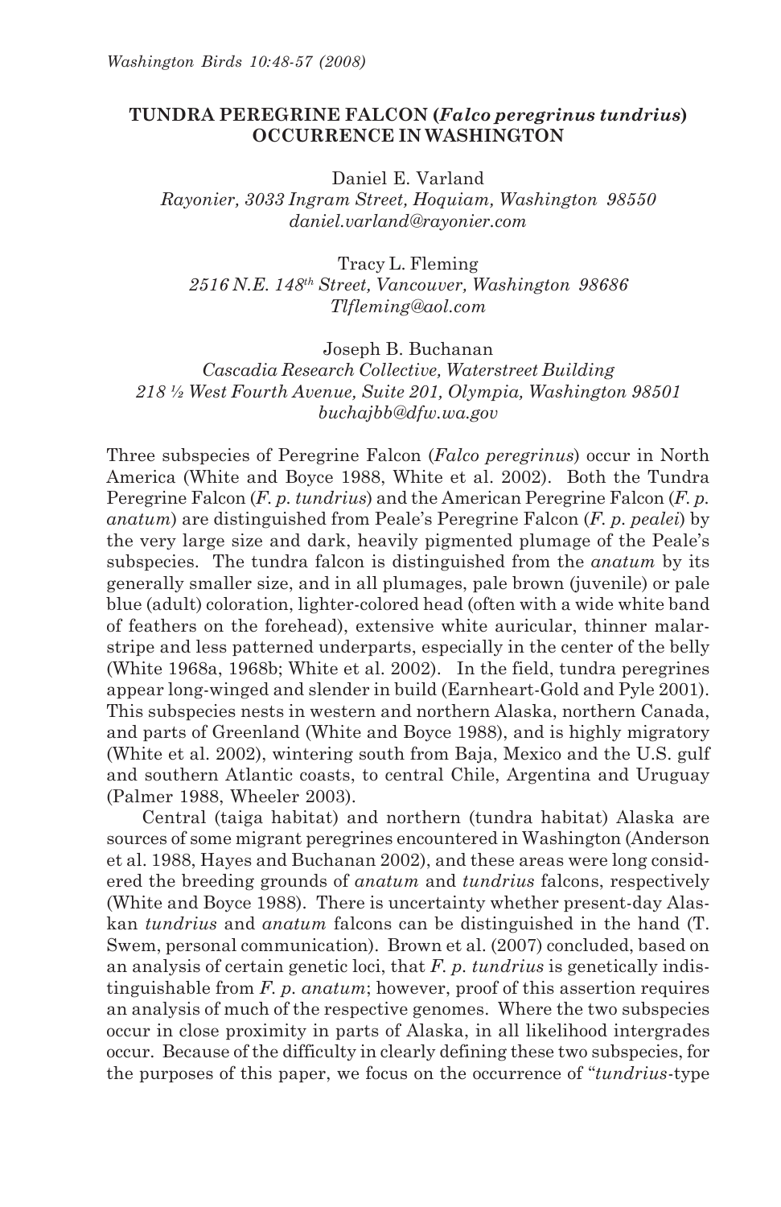# TUNDRA PEREGRINE FALCON (*Falco peregrinus tundrius*) OCCURRENCE IN WASHINGTON

Daniel E. Varland
*Rayonier, 3033 Ingram Street, Hoquiam, Washington 98550*
*daniel.varland@rayonier.com*

Tracy L. Fleming
*2516 N.E. 148th Street, Vancouver, Washington 98686*
*Tlfleming@aol.com*

Joseph B. Buchanan
*Cascadia Research Collective, Waterstreet Building*
*218 ½ West Fourth Avenue, Suite 201, Olympia, Washington 98501*
*buchajbb@dfw.wa.gov*

Three subspecies of Peregrine Falcon (*Falco peregrinus*) occur in North America (White and Boyce 1988, White et al. 2002). Both the Tundra Peregrine Falcon (*F. p. tundrius*) and the American Peregrine Falcon (*F. p. anatum*) are distinguished from Peale's Peregrine Falcon (*F. p. pealei*) by the very large size and dark, heavily pigmented plumage of the Peale's subspecies. The tundra falcon is distinguished from the *anatum* by its generally smaller size, and in all plumages, pale brown (juvenile) or pale blue (adult) coloration, lighter-colored head (often with a wide white band of feathers on the forehead), extensive white auricular, thinner malar-stripe and less patterned underparts, especially in the center of the belly (White 1968a, 1968b; White et al. 2002). In the field, tundra peregrines appear long-winged and slender in build (Earnheart-Gold and Pyle 2001). This subspecies nests in western and northern Alaska, northern Canada, and parts of Greenland (White and Boyce 1988), and is highly migratory (White et al. 2002), wintering south from Baja, Mexico and the U.S. gulf and southern Atlantic coasts, to central Chile, Argentina and Uruguay (Palmer 1988, Wheeler 2003).

Central (taiga habitat) and northern (tundra habitat) Alaska are sources of some migrant peregrines encountered in Washington (Anderson et al. 1988, Hayes and Buchanan 2002), and these areas were long considered the breeding grounds of *anatum* and *tundrius* falcons, respectively (White and Boyce 1988). There is uncertainty whether present-day Alaskan *tundrius* and *anatum* falcons can be distinguished in the hand (T. Swem, personal communication). Brown et al. (2007) concluded, based on an analysis of certain genetic loci, that *F. p. tundrius* is genetically indistinguishable from *F. p. anatum*; however, proof of this assertion requires an analysis of much of the respective genomes. Where the two subspecies occur in close proximity in parts of Alaska, in all likelihood intergrades occur. Because of the difficulty in clearly defining these two subspecies, for the purposes of this paper, we focus on the occurrence of "*tundrius*-type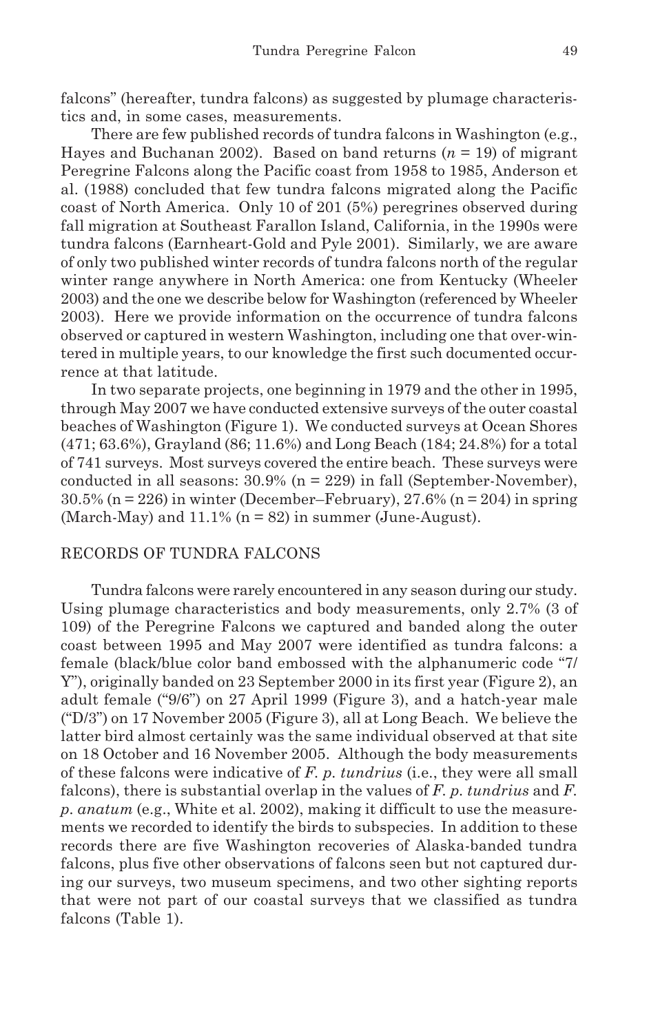falcons" (hereafter, tundra falcons) as suggested by plumage characteristics and, in some cases, measurements.

There are few published records of tundra falcons in Washington (e.g., Hayes and Buchanan 2002). Based on band returns ($n$ = 19) of migrant Peregrine Falcons along the Pacific coast from 1958 to 1985, Anderson et al. (1988) concluded that few tundra falcons migrated along the Pacific coast of North America. Only 10 of 201 (5%) peregrines observed during fall migration at Southeast Farallon Island, California, in the 1990s were tundra falcons (Earnheart-Gold and Pyle 2001). Similarly, we are aware of only two published winter records of tundra falcons north of the regular winter range anywhere in North America: one from Kentucky (Wheeler 2003) and the one we describe below for Washington (referenced by Wheeler 2003). Here we provide information on the occurrence of tundra falcons observed or captured in western Washington, including one that over-wintered in multiple years, to our knowledge the first such documented occurrence at that latitude.

In two separate projects, one beginning in 1979 and the other in 1995, through May 2007 we have conducted extensive surveys of the outer coastal beaches of Washington (Figure 1). We conducted surveys at Ocean Shores (471; 63.6%), Grayland (86; 11.6%) and Long Beach (184; 24.8%) for a total of 741 surveys. Most surveys covered the entire beach. These surveys were conducted in all seasons: 30.9% (n = 229) in fall (September-November), 30.5% (n = 226) in winter (December–February), 27.6% (n = 204) in spring (March-May) and 11.1% (n = 82) in summer (June-August).

## RECORDS OF TUNDRA FALCONS

Tundra falcons were rarely encountered in any season during our study. Using plumage characteristics and body measurements, only 2.7% (3 of 109) of the Peregrine Falcons we captured and banded along the outer coast between 1995 and May 2007 were identified as tundra falcons: a female (black/blue color band embossed with the alphanumeric code "7/Y"), originally banded on 23 September 2000 in its first year (Figure 2), an adult female ("9/6") on 27 April 1999 (Figure 3), and a hatch-year male ("D/3") on 17 November 2005 (Figure 3), all at Long Beach. We believe the latter bird almost certainly was the same individual observed at that site on 18 October and 16 November 2005. Although the body measurements of these falcons were indicative of *F. p. tundrius* (i.e., they were all small falcons), there is substantial overlap in the values of *F. p. tundrius* and *F. p. anatum* (e.g., White et al. 2002), making it difficult to use the measurements we recorded to identify the birds to subspecies. In addition to these records there are five Washington recoveries of Alaska-banded tundra falcons, plus five other observations of falcons seen but not captured during our surveys, two museum specimens, and two other sighting reports that were not part of our coastal surveys that we classified as tundra falcons (Table 1).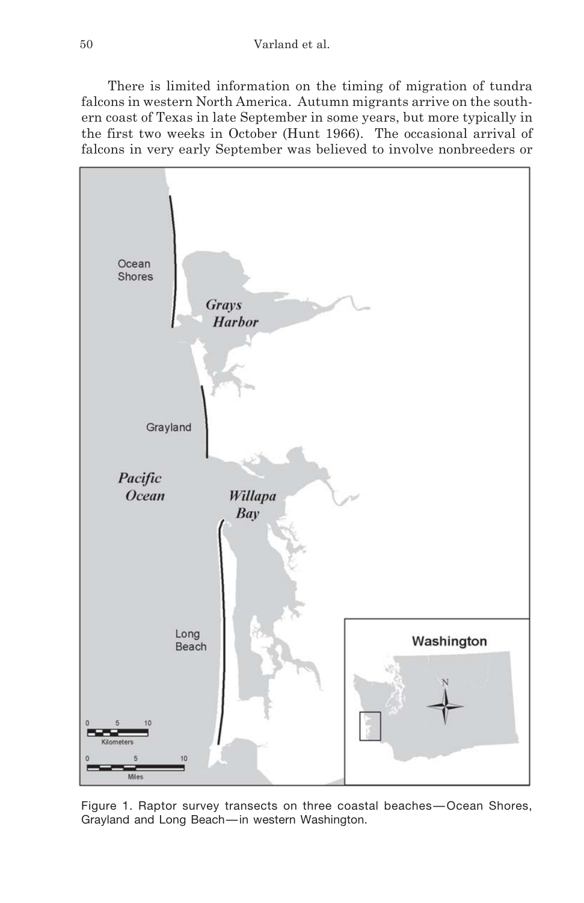There is limited information on the timing of migration of tundra falcons in western North America. Autumn migrants arrive on the southern coast of Texas in late September in some years, but more typically in the first two weeks in October (Hunt 1966). The occasional arrival of falcons in very early September was believed to involve nonbreeders or

Figure 1. Raptor survey transects on three coastal beaches—Ocean Shores, Grayland and Long Beach—in western Washington.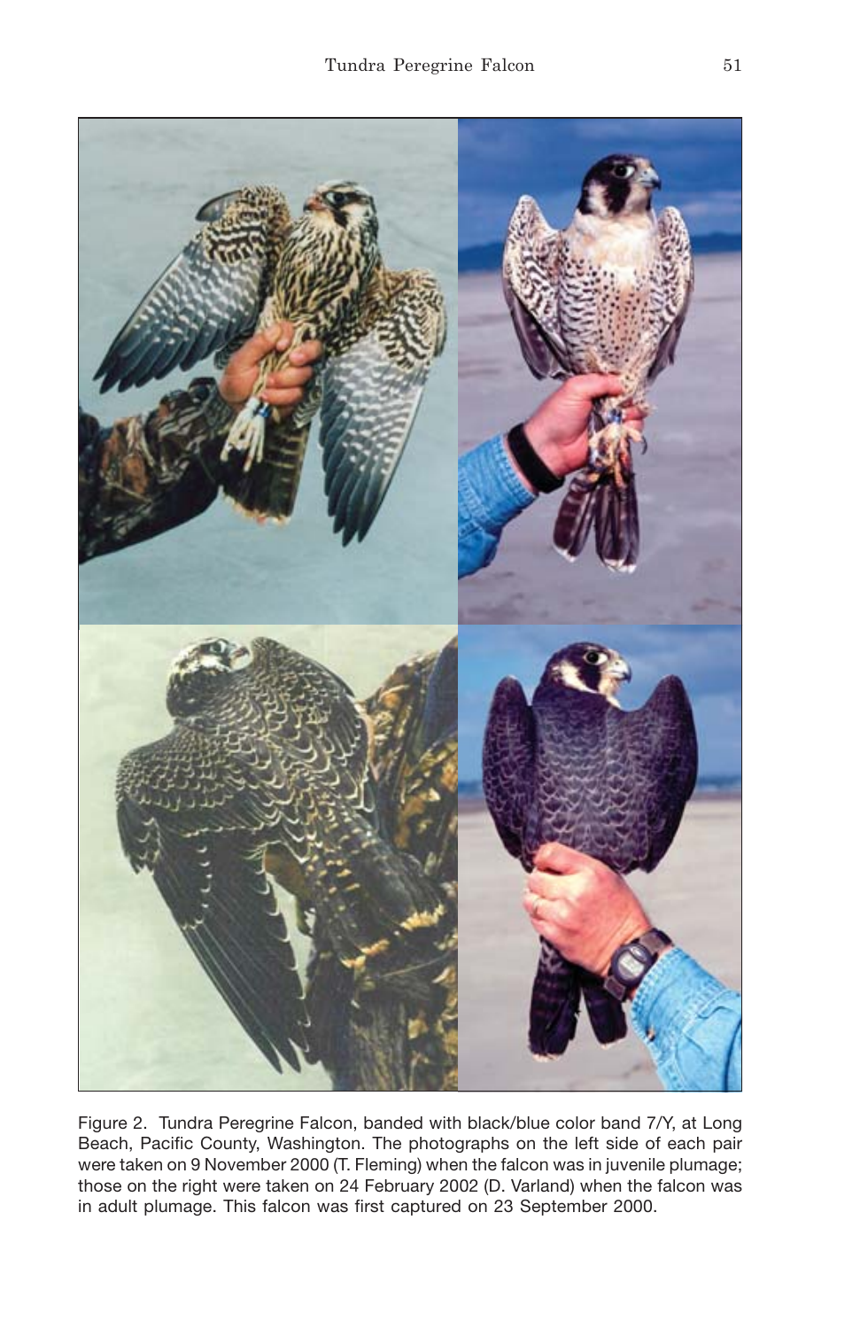Figure 2. Tundra Peregrine Falcon, banded with black/blue color band 7/Y, at Long Beach, Pacific County, Washington. The photographs on the left side of each pair were taken on 9 November 2000 (T. Fleming) when the falcon was in juvenile plumage; those on the right were taken on 24 February 2002 (D. Varland) when the falcon was in adult plumage. This falcon was first captured on 23 September 2000.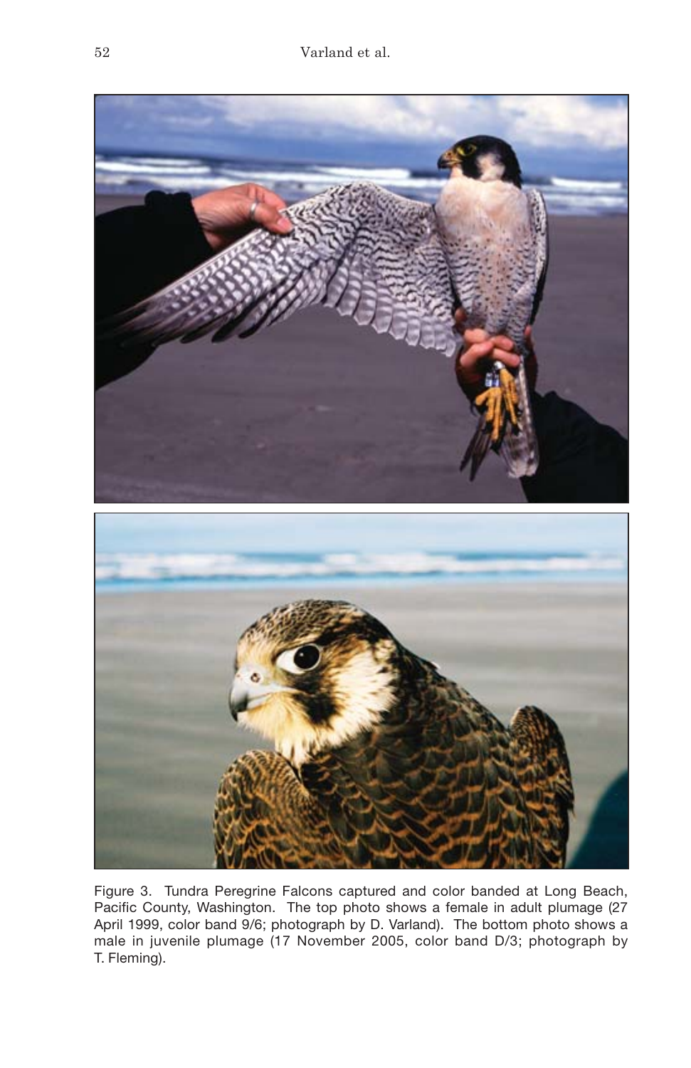Figure 3. Tundra Peregrine Falcons captured and color banded at Long Beach, Pacific County, Washington. The top photo shows a female in adult plumage (27 April 1999, color band 9/6; photograph by D. Varland). The bottom photo shows a male in juvenile plumage (17 November 2005, color band D/3; photograph by T. Fleming).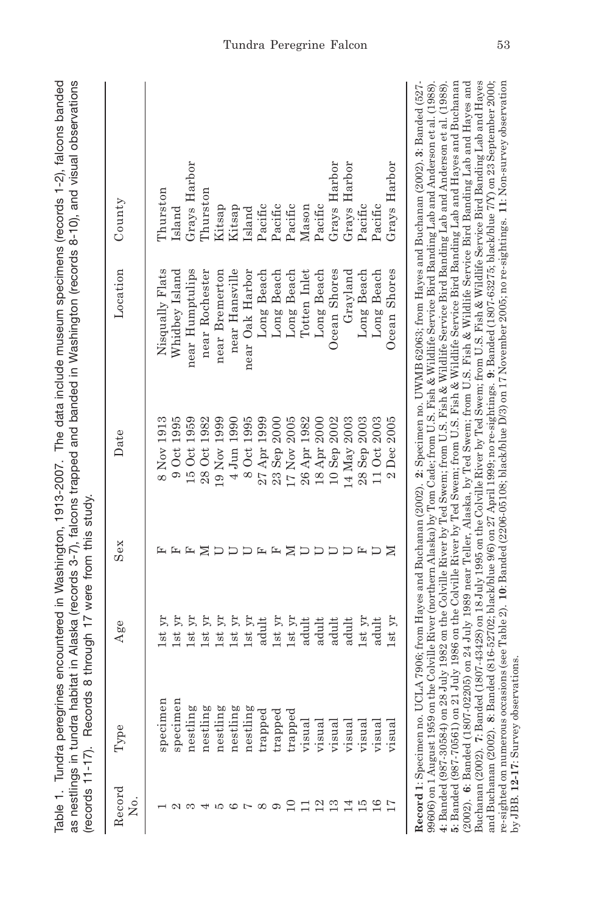Table 1. Tundra peregrines encountered in Washington, 1913-2007. The data include museum specimens (records 1-2), falcons banded as nestlings in tundra habitat in Alaska (records 3-7), falcons trapped and banded in Washington (records 8-10), and visual observations (records 11-17). Records 8 through 17 were from this study.

| Record No. | Type | Age | Sex | Date | Location | County |
|---|---|---|---|---|---|---|
| 1 | specimen | 1st yr | F | 8 Nov 1913 | Nisqually Flats | Thurston |
| 2 | specimen | 1st yr | F | 9 Oct 1995 | Whidbey Island | Island |
| 3 | nestling | 1st yr | F | 15 Oct 1959 | near Humptulips | Grays Harbor |
| 4 | nestling | 1st yr | M | 28 Oct 1982 | near Rochester | Thurston |
| 5 | nestling | 1st yr | U | 19 Nov 1999 | near Bremerton | Kitsap |
| 6 | nestling | 1st yr | U | 4 Jun 1990 | near Hansville | Kitsap |
| 7 | nestling | 1st yr | U | 8 Oct 1995 | near Oak Harbor | Island |
| 8 | trapped | adult | F | 27 Apr 1999 | Long Beach | Pacific |
| 9 | trapped | 1st yr | F | 23 Sep 2000 | Long Beach | Pacific |
| 10 | trapped | 1st yr | M | 17 Nov 2005 | Long Beach | Pacific |
| 11 | visual | adult | U | 26 Apr 1982 | Totten Inlet | Mason |
| 12 | visual | adult | U | 18 Apr 2000 | Long Beach | Pacific |
| 13 | visual | adult | U | 10 Sep 2002 | Ocean Shores | Grays Harbor |
| 14 | visual | adult | U | 14 May 2003 | Grayland | Grays Harbor |
| 15 | visual | 1st yr | F | 28 Sep 2003 | Long Beach | Pacific |
| 16 | visual | adult | U | 11 Oct 2003 | Long Beach | Pacific |
| 17 | visual | 1st yr | M | 2 Dec 2005 | Ocean Shores | Grays Harbor |

**Record 1**: Specimen no. UCLA 7906; from Hayes and Buchanan (2002). **2**: Specimen no. UWMB 62063; from Hayes and Buchanan (2002). **3**: Banded (527-99606) on 1 August 1959 on the Colville River (northern Alaska) by Tom Cade; from U.S. Fish & Wildlife Service Bird Banding Lab and Anderson et al. (1988). **4**: Banded (987-30584) on 28 July 1982 on the Colville River by Ted Swem; from U.S. Fish & Wildlife Service Bird Banding Lab and Anderson et al. (1988). **5**: Banded (987-70561) on 21 July 1986 on the Colville River by Ted Swem; from U.S. Fish & Wildlife Service Bird Banding Lab and Hayes and Buchanan (2002). **6**: Banded (1807-02205) on 24 July 1989 near Teller, Alaska, by Ted Swem; from U.S. Fish & Wildlife Service Bird Banding Lab and Hayes and Buchanan (2002). **7**: Banded (1807-43428) on 18 July 1995 on the Colville River by Ted Swem; from U.S. Fish & Wildlife Service Bird Banding Lab and Hayes and Buchanan (2002). **8**: Banded (816-52702; black/blue 9/6) on 27 April 1999; no re-sightings. **9**: Banded (1807-63275; black/blue 7/Y) on 23 September 2000; re-sighted on numerous occasions (see Table 2). **10**: Banded (2206-05108; black/blue D/3) on 17 November 2005; no re-sightings. **11**: Non-survey observation by JBB. **12-17**: Survey observations.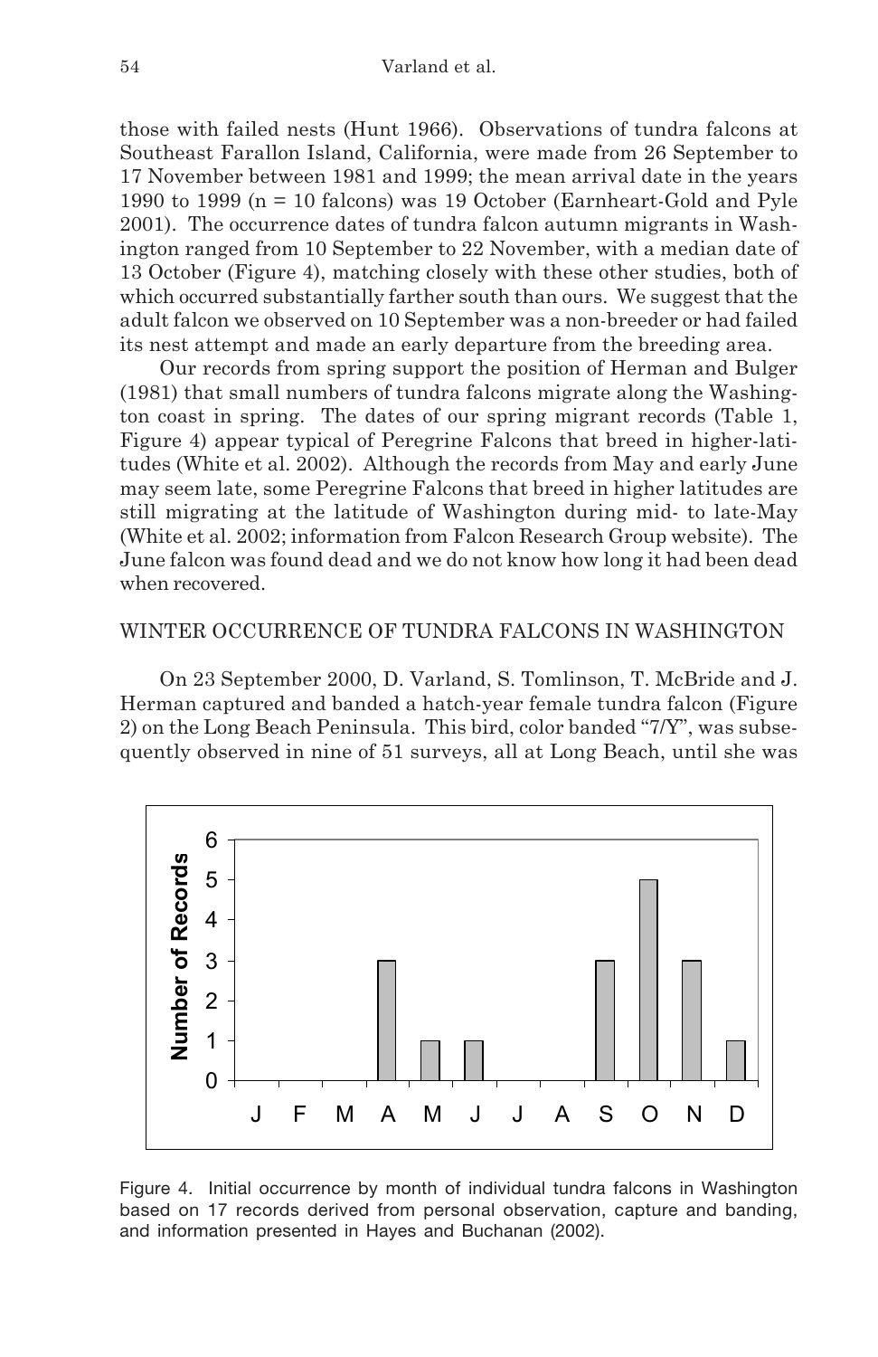those with failed nests (Hunt 1966). Observations of tundra falcons at Southeast Farallon Island, California, were made from 26 September to 17 November between 1981 and 1999; the mean arrival date in the years 1990 to 1999 (n = 10 falcons) was 19 October (Earnheart-Gold and Pyle 2001). The occurrence dates of tundra falcon autumn migrants in Washington ranged from 10 September to 22 November, with a median date of 13 October (Figure 4), matching closely with these other studies, both of which occurred substantially farther south than ours. We suggest that the adult falcon we observed on 10 September was a non-breeder or had failed its nest attempt and made an early departure from the breeding area.

Our records from spring support the position of Herman and Bulger (1981) that small numbers of tundra falcons migrate along the Washington coast in spring. The dates of our spring migrant records (Table 1, Figure 4) appear typical of Peregrine Falcons that breed in higher-latitudes (White et al. 2002). Although the records from May and early June may seem late, some Peregrine Falcons that breed in higher latitudes are still migrating at the latitude of Washington during mid- to late-May (White et al. 2002; information from Falcon Research Group website). The June falcon was found dead and we do not know how long it had been dead when recovered.

## WINTER OCCURRENCE OF TUNDRA FALCONS IN WASHINGTON

On 23 September 2000, D. Varland, S. Tomlinson, T. McBride and J. Herman captured and banded a hatch-year female tundra falcon (Figure 2) on the Long Beach Peninsula. This bird, color banded "7/Y", was subsequently observed in nine of 51 surveys, all at Long Beach, until she was

| Month | J | F | M | A | M | J | J | A | S | O | N | D |
|---|---|---|---|---|---|---|---|---|---|---|---|---|
| Number of Records | 0 | 0 | 0 | 3 | 1 | 1 | 0 | 0 | 3 | 5 | 3 | 1 |

Figure 4. Initial occurrence by month of individual tundra falcons in Washington based on 17 records derived from personal observation, capture and banding, and information presented in Hayes and Buchanan (2002).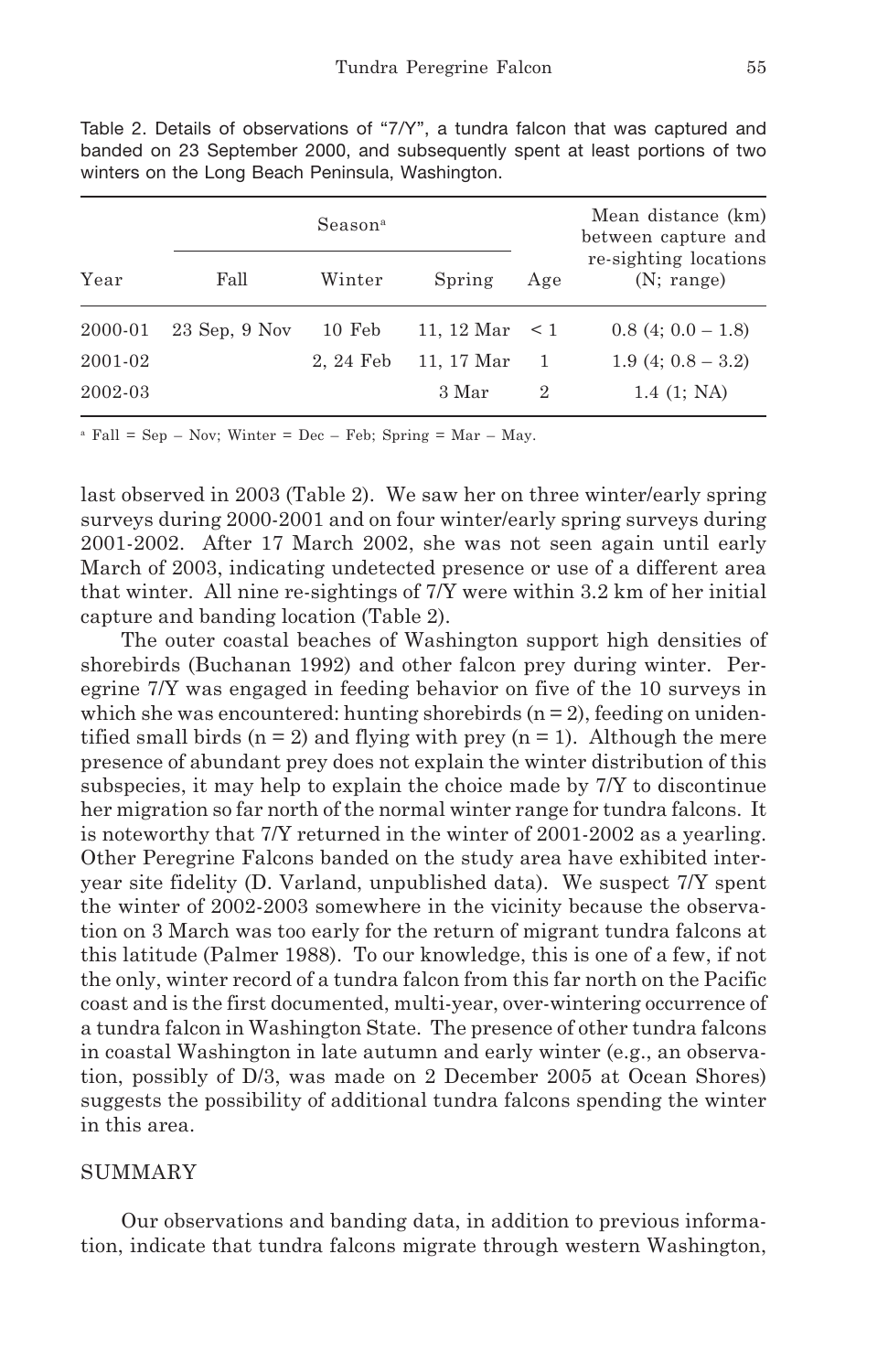Table 2. Details of observations of "7/Y", a tundra falcon that was captured and banded on 23 September 2000, and subsequently spent at least portions of two winters on the Long Beach Peninsula, Washington.

| Year | Season[a] | | | Age | Mean distance (km) between capture and re-sighting locations (N; range) |
|---|---|---|---|---|---|
| | Fall | Winter | Spring | | |
| 2000-01 | 23 Sep, 9 Nov | 10 Feb | 11, 12 Mar | < 1 | 0.8 (4; 0.0 – 1.8) |
| 2001-02 | | 2, 24 Feb | 11, 17 Mar | 1 | 1.9 (4; 0.8 – 3.2) |
| 2002-03 | | | 3 Mar | 2 | 1.4 (1; NA) |

[a] Fall = Sep – Nov; Winter = Dec – Feb; Spring = Mar – May.

last observed in 2003 (Table 2). We saw her on three winter/early spring surveys during 2000-2001 and on four winter/early spring surveys during 2001-2002. After 17 March 2002, she was not seen again until early March of 2003, indicating undetected presence or use of a different area that winter. All nine re-sightings of 7/Y were within 3.2 km of her initial capture and banding location (Table 2).

The outer coastal beaches of Washington support high densities of shorebirds (Buchanan 1992) and other falcon prey during winter. Peregrine 7/Y was engaged in feeding behavior on five of the 10 surveys in which she was encountered: hunting shorebirds (n = 2), feeding on unidentified small birds (n = 2) and flying with prey (n = 1). Although the mere presence of abundant prey does not explain the winter distribution of this subspecies, it may help to explain the choice made by 7/Y to discontinue her migration so far north of the normal winter range for tundra falcons. It is noteworthy that 7/Y returned in the winter of 2001-2002 as a yearling. Other Peregrine Falcons banded on the study area have exhibited inter-year site fidelity (D. Varland, unpublished data). We suspect 7/Y spent the winter of 2002-2003 somewhere in the vicinity because the observation on 3 March was too early for the return of migrant tundra falcons at this latitude (Palmer 1988). To our knowledge, this is one of a few, if not the only, winter record of a tundra falcon from this far north on the Pacific coast and is the first documented, multi-year, over-wintering occurrence of a tundra falcon in Washington State. The presence of other tundra falcons in coastal Washington in late autumn and early winter (e.g., an observation, possibly of D/3, was made on 2 December 2005 at Ocean Shores) suggests the possibility of additional tundra falcons spending the winter in this area.

## SUMMARY

Our observations and banding data, in addition to previous information, indicate that tundra falcons migrate through western Washington,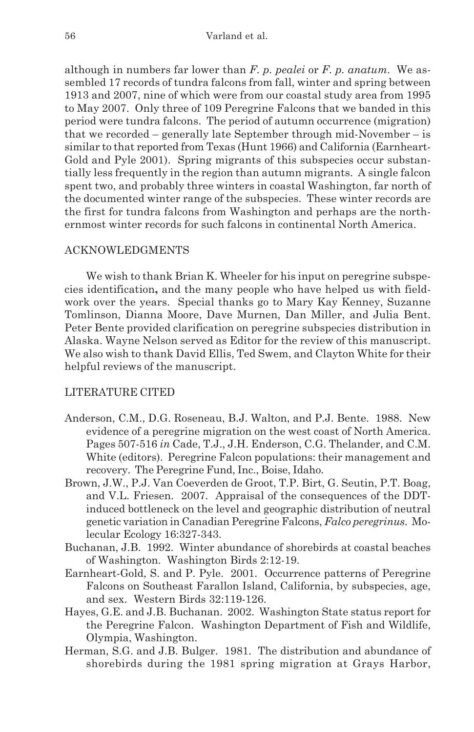although in numbers far lower than *F. p. pealei* or *F. p. anatum*. We assembled 17 records of tundra falcons from fall, winter and spring between 1913 and 2007, nine of which were from our coastal study area from 1995 to May 2007. Only three of 109 Peregrine Falcons that we banded in this period were tundra falcons. The period of autumn occurrence (migration) that we recorded – generally late September through mid-November – is similar to that reported from Texas (Hunt 1966) and California (Earnheart-Gold and Pyle 2001). Spring migrants of this subspecies occur substantially less frequently in the region than autumn migrants. A single falcon spent two, and probably three winters in coastal Washington, far north of the documented winter range of the subspecies. These winter records are the first for tundra falcons from Washington and perhaps are the northernmost winter records for such falcons in continental North America.

## ACKNOWLEDGMENTS

We wish to thank Brian K. Wheeler for his input on peregrine subspecies identification**,** and the many people who have helped us with fieldwork over the years. Special thanks go to Mary Kay Kenney, Suzanne Tomlinson, Dianna Moore, Dave Murnen, Dan Miller, and Julia Bent. Peter Bente provided clarification on peregrine subspecies distribution in Alaska. Wayne Nelson served as Editor for the review of this manuscript. We also wish to thank David Ellis, Ted Swem, and Clayton White for their helpful reviews of the manuscript.

## LITERATURE CITED

Anderson, C.M., D.G. Roseneau, B.J. Walton, and P.J. Bente. 1988. New evidence of a peregrine migration on the west coast of North America. Pages 507-516 *in* Cade, T.J., J.H. Enderson, C.G. Thelander, and C.M. White (editors). Peregrine Falcon populations: their management and recovery. The Peregrine Fund, Inc., Boise, Idaho.

Brown, J.W., P.J. Van Coeverden de Groot, T.P. Birt, G. Seutin, P.T. Boag, and V.L. Friesen. 2007. Appraisal of the consequences of the DDT-induced bottleneck on the level and geographic distribution of neutral genetic variation in Canadian Peregrine Falcons, *Falco peregrinus*. Molecular Ecology 16:327-343.

Buchanan, J.B. 1992. Winter abundance of shorebirds at coastal beaches of Washington. Washington Birds 2:12-19.

Earnheart-Gold, S. and P. Pyle. 2001. Occurrence patterns of Peregrine Falcons on Southeast Farallon Island, California, by subspecies, age, and sex. Western Birds 32:119-126.

Hayes, G.E. and J.B. Buchanan. 2002. Washington State status report for the Peregrine Falcon. Washington Department of Fish and Wildlife, Olympia, Washington.

Herman, S.G. and J.B. Bulger. 1981. The distribution and abundance of shorebirds during the 1981 spring migration at Grays Harbor,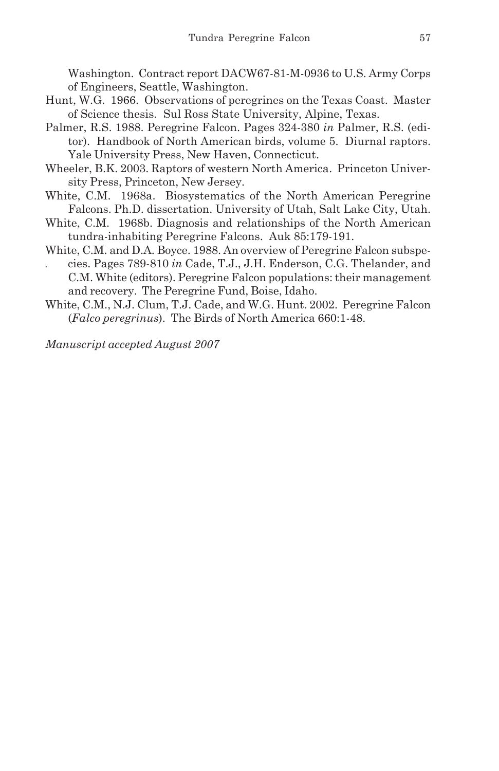Washington. Contract report DACW67-81-M-0936 to U.S. Army Corps of Engineers, Seattle, Washington.

Hunt, W.G. 1966. Observations of peregrines on the Texas Coast. Master of Science thesis. Sul Ross State University, Alpine, Texas.

Palmer, R.S. 1988. Peregrine Falcon. Pages 324-380 *in* Palmer, R.S. (editor). Handbook of North American birds, volume 5. Diurnal raptors. Yale University Press, New Haven, Connecticut.

Wheeler, B.K. 2003. Raptors of western North America. Princeton University Press, Princeton, New Jersey.

White, C.M. 1968a. Biosystematics of the North American Peregrine Falcons. Ph.D. dissertation. University of Utah, Salt Lake City, Utah.

White, C.M. 1968b. Diagnosis and relationships of the North American tundra-inhabiting Peregrine Falcons. Auk 85:179-191.

White, C.M. and D.A. Boyce. 1988. An overview of Peregrine Falcon subspecies. Pages 789-810 *in* Cade, T.J., J.H. Enderson, C.G. Thelander, and C.M. White (editors). Peregrine Falcon populations: their management and recovery. The Peregrine Fund, Boise, Idaho.

White, C.M., N.J. Clum, T.J. Cade, and W.G. Hunt. 2002. Peregrine Falcon (*Falco peregrinus*). The Birds of North America 660:1-48.

*Manuscript accepted August 2007*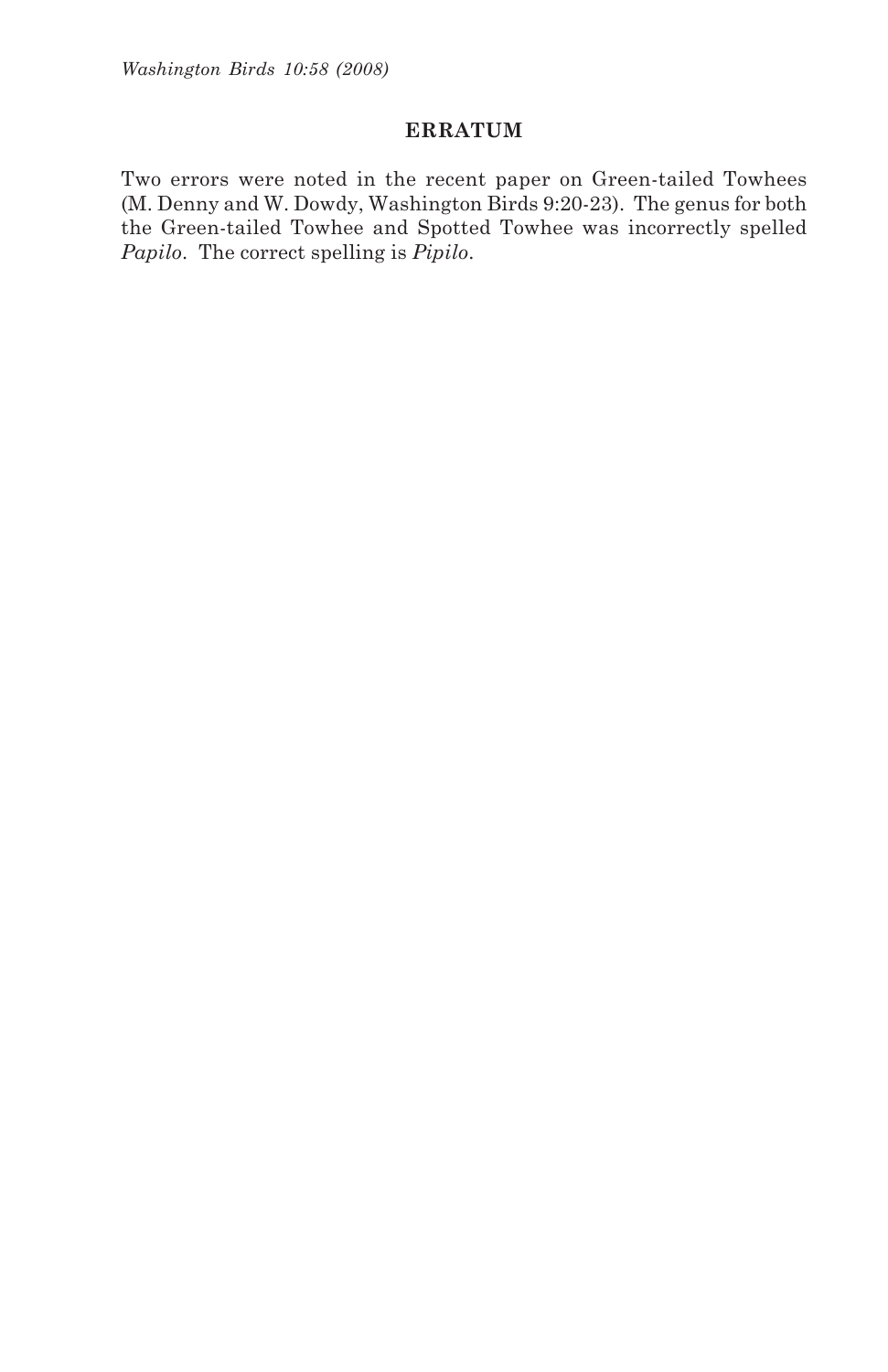## ERRATUM

Two errors were noted in the recent paper on Green-tailed Towhees (M. Denny and W. Dowdy, Washington Birds 9:20-23). The genus for both the Green-tailed Towhee and Spotted Towhee was incorrectly spelled *Papilo*. The correct spelling is *Pipilo*.